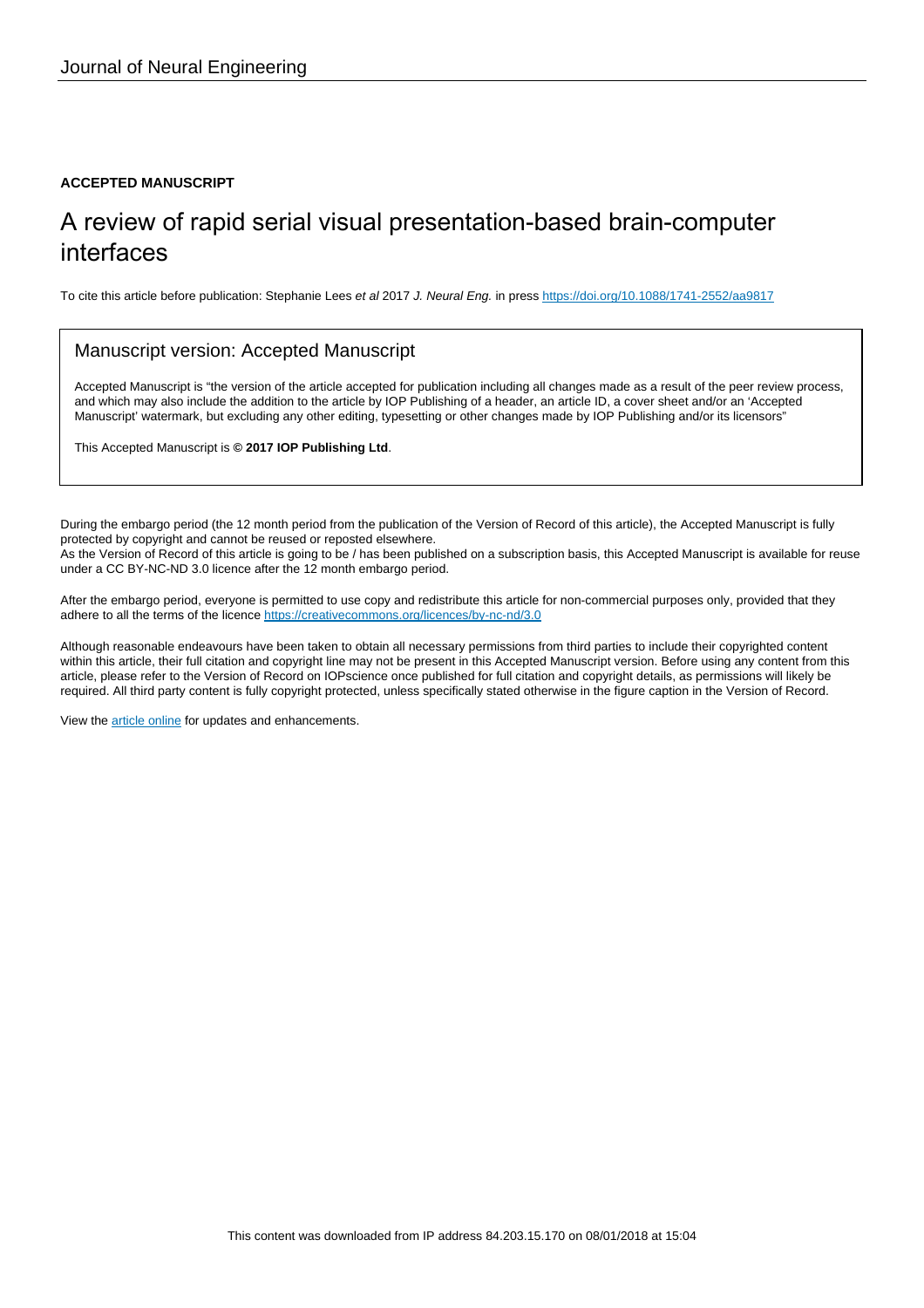Journal of Neural Engineering

**ACCEPTED MANUSCRIPT**

# A review of rapid serial visual presentation-based brain-computer interfaces

To cite this article before publication: Stephanie Lees *et al* 2017 *J. Neural Eng.* in press https://doi.org/10.1088/1741-2552/aa9817

## Manuscript version: Accepted Manuscript

Accepted Manuscript is "the version of the article accepted for publication including all changes made as a result of the peer review process, and which may also include the addition to the article by IOP Publishing of a header, an article ID, a cover sheet and/or an 'Accepted Manuscript' watermark, but excluding any other editing, typesetting or other changes made by IOP Publishing and/or its licensors"

This Accepted Manuscript is **© 2017 IOP Publishing Ltd**.

During the embargo period (the 12 month period from the publication of the Version of Record of this article), the Accepted Manuscript is fully protected by copyright and cannot be reused or reposted elsewhere.
As the Version of Record of this article is going to be / has been published on a subscription basis, this Accepted Manuscript is available for reuse under a CC BY-NC-ND 3.0 licence after the 12 month embargo period.

After the embargo period, everyone is permitted to use copy and redistribute this article for non-commercial purposes only, provided that they adhere to all the terms of the licence https://creativecommons.org/licences/by-nc-nd/3.0

Although reasonable endeavours have been taken to obtain all necessary permissions from third parties to include their copyrighted content within this article, their full citation and copyright line may not be present in this Accepted Manuscript version. Before using any content from this article, please refer to the Version of Record on IOPscience once published for full citation and copyright details, as permissions will likely be required. All third party content is fully copyright protected, unless specifically stated otherwise in the figure caption in the Version of Record.

View the article online for updates and enhancements.

This content was downloaded from IP address 84.203.15.170 on 08/01/2018 at 15:04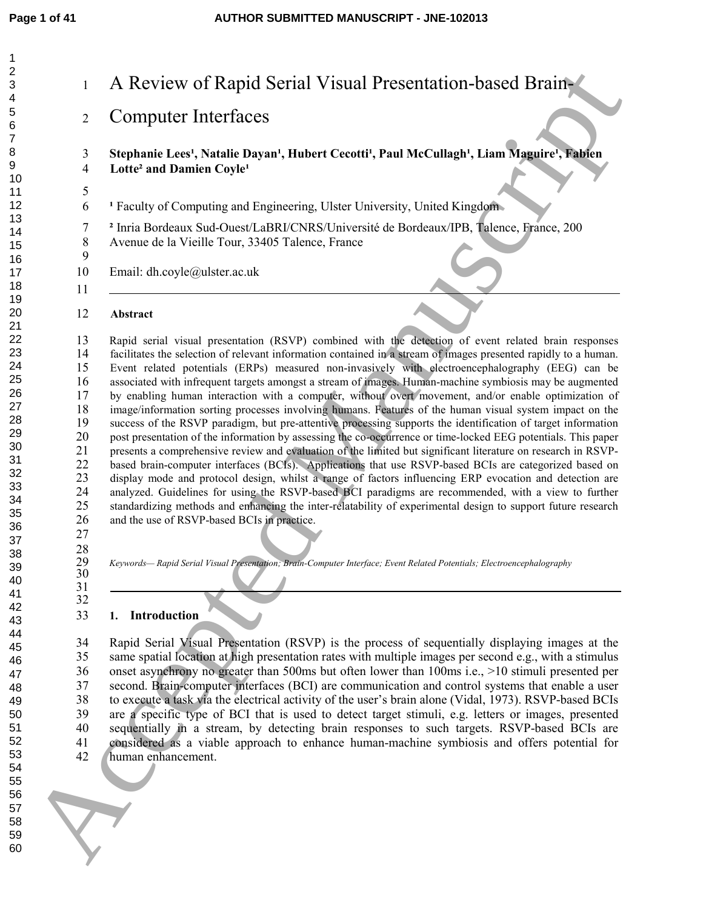# A Review of Rapid Serial Visual Presentation-based Brain-Computer Interfaces

**Stephanie Lees[1], Natalie Dayan[1], Hubert Cecotti[1], Paul McCullagh[1], Liam Maguire[1], Fabien Lotte[2] and Damien Coyle[1]**

[1] Faculty of Computing and Engineering, Ulster University, United Kingdom

[2] Inria Bordeaux Sud-Ouest/LaBRI/CNRS/Université de Bordeaux/IPB, Talence, France, 200 Avenue de la Vieille Tour, 33405 Talence, France

Email: dh.coyle@ulster.ac.uk

---

**Abstract**

Rapid serial visual presentation (RSVP) combined with the detection of event related brain responses facilitates the selection of relevant information contained in a stream of images presented rapidly to a human. Event related potentials (ERPs) measured non-invasively with electroencephalography (EEG) can be associated with infrequent targets amongst a stream of images. Human-machine symbiosis may be augmented by enabling human interaction with a computer, without overt movement, and/or enable optimization of image/information sorting processes involving humans. Features of the human visual system impact on the success of the RSVP paradigm, but pre-attentive processing supports the identification of target information post presentation of the information by assessing the co-occurrence or time-locked EEG potentials. This paper presents a comprehensive review and evaluation of the limited but significant literature on research in RSVP-based brain-computer interfaces (BCIs). Applications that use RSVP-based BCIs are categorized based on display mode and protocol design, whilst a range of factors influencing ERP evocation and detection are analyzed. Guidelines for using the RSVP-based BCI paradigms are recommended, with a view to further standardizing methods and enhancing the inter-relatability of experimental design to support future research and the use of RSVP-based BCIs in practice.

*Keywords— Rapid Serial Visual Presentation; Brain-Computer Interface; Event Related Potentials; Electroencephalography*

---

## 1. Introduction

Rapid Serial Visual Presentation (RSVP) is the process of sequentially displaying images at the same spatial location at high presentation rates with multiple images per second e.g., with a stimulus onset asynchrony no greater than 500ms but often lower than 100ms i.e., >10 stimuli presented per second. Brain-computer interfaces (BCI) are communication and control systems that enable a user to execute a task via the electrical activity of the user's brain alone (Vidal, 1973). RSVP-based BCIs are a specific type of BCI that is used to detect target stimuli, e.g. letters or images, presented sequentially in a stream, by detecting brain responses to such targets. RSVP-based BCIs are considered as a viable approach to enhance human-machine symbiosis and offers potential for human enhancement.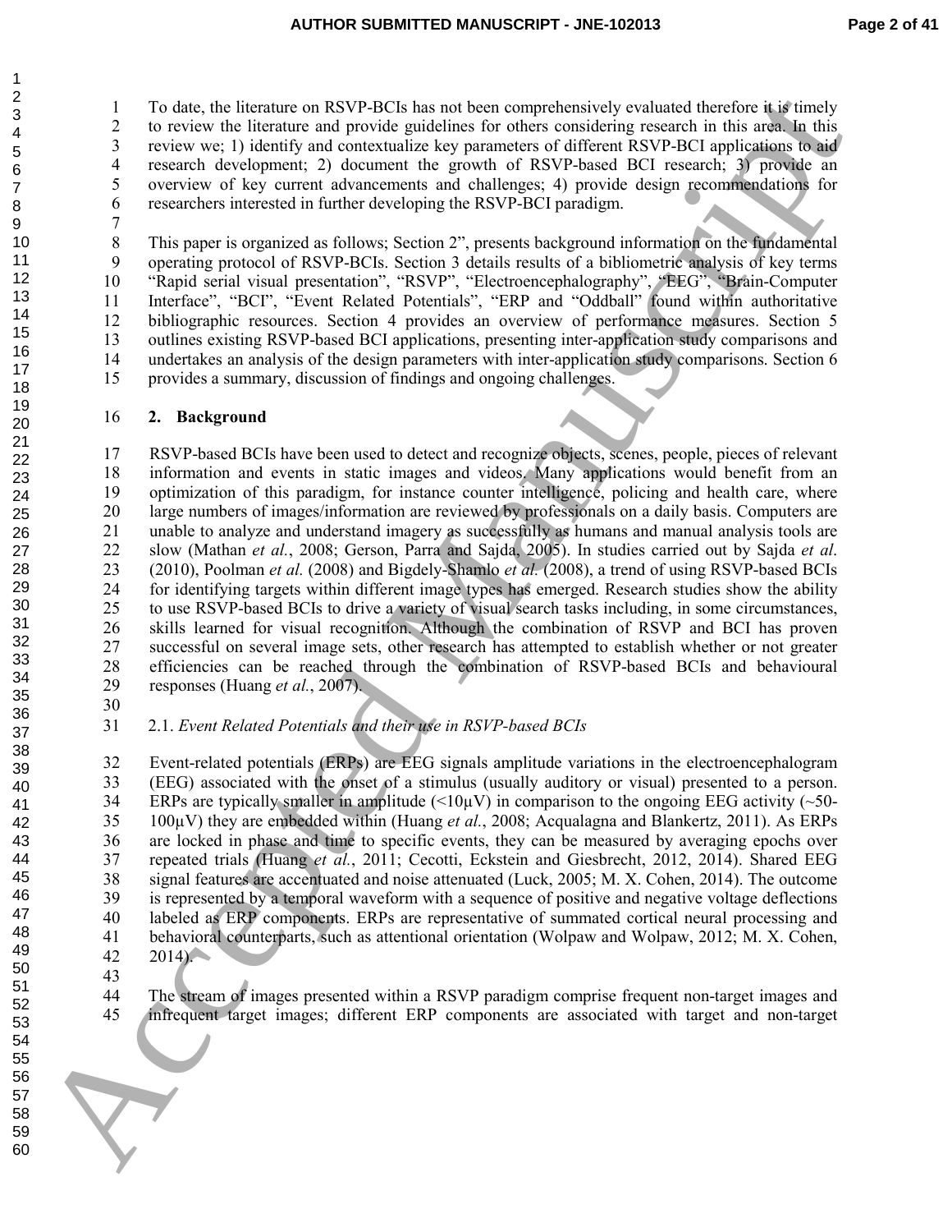To date, the literature on RSVP-BCIs has not been comprehensively evaluated therefore it is timely to review the literature and provide guidelines for others considering research in this area. In this review we; 1) identify and contextualize key parameters of different RSVP-BCI applications to aid research development; 2) document the growth of RSVP-based BCI research; 3) provide an overview of key current advancements and challenges; 4) provide design recommendations for researchers interested in further developing the RSVP-BCI paradigm.

This paper is organized as follows; Section 2", presents background information on the fundamental operating protocol of RSVP-BCIs. Section 3 details results of a bibliometric analysis of key terms "Rapid serial visual presentation", "RSVP", "Electroencephalography", "EEG", "Brain-Computer Interface", "BCI", "Event Related Potentials", "ERP and "Oddball" found within authoritative bibliographic resources. Section 4 provides an overview of performance measures. Section 5 outlines existing RSVP-based BCI applications, presenting inter-application study comparisons and undertakes an analysis of the design parameters with inter-application study comparisons. Section 6 provides a summary, discussion of findings and ongoing challenges.

## 2. Background

RSVP-based BCIs have been used to detect and recognize objects, scenes, people, pieces of relevant information and events in static images and videos. Many applications would benefit from an optimization of this paradigm, for instance counter intelligence, policing and health care, where large numbers of images/information are reviewed by professionals on a daily basis. Computers are unable to analyze and understand imagery as successfully as humans and manual analysis tools are slow (Mathan *et al.*, 2008; Gerson, Parra and Sajda, 2005). In studies carried out by Sajda *et al.* (2010), Poolman *et al.* (2008) and Bigdely-Shamlo *et al.* (2008), a trend of using RSVP-based BCIs for identifying targets within different image types has emerged. Research studies show the ability to use RSVP-based BCIs to drive a variety of visual search tasks including, in some circumstances, skills learned for visual recognition. Although the combination of RSVP and BCI has proven successful on several image sets, other research has attempted to establish whether or not greater efficiencies can be reached through the combination of RSVP-based BCIs and behavioural responses (Huang *et al.*, 2007).

### 2.1. *Event Related Potentials and their use in RSVP-based BCIs*

Event-related potentials (ERPs) are EEG signals amplitude variations in the electroencephalogram (EEG) associated with the onset of a stimulus (usually auditory or visual) presented to a person. ERPs are typically smaller in amplitude (<10μV) in comparison to the ongoing EEG activity (~50-100μV) they are embedded within (Huang *et al.*, 2008; Acqualagna and Blankertz, 2011). As ERPs are locked in phase and time to specific events, they can be measured by averaging epochs over repeated trials (Huang *et al.*, 2011; Cecotti, Eckstein and Giesbrecht, 2012, 2014). Shared EEG signal features are accentuated and noise attenuated (Luck, 2005; M. X. Cohen, 2014). The outcome is represented by a temporal waveform with a sequence of positive and negative voltage deflections labeled as ERP components. ERPs are representative of summated cortical neural processing and behavioral counterparts, such as attentional orientation (Wolpaw and Wolpaw, 2012; M. X. Cohen, 2014).

The stream of images presented within a RSVP paradigm comprise frequent non-target images and infrequent target images; different ERP components are associated with target and non-target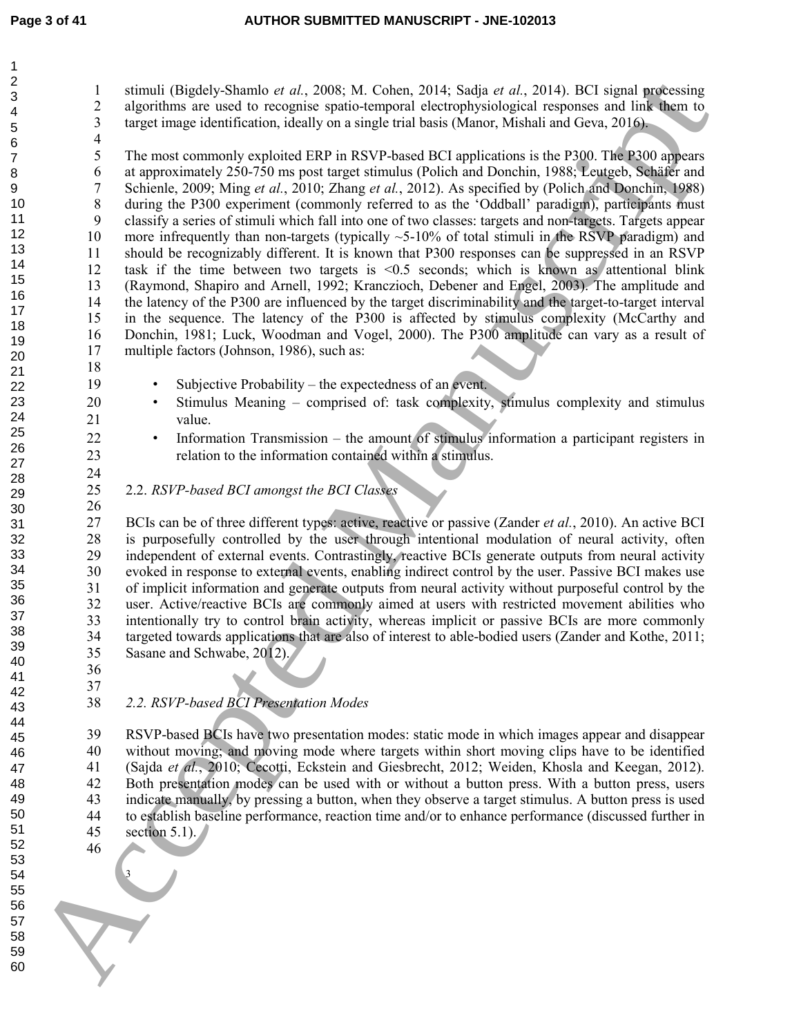stimuli (Bigdely-Shamlo *et al.*, 2008; M. Cohen, 2014; Sadja *et al.*, 2014). BCI signal processing algorithms are used to recognise spatio-temporal electrophysiological responses and link them to target image identification, ideally on a single trial basis (Manor, Mishali and Geva, 2016).

The most commonly exploited ERP in RSVP-based BCI applications is the P300. The P300 appears at approximately 250-750 ms post target stimulus (Polich and Donchin, 1988; Leutgeb, Schäfer and Schienle, 2009; Ming *et al.*, 2010; Zhang *et al.*, 2012). As specified by (Polich and Donchin, 1988) during the P300 experiment (commonly referred to as the 'Oddball' paradigm), participants must classify a series of stimuli which fall into one of two classes: targets and non-targets. Targets appear more infrequently than non-targets (typically ~5-10% of total stimuli in the RSVP paradigm) and should be recognizably different. It is known that P300 responses can be suppressed in an RSVP task if the time between two targets is <0.5 seconds; which is known as attentional blink (Raymond, Shapiro and Arnell, 1992; Kranczioch, Debener and Engel, 2003). The amplitude and the latency of the P300 are influenced by the target discriminability and the target-to-target interval in the sequence. The latency of the P300 is affected by stimulus complexity (McCarthy and Donchin, 1981; Luck, Woodman and Vogel, 2000). The P300 amplitude can vary as a result of multiple factors (Johnson, 1986), such as:

- Subjective Probability – the expectedness of an event.
- Stimulus Meaning – comprised of: task complexity, stimulus complexity and stimulus value.
- Information Transmission – the amount of stimulus information a participant registers in relation to the information contained within a stimulus.

### 2.2. *RSVP-based BCI amongst the BCI Classes*

BCIs can be of three different types: active, reactive or passive (Zander *et al.*, 2010). An active BCI is purposefully controlled by the user through intentional modulation of neural activity, often independent of external events. Contrastingly, reactive BCIs generate outputs from neural activity evoked in response to external events, enabling indirect control by the user. Passive BCI makes use of implicit information and generate outputs from neural activity without purposeful control by the user. Active/reactive BCIs are commonly aimed at users with restricted movement abilities who intentionally try to control brain activity, whereas implicit or passive BCIs are more commonly targeted towards applications that are also of interest to able-bodied users (Zander and Kothe, 2011; Sasane and Schwabe, 2012).

### 2.2. *RSVP-based BCI Presentation Modes*

RSVP-based BCIs have two presentation modes: static mode in which images appear and disappear without moving; and moving mode where targets within short moving clips have to be identified (Sajda *et al.*, 2010; Cecotti, Eckstein and Giesbrecht, 2012; Weiden, Khosla and Keegan, 2012). Both presentation modes can be used with or without a button press. With a button press, users indicate manually, by pressing a button, when they observe a target stimulus. A button press is used to establish baseline performance, reaction time and/or to enhance performance (discussed further in section 5.1).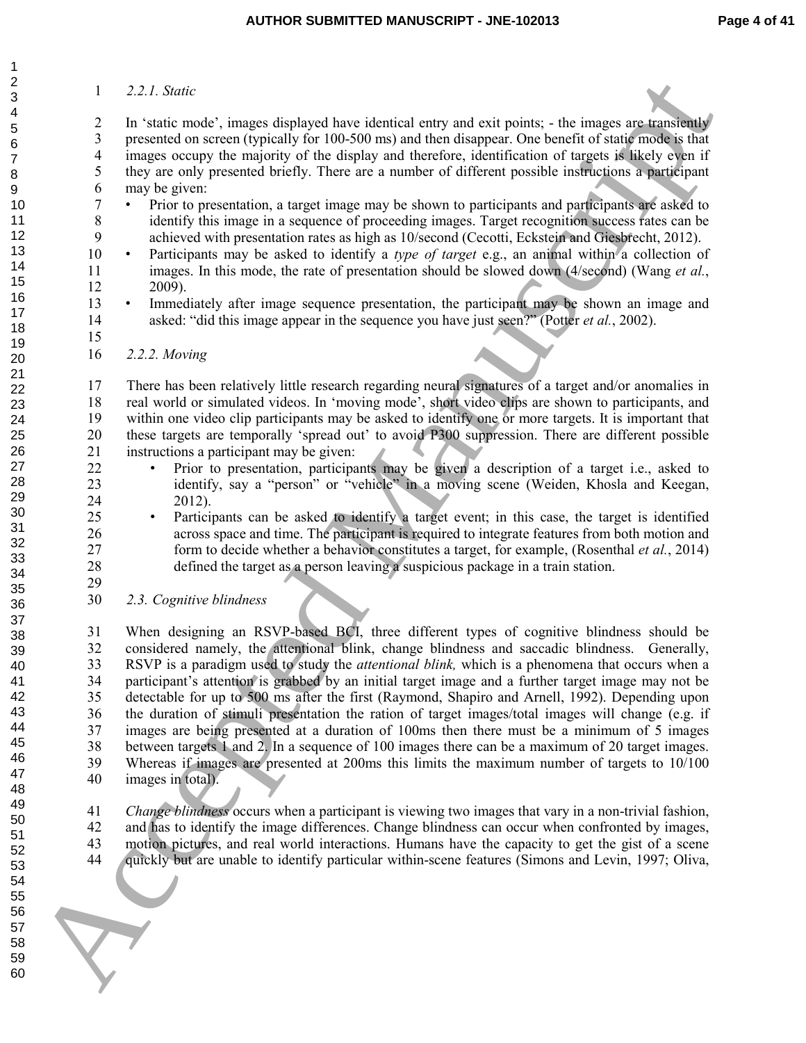*2.2.1. Static*

In 'static mode', images displayed have identical entry and exit points; - the images are transiently presented on screen (typically for 100-500 ms) and then disappear. One benefit of static mode is that images occupy the majority of the display and therefore, identification of targets is likely even if they are only presented briefly. There are a number of different possible instructions a participant may be given:

- Prior to presentation, a target image may be shown to participants and participants are asked to identify this image in a sequence of proceeding images. Target recognition success rates can be achieved with presentation rates as high as 10/second (Cecotti, Eckstein and Giesbrecht, 2012).
- Participants may be asked to identify a *type of target* e.g., an animal within a collection of images. In this mode, the rate of presentation should be slowed down (4/second) (Wang *et al.*, 2009).
- Immediately after image sequence presentation, the participant may be shown an image and asked: "did this image appear in the sequence you have just seen?" (Potter *et al.*, 2002).

*2.2.2. Moving*

There has been relatively little research regarding neural signatures of a target and/or anomalies in real world or simulated videos. In 'moving mode', short video clips are shown to participants, and within one video clip participants may be asked to identify one or more targets. It is important that these targets are temporally 'spread out' to avoid P300 suppression. There are different possible instructions a participant may be given:

- Prior to presentation, participants may be given a description of a target i.e., asked to identify, say a "person" or "vehicle" in a moving scene (Weiden, Khosla and Keegan, 2012).
- Participants can be asked to identify a target event; in this case, the target is identified across space and time. The participant is required to integrate features from both motion and form to decide whether a behavior constitutes a target, for example, (Rosenthal *et al.*, 2014) defined the target as a person leaving a suspicious package in a train station.

*2.3. Cognitive blindness*

When designing an RSVP-based BCI, three different types of cognitive blindness should be considered namely, the attentional blink, change blindness and saccadic blindness. Generally, RSVP is a paradigm used to study the *attentional blink,* which is a phenomena that occurs when a participant's attention is grabbed by an initial target image and a further target image may not be detectable for up to 500 ms after the first (Raymond, Shapiro and Arnell, 1992). Depending upon the duration of stimuli presentation the ration of target images/total images will change (e.g. if images are being presented at a duration of 100ms then there must be a minimum of 5 images between targets 1 and 2. In a sequence of 100 images there can be a maximum of 20 target images. Whereas if images are presented at 200ms this limits the maximum number of targets to 10/100 images in total).

*Change blindness* occurs when a participant is viewing two images that vary in a non-trivial fashion, and has to identify the image differences. Change blindness can occur when confronted by images, motion pictures, and real world interactions. Humans have the capacity to get the gist of a scene quickly but are unable to identify particular within-scene features (Simons and Levin, 1997; Oliva,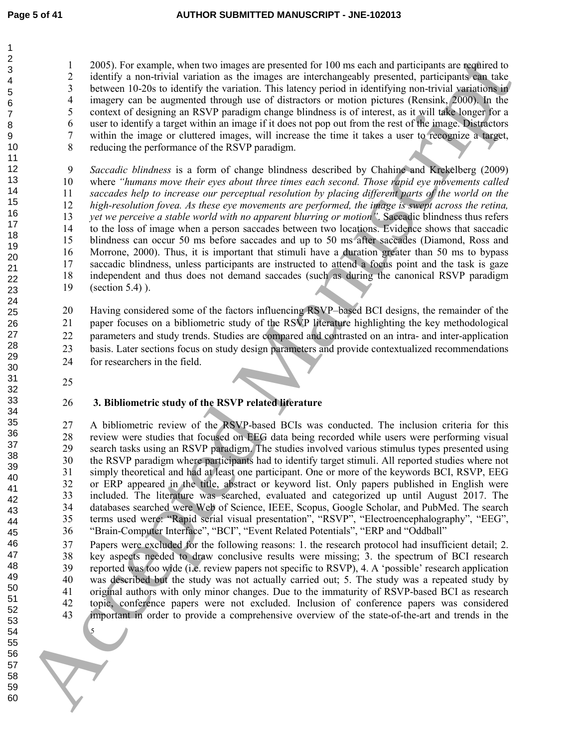2005). For example, when two images are presented for 100 ms each and participants are required to identify a non-trivial variation as the images are interchangeably presented, participants can take between 10-20s to identify the variation. This latency period in identifying non-trivial variations in imagery can be augmented through use of distractors or motion pictures (Rensink, 2000). In the context of designing an RSVP paradigm change blindness is of interest, as it will take longer for a user to identify a target within an image if it does not pop out from the rest of the image. Distractors within the image or cluttered images, will increase the time it takes a user to recognize a target, reducing the performance of the RSVP paradigm.

*Saccadic blindness* is a form of change blindness described by Chahine and Krekelberg (2009) where *"humans move their eyes about three times each second. Those rapid eye movements called saccades help to increase our perceptual resolution by placing different parts of the world on the high-resolution fovea. As these eye movements are performed, the image is swept across the retina, yet we perceive a stable world with no apparent blurring or motion"*. Saccadic blindness thus refers to the loss of image when a person saccades between two locations. Evidence shows that saccadic blindness can occur 50 ms before saccades and up to 50 ms after saccades (Diamond, Ross and Morrone, 2000). Thus, it is important that stimuli have a duration greater than 50 ms to bypass saccadic blindness, unless participants are instructed to attend a focus point and the task is gaze independent and thus does not demand saccades (such as during the canonical RSVP paradigm (section 5.4) ).

Having considered some of the factors influencing RSVP–based BCI designs, the remainder of the paper focuses on a bibliometric study of the RSVP literature highlighting the key methodological parameters and study trends. Studies are compared and contrasted on an intra- and inter-application basis. Later sections focus on study design parameters and provide contextualized recommendations for researchers in the field.

## 3. Bibliometric study of the RSVP related literature

A bibliometric review of the RSVP-based BCIs was conducted. The inclusion criteria for this review were studies that focused on EEG data being recorded while users were performing visual search tasks using an RSVP paradigm. The studies involved various stimulus types presented using the RSVP paradigm where participants had to identify target stimuli. All reported studies where not simply theoretical and had at least one participant. One or more of the keywords BCI, RSVP, EEG or ERP appeared in the title, abstract or keyword list. Only papers published in English were included. The literature was searched, evaluated and categorized up until August 2017. The databases searched were Web of Science, IEEE, Scopus, Google Scholar, and PubMed. The search terms used were: "Rapid serial visual presentation", "RSVP", "Electroencephalography", "EEG", "Brain-Computer Interface", "BCI", "Event Related Potentials", "ERP and "Oddball"

Papers were excluded for the following reasons: 1. the research protocol had insufficient detail; 2. key aspects needed to draw conclusive results were missing; 3. the spectrum of BCI research reported was too wide (i.e. review papers not specific to RSVP), 4. A 'possible' research application was described but the study was not actually carried out; 5. The study was a repeated study by original authors with only minor changes. Due to the immaturity of RSVP-based BCI as research topic, conference papers were not excluded. Inclusion of conference papers was considered important in order to provide a comprehensive overview of the state-of-the-art and trends in the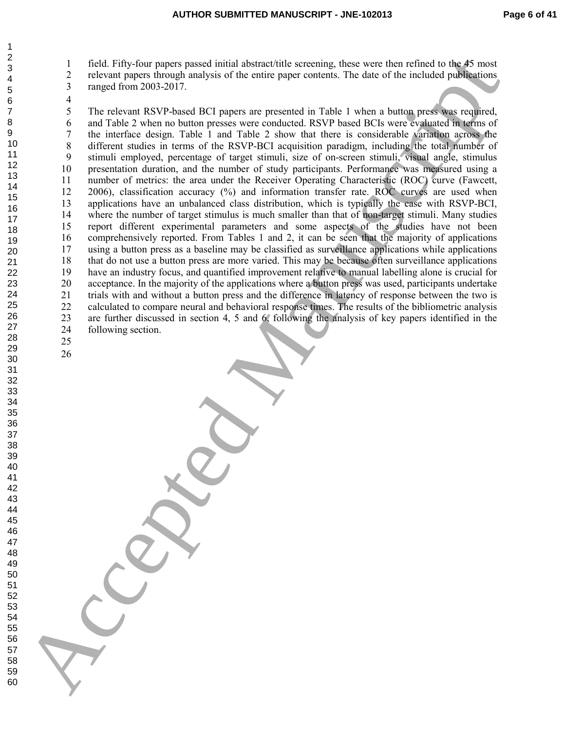field. Fifty-four papers passed initial abstract/title screening, these were then refined to the 45 most relevant papers through analysis of the entire paper contents. The date of the included publications ranged from 2003-2017.

The relevant RSVP-based BCI papers are presented in Table 1 when a button press was required, and Table 2 when no button presses were conducted. RSVP based BCIs were evaluated in terms of the interface design. Table 1 and Table 2 show that there is considerable variation across the different studies in terms of the RSVP-BCI acquisition paradigm, including the total number of stimuli employed, percentage of target stimuli, size of on-screen stimuli, visual angle, stimulus presentation duration, and the number of study participants. Performance was measured using a number of metrics: the area under the Receiver Operating Characteristic (ROC) curve (Fawcett, 2006), classification accuracy (%) and information transfer rate. ROC curves are used when applications have an unbalanced class distribution, which is typically the case with RSVP-BCI, where the number of target stimulus is much smaller than that of non-target stimuli. Many studies report different experimental parameters and some aspects of the studies have not been comprehensively reported. From Tables 1 and 2, it can be seen that the majority of applications using a button press as a baseline may be classified as surveillance applications while applications that do not use a button press are more varied. This may be because often surveillance applications have an industry focus, and quantified improvement relative to manual labelling alone is crucial for acceptance. In the majority of the applications where a button press was used, participants undertake trials with and without a button press and the difference in latency of response between the two is calculated to compare neural and behavioral response times. The results of the bibliometric analysis are further discussed in section 4, 5 and 6, following the analysis of key papers identified in the following section.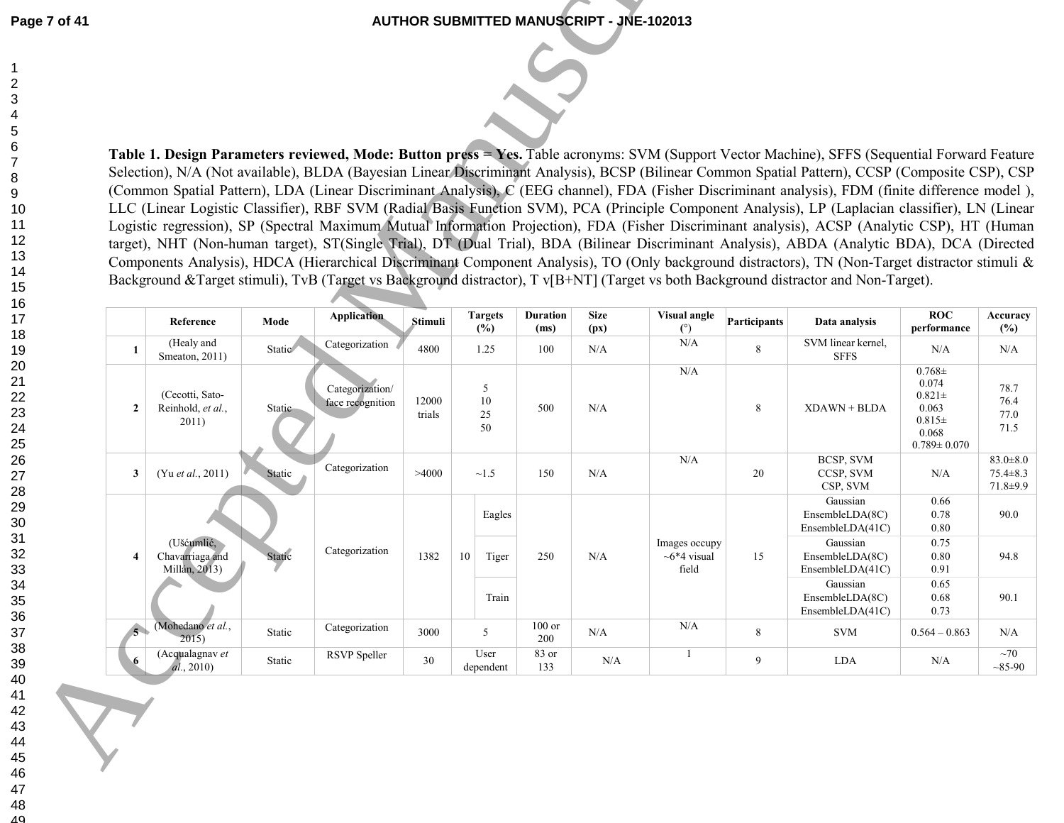**Table 1. Design Parameters reviewed, Mode: Button press = Yes.** Table acronyms: SVM (Support Vector Machine), SFFS (Sequential Forward Feature Selection), N/A (Not available), BLDA (Bayesian Linear Discriminant Analysis), BCSP (Bilinear Common Spatial Pattern), CCSP (Composite CSP), CSP (Common Spatial Pattern), LDA (Linear Discriminant Analysis), C (EEG channel), FDA (Fisher Discriminant analysis), FDM (finite difference model ), LLC (Linear Logistic Classifier), RBF SVM (Radial Basis Function SVM), PCA (Principle Component Analysis), LP (Laplacian classifier), LN (Linear Logistic regression), SP (Spectral Maximum Mutual Information Projection), FDA (Fisher Discriminant analysis), ACSP (Analytic CSP), HT (Human target), NHT (Non-human target), ST(Single Trial), DT (Dual Trial), BDA (Bilinear Discriminant Analysis), ABDA (Analytic BDA), DCA (Directed Components Analysis), HDCA (Hierarchical Discriminant Component Analysis), TO (Only background distractors), TN (Non-Target distractor stimuli & Background &Target stimuli), TvB (Target vs Background distractor), T v[B+NT] (Target vs both Background distractor and Non-Target).

| | Reference | Mode | Application | Stimuli | Targets (%) | | Duration (ms) | Size (px) | Visual angle (°) | Participants | Data analysis | ROC performance | Accuracy (%) |
|---|---|---|---|---|---|---|---|---|---|---|---|---|---|
| 1 | (Healy and Smeaton, 2011) | Static | Categorization | 4800 | 1.25 | | 100 | N/A | N/A | 8 | SVM linear kernel, SFFS | N/A | N/A |
| 2 | (Cecotti, Sato-Reinhold, *et al.*, 2011) | Static | Categorization/ face recognition | 12000 trials | 5<br>10<br>25<br>50 | | 500 | N/A | N/A | 8 | XDAWN + BLDA | 0.768± 0.074<br>0.821± 0.063<br>0.815± 0.068<br>0.789± 0.070 | 78.7<br>76.4<br>77.0<br>71.5 |
| 3 | (Yu *et al.*, 2011) | Static | Categorization | >4000 | ~1.5 | | 150 | N/A | N/A | 20 | BCSP, SVM<br>CCSP, SVM<br>CSP, SVM | N/A | 83.0±8.0<br>75.4±8.3<br>71.8±9.9 |
| 4 | (Ušćumlić, Chavarriaga and Millán, 2013) | Static | Categorization | 1382 | 10 | Eagles | 250 | N/A | Images occupy ~6*4 visual field | 15 | Gaussian<br>EnsembleLDA(8C)<br>EnsembleLDA(41C) | 0.66<br>0.78<br>0.80 | 90.0 |
| | | | | | | Tiger | | | | | Gaussian<br>EnsembleLDA(8C)<br>EnsembleLDA(41C) | 0.75<br>0.80<br>0.91 | 94.8 |
| | | | | | | Train | | | | | Gaussian<br>EnsembleLDA(8C)<br>EnsembleLDA(41C) | 0.65<br>0.68<br>0.73 | 90.1 |
| 5 | (Mohedano *et al.*, 2015) | Static | Categorization | 3000 | 5 | | 100 or 200 | N/A | N/A | 8 | SVM | 0.564 – 0.863 | N/A |
| 6 | (Acqualagnav *et al.*, 2010) | Static | RSVP Speller | 30 | User dependent | | 83 or 133 | N/A | 1 | 9 | LDA | N/A | ~70<br>~85-90 |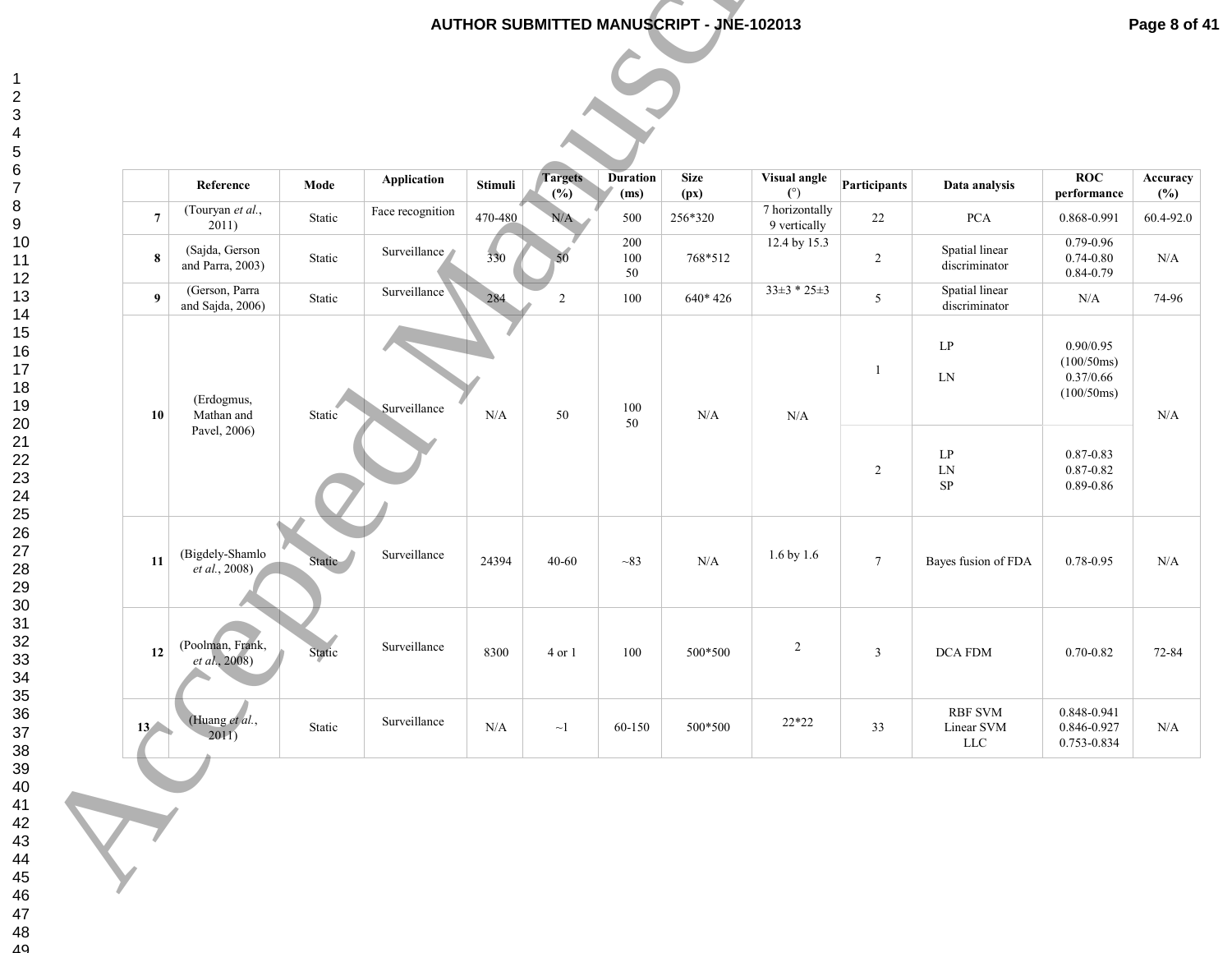|  | Reference | Mode | Application | Stimuli | Targets (%) | Duration (ms) | Size (px) | Visual angle (°) | Participants | Data analysis | ROC performance | Accuracy (%) |
|---|---|---|---|---|---|---|---|---|---|---|---|---|
| **7** | (Touryan *et al.*, 2011) | Static | Face recognition | 470-480 | N/A | 500 | 256*320 | 7 horizontally 9 vertically | 22 | PCA | 0.868-0.991 | 60.4-92.0 |
| **8** | (Sajda, Gerson and Parra, 2003) | Static | Surveillance | 330 | 50 | 200 100 50 | 768*512 | 12.4 by 15.3 | 2 | Spatial linear discriminator | 0.79-0.96 0.74-0.80 0.84-0.79 | N/A |
| **9** | (Gerson, Parra and Sajda, 2006) | Static | Surveillance | 284 | 2 | 100 | 640* 426 | 33±3 * 25±3 | 5 | Spatial linear discriminator | N/A | 74-96 |
| **10** | (Erdogmus, Mathan and Pavel, 2006) | Static | Surveillance | N/A | 50 | 100 50 | N/A | N/A | 1 | LP LN | 0.90/0.95 (100/50ms) 0.37/0.66 (100/50ms) | N/A |
|  |  |  |  |  |  |  |  |  | 2 | LP LN SP | 0.87-0.83 0.87-0.82 0.89-0.86 |  |
| **11** | (Bigdely-Shamlo *et al.*, 2008) | Static | Surveillance | 24394 | 40-60 | ~83 | N/A | 1.6 by 1.6 | 7 | Bayes fusion of FDA | 0.78-0.95 | N/A |
| **12** | (Poolman, Frank, *et al.*, 2008) | Static | Surveillance | 8300 | 4 or 1 | 100 | 500*500 | 2 | 3 | DCA FDM | 0.70-0.82 | 72-84 |
| **13** | (Huang *et al.*, 2011) | Static | Surveillance | N/A | ~1 | 60-150 | 500*500 | 22*22 | 33 | RBF SVM Linear SVM LLC | 0.848-0.941 0.846-0.927 0.753-0.834 | N/A |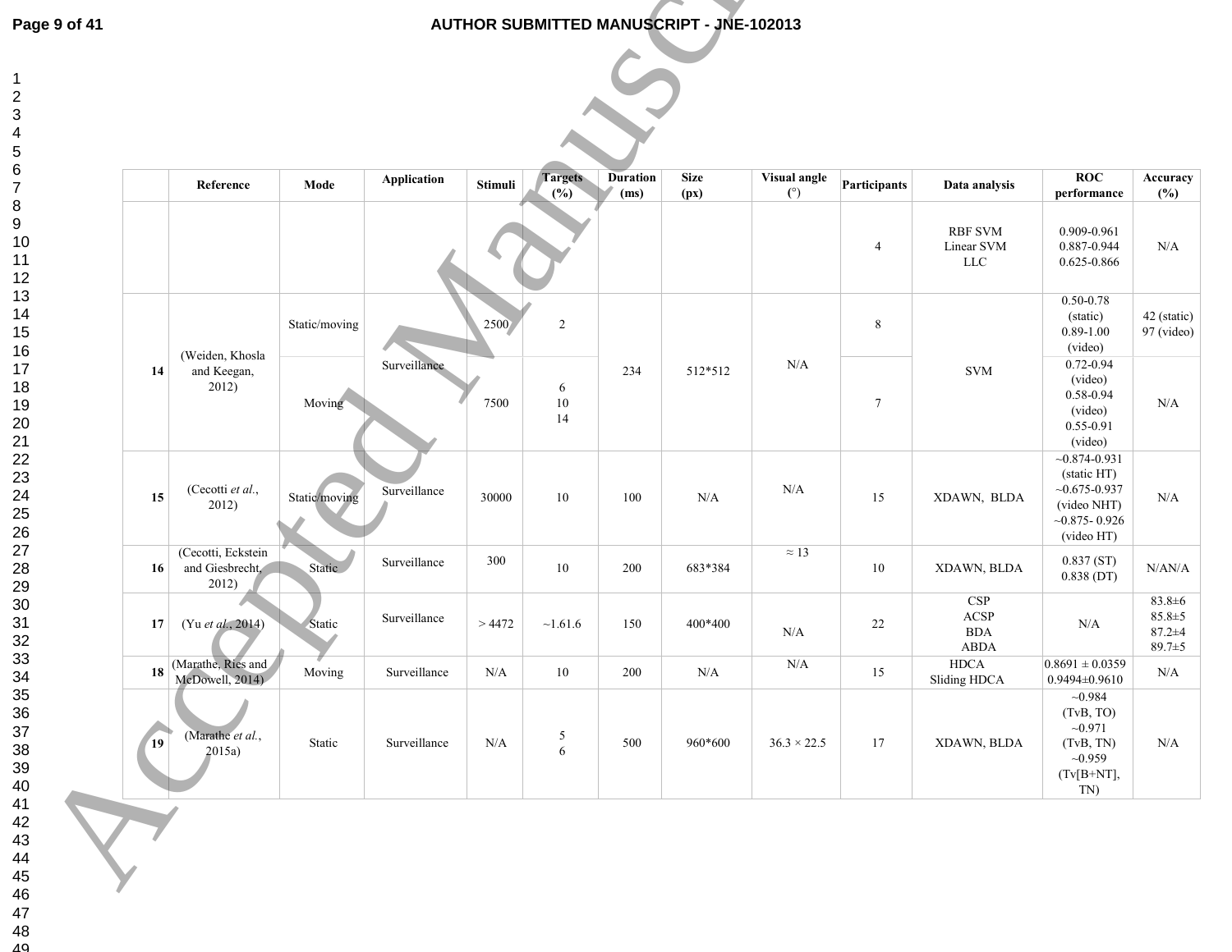| | Reference | Mode | Application | Stimuli | Targets (%) | Duration (ms) | Size (px) | Visual angle (°) | Participants | Data analysis | ROC performance | Accuracy (%) |
|---|---|---|---|---|---|---|---|---|---|---|---|---|
| | | | | | | | | | 4 | RBF SVM<br>Linear SVM<br>LLC | 0.909-0.961<br>0.887-0.944<br>0.625-0.866 | N/A |
| 14 | (Weiden, Khosla and Keegan, 2012) | Static/moving | Surveillance | 2500 | 2 | 234 | 512*512 | N/A | 8 | SVM | 0.50-0.78 (static)<br>0.89-1.00 (video) | 42 (static)<br>97 (video) |
| | | Moving | | 7500 | 6<br>10<br>14 | | | | 7 | | 0.72-0.94 (video)<br>0.58-0.94 (video)<br>0.55-0.91 (video) | N/A |
| 15 | (Cecotti *et al.*, 2012) | Static/moving | Surveillance | 30000 | 10 | 100 | N/A | N/A | 15 | XDAWN, BLDA | ~0.874-0.931 (static HT)<br>~0.675-0.937 (video NHT)<br>~0.875- 0.926 (video HT) | N/A |
| 16 | (Cecotti, Eckstein and Giesbrecht, 2012) | Static | Surveillance | 300 | 10 | 200 | 683*384 | ≈ 13 | 10 | XDAWN, BLDA | 0.837 (ST)<br>0.838 (DT) | N/AN/A |
| 17 | (Yu *et al.*, 2014) | Static | Surveillance | > 4472 | ~1.61.6 | 150 | 400*400 | N/A | 22 | CSP<br>ACSP<br>BDA<br>ABDA | N/A | 83.8±6<br>85.8±5<br>87.2±4<br>89.7±5 |
| 18 | (Marathe, Ries and McDowell, 2014) | Moving | Surveillance | N/A | 10 | 200 | N/A | N/A | 15 | HDCA<br>Sliding HDCA | 0.8691 ± 0.0359<br>0.9494±0.9610 | N/A |
| 19 | (Marathe *et al.*, 2015a) | Static | Surveillance | N/A | 5<br>6 | 500 | 960*600 | 36.3 × 22.5 | 17 | XDAWN, BLDA | ~0.984 (TvB, TO)<br>~0.971 (TvB, TN)<br>~0.959 (Tv[B+NT], TN) | N/A |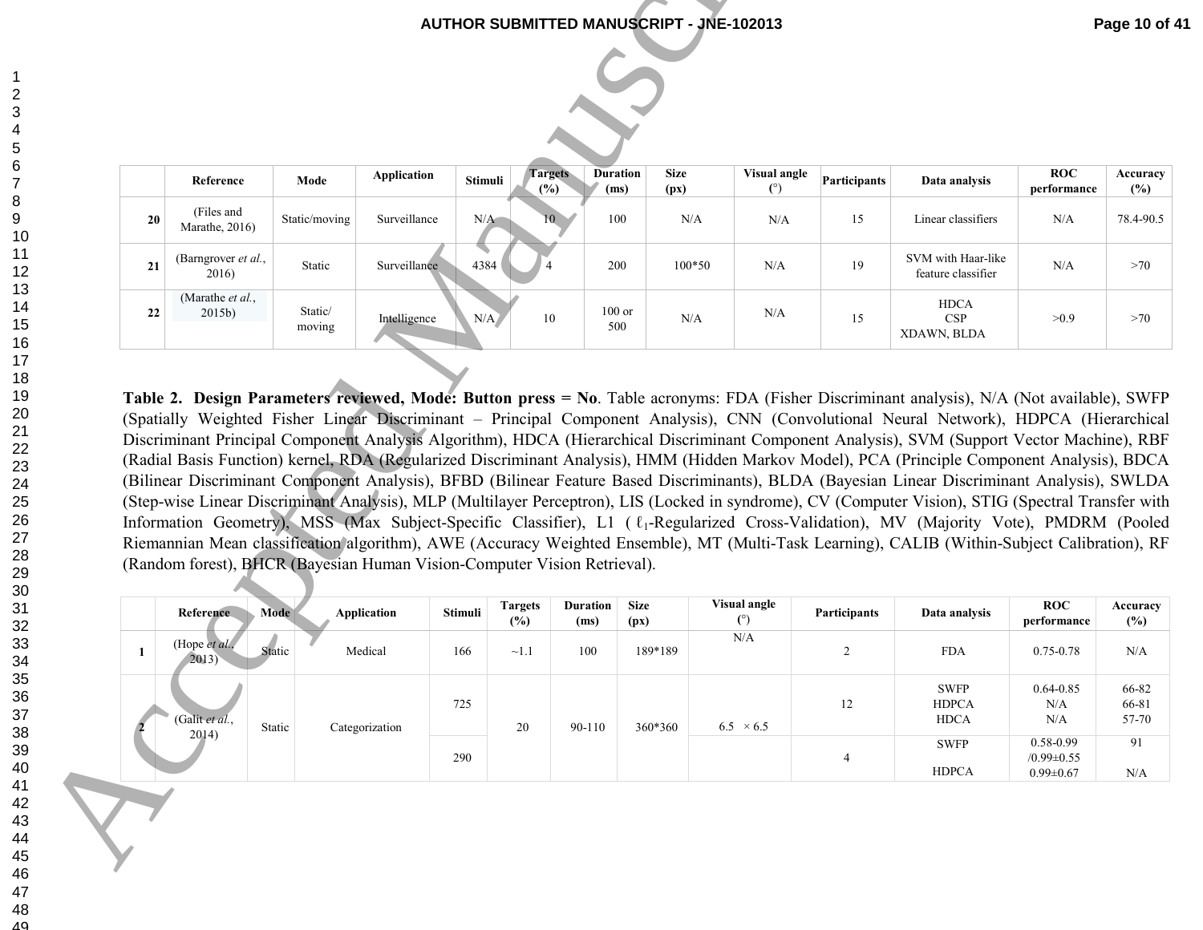| | Reference | Mode | Application | Stimuli | Targets (%) | Duration (ms) | Size (px) | Visual angle (°) | Participants | Data analysis | ROC performance | Accuracy (%) |
|---|---|---|---|---|---|---|---|---|---|---|---|---|
| 20 | (Files and Marathe, 2016) | Static/moving | Surveillance | N/A | 10 | 100 | N/A | N/A | 15 | Linear classifiers | N/A | 78.4-90.5 |
| 21 | (Barngrover *et al.*, 2016) | Static | Surveillance | 4384 | 4 | 200 | 100*50 | N/A | 19 | SVM with Haar-like feature classifier | N/A | >70 |
| 22 | (Marathe *et al.*, 2015b) | Static/ moving | Intelligence | N/A | 10 | 100 or 500 | N/A | N/A | 15 | HDCA CSP XDAWN, BLDA | >0.9 | >70 |

**Table 2. Design Parameters reviewed, Mode: Button press = No**. Table acronyms: FDA (Fisher Discriminant analysis), N/A (Not available), SWFP (Spatially Weighted Fisher Linear Discriminant – Principal Component Analysis), CNN (Convolutional Neural Network), HDPCA (Hierarchical Discriminant Principal Component Analysis Algorithm), HDCA (Hierarchical Discriminant Component Analysis), SVM (Support Vector Machine), RBF (Radial Basis Function) kernel, RDA (Regularized Discriminant Analysis), HMM (Hidden Markov Model), PCA (Principle Component Analysis), BDCA (Bilinear Discriminant Component Analysis), BFBD (Bilinear Feature Based Discriminants), BLDA (Bayesian Linear Discriminant Analysis), SWLDA (Step-wise Linear Discriminant Analysis), MLP (Multilayer Perceptron), LIS (Locked in syndrome), CV (Computer Vision), STIG (Spectral Transfer with Information Geometry), MSS (Max Subject-Specific Classifier), L1 ( $\ell_1$-Regularized Cross-Validation), MV (Majority Vote), PMDRM (Pooled Riemannian Mean classification algorithm), AWE (Accuracy Weighted Ensemble), MT (Multi-Task Learning), CALIB (Within-Subject Calibration), RF (Random forest), BHCR (Bayesian Human Vision-Computer Vision Retrieval).

| | Reference | Mode | Application | Stimuli | Targets (%) | Duration (ms) | Size (px) | Visual angle (°) | Participants | Data analysis | ROC performance | Accuracy (%) |
|---|---|---|---|---|---|---|---|---|---|---|---|---|
| 1 | (Hope *et al.*, 2013) | Static | Medical | 166 | ~1.1 | 100 | 189*189 | N/A | 2 | FDA | 0.75-0.78 | N/A |
| 2 | (Galit *et al.*, 2014) | Static | Categorization | 725 | 20 | 90-110 | 360*360 | 6.5 × 6.5 | 12 | SWFP HDPCA HDCA | 0.64-0.85 N/A N/A | 66-82 66-81 57-70 |
| | | | | 290 | | | | | 4 | SWFP HDPCA | 0.58-0.99 /0.99±0.55 0.99±0.67 | 91 N/A |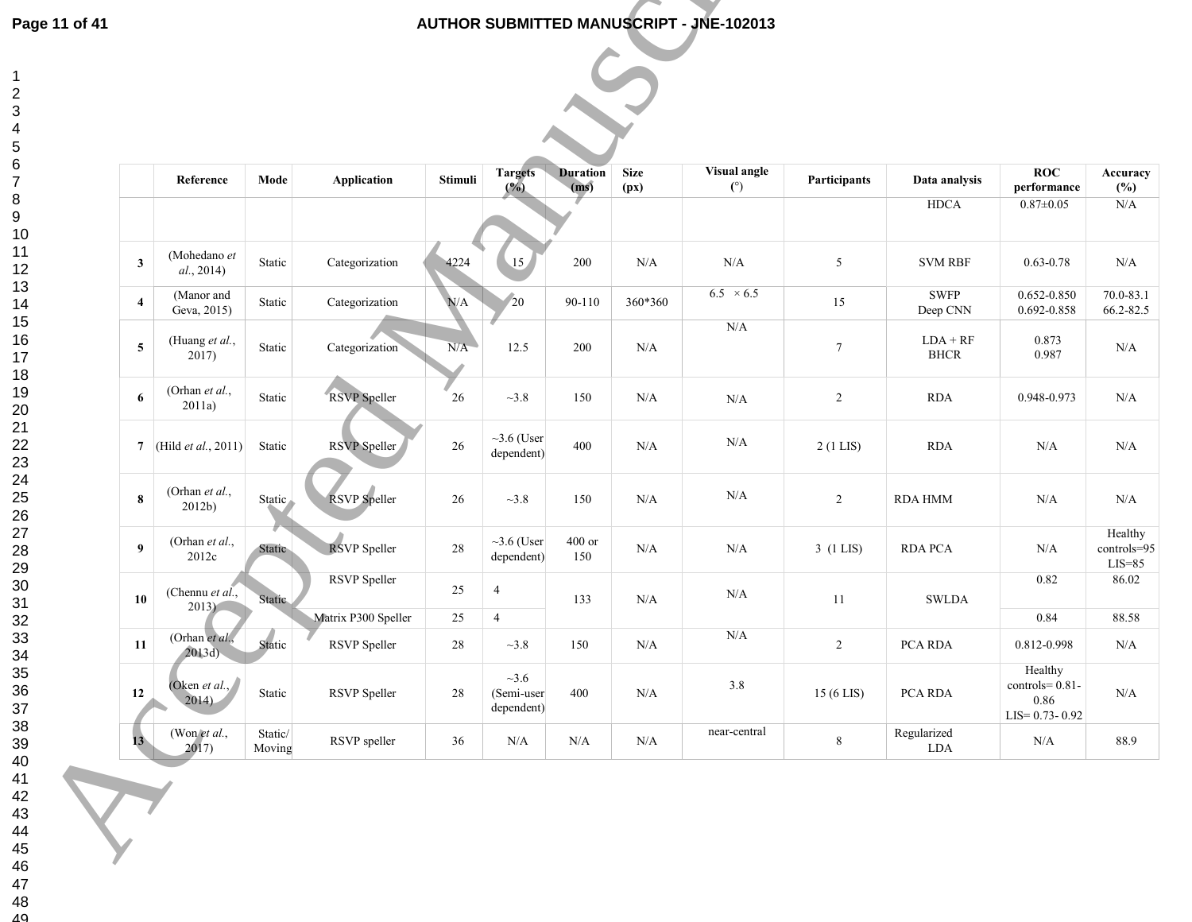| | Reference | Mode | Application | Stimuli | Targets (%) | Duration (ms) | Size (px) | Visual angle (°) | Participants | Data analysis | ROC performance | Accuracy (%) |
|---|---|---|---|---|---|---|---|---|---|---|---|---|
| | | | | | | | | | | HDCA | 0.87±0.05 | N/A |
| 3 | (Mohedano *et al.*, 2014) | Static | Categorization | 4224 | 15 | 200 | N/A | N/A | 5 | SVM RBF | 0.63-0.78 | N/A |
| 4 | (Manor and Geva, 2015) | Static | Categorization | N/A | 20 | 90-110 | 360*360 | 6.5 × 6.5 | 15 | SWFP<br>Deep CNN | 0.652-0.850<br>0.692-0.858 | 70.0-83.1<br>66.2-82.5 |
| 5 | (Huang *et al.*, 2017) | Static | Categorization | N/A | 12.5 | 200 | N/A | N/A | 7 | LDA + RF<br>BHCR | 0.873<br>0.987 | N/A |
| 6 | (Orhan *et al.*, 2011a) | Static | RSVP Speller | 26 | ~3.8 | 150 | N/A | N/A | 2 | RDA | 0.948-0.973 | N/A |
| 7 | (Hild *et al.*, 2011) | Static | RSVP Speller | 26 | ~3.6 (User dependent) | 400 | N/A | N/A | 2 (1 LIS) | RDA | N/A | N/A |
| 8 | (Orhan *et al.*, 2012b) | Static | RSVP Speller | 26 | ~3.8 | 150 | N/A | N/A | 2 | RDA HMM | N/A | N/A |
| 9 | (Orhan *et al.*, 2012c | Static | RSVP Speller | 28 | ~3.6 (User dependent) | 400 or 150 | N/A | N/A | 3 (1 LIS) | RDA PCA | N/A | Healthy controls=95<br>LIS=85 |
| 10 | (Chennu *et al.*, 2013) | Static | RSVP Speller | 25 | 4 | 133 | N/A | N/A | 11 | SWLDA | 0.82 | 86.02 |
| | | | Matrix P300 Speller | 25 | 4 | | | | | | 0.84 | 88.58 |
| 11 | (Orhan *et al.*, 2013d) | Static | RSVP Speller | 28 | ~3.8 | 150 | N/A | N/A | 2 | PCA RDA | 0.812-0.998 | N/A |
| 12 | (Oken *et al.*, 2014) | Static | RSVP Speller | 28 | ~3.6 (Semi-user dependent) | 400 | N/A | 3.8 | 15 (6 LIS) | PCA RDA | Healthy controls= 0.81-0.86<br>LIS= 0.73- 0.92 | N/A |
| 13 | (Won *et al.*, 2017) | Static/ Moving | RSVP speller | 36 | N/A | N/A | N/A | near-central | 8 | Regularized LDA | N/A | 88.9 |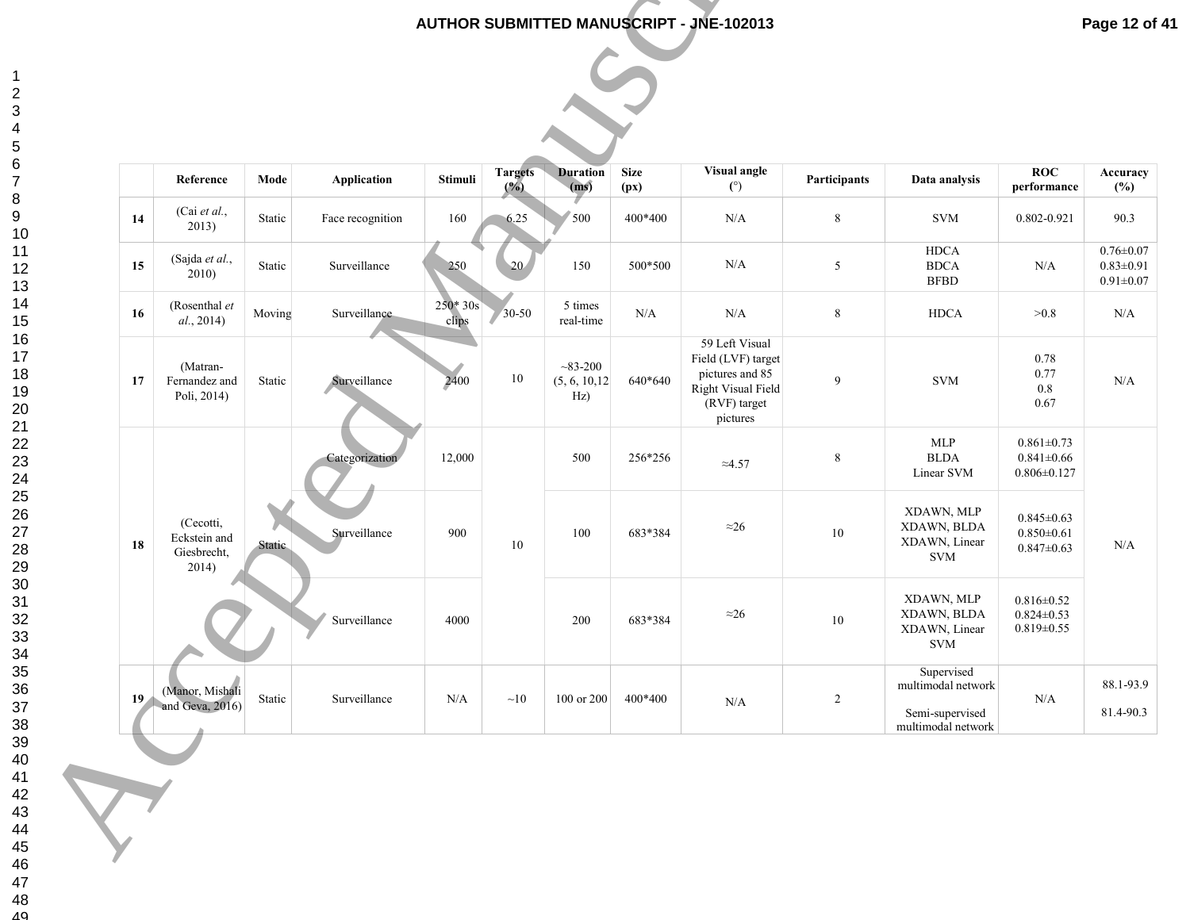|  | Reference | Mode | Application | Stimuli | Targets (%) | Duration (ms) | Size (px) | Visual angle (°) | Participants | Data analysis | ROC performance | Accuracy (%) |
|---|---|---|---|---|---|---|---|---|---|---|---|---|
| 14 | (Cai *et al.*, 2013) | Static | Face recognition | 160 | 6.25 | 500 | 400*400 | N/A | 8 | SVM | 0.802-0.921 | 90.3 |
| 15 | (Sajda *et al.*, 2010) | Static | Surveillance | 250 | 20 | 150 | 500*500 | N/A | 5 | HDCA<br>BDCA<br>BFBD | N/A | 0.76±0.07<br>0.83±0.91<br>0.91±0.07 |
| 16 | (Rosenthal *et al.*, 2014) | Moving | Surveillance | 250* 30s clips | 30-50 | 5 times real-time | N/A | N/A | 8 | HDCA | >0.8 | N/A |
| 17 | (Matran-Fernandez and Poli, 2014) | Static | Surveillance | 2400 | 10 | ~83-200 (5, 6, 10,12 Hz) | 640*640 | 59 Left Visual Field (LVF) target pictures and 85 Right Visual Field (RVF) target pictures | 9 | SVM | 0.78<br>0.77<br>0.8<br>0.67 | N/A |
| 18 | (Cecotti, Eckstein and Giesbrecht, 2014) | Static | Categorization | 12,000 | 10 | 500 | 256*256 | ≈4.57 | 8 | MLP<br>BLDA<br>Linear SVM | 0.861±0.73<br>0.841±0.66<br>0.806±0.127 | N/A |
|  |  |  | Surveillance | 900 |  | 100 | 683*384 | ≈26 | 10 | XDAWN, MLP<br>XDAWN, BLDA<br>XDAWN, Linear SVM | 0.845±0.63<br>0.850±0.61<br>0.847±0.63 |  |
|  |  |  | Surveillance | 4000 |  | 200 | 683*384 | ≈26 | 10 | XDAWN, MLP<br>XDAWN, BLDA<br>XDAWN, Linear SVM | 0.816±0.52<br>0.824±0.53<br>0.819±0.55 |  |
| 19 | (Manor, Mishali and Geva, 2016) | Static | Surveillance | N/A | ~10 | 100 or 200 | 400*400 | N/A | 2 | Supervised multimodal network<br><br>Semi-supervised multimodal network | N/A | 88.1-93.9<br><br>81.4-90.3 |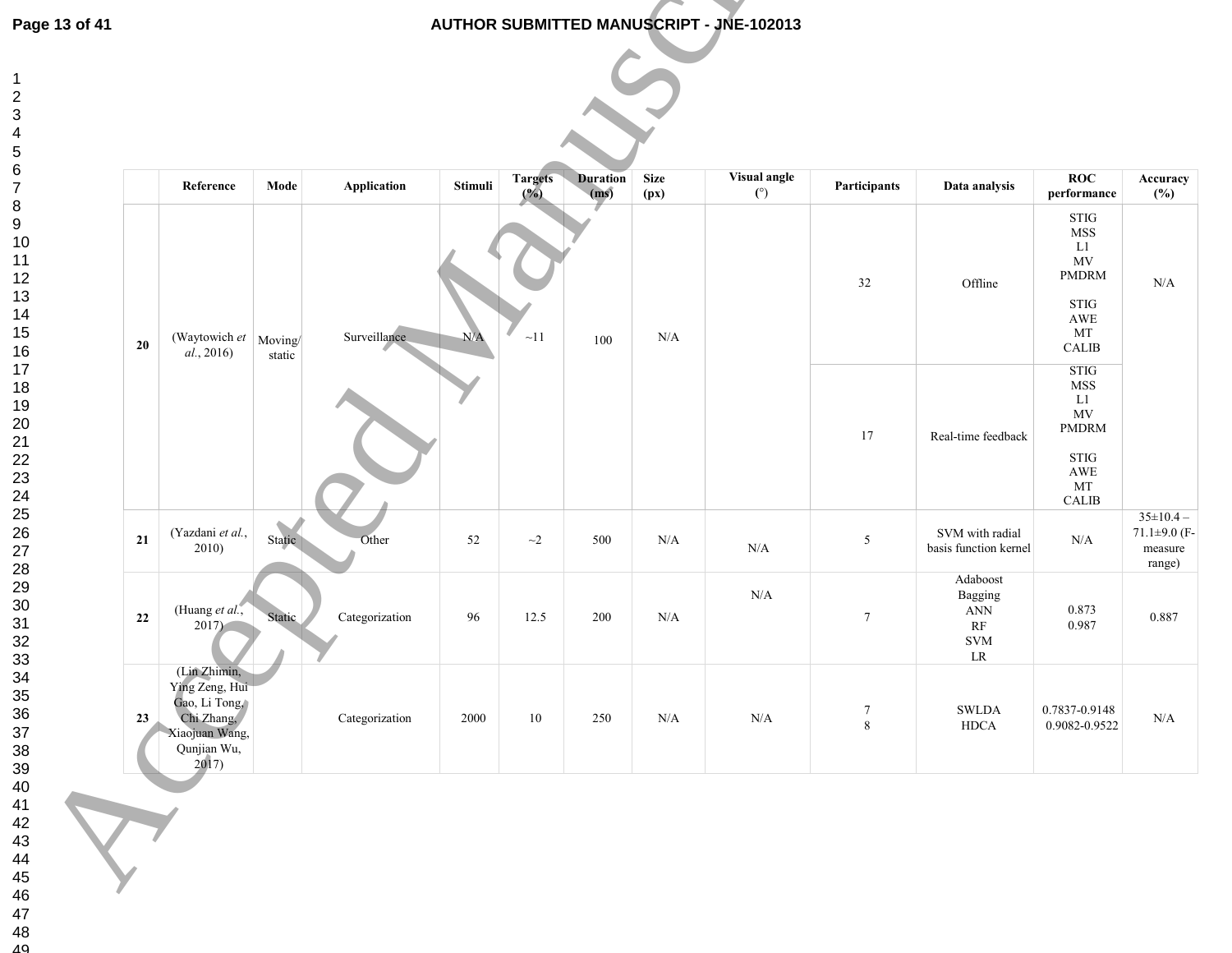| | Reference | Mode | Application | Stimuli | Targets (%) | Duration (ms) | Size (px) | Visual angle (°) | Participants | Data analysis | ROC performance | Accuracy (%) |
|---|---|---|---|---|---|---|---|---|---|---|---|---|
| **20** | (Waytowich *et al.*, 2016) | Moving/ static | Surveillance | N/A | ~11 | 100 | N/A | | 32 | Offline | STIG MSS L1 MV PMDRM STIG AWE MT CALIB | N/A |
| | | | | | | | | | 17 | Real-time feedback | STIG MSS L1 MV PMDRM STIG AWE MT CALIB | |
| **21** | (Yazdani *et al.*, 2010) | Static | Other | 52 | ~2 | 500 | N/A | N/A | 5 | SVM with radial basis function kernel | N/A | 35±10.4 – 71.1±9.0 (F-measure range) |
| **22** | (Huang *et al.*, 2017) | Static | Categorization | 96 | 12.5 | 200 | N/A | N/A | 7 | Adaboost Bagging ANN RF SVM LR | 0.873 0.987 | 0.887 |
| **23** | (Lin Zhimin, Ying Zeng, Hui Gao, Li Tong, Chi Zhang, Xiaojuan Wang, Qunjian Wu, 2017) | | Categorization | 2000 | 10 | 250 | N/A | N/A | 7 8 | SWLDA HDCA | 0.7837-0.9148 0.9082-0.9522 | N/A |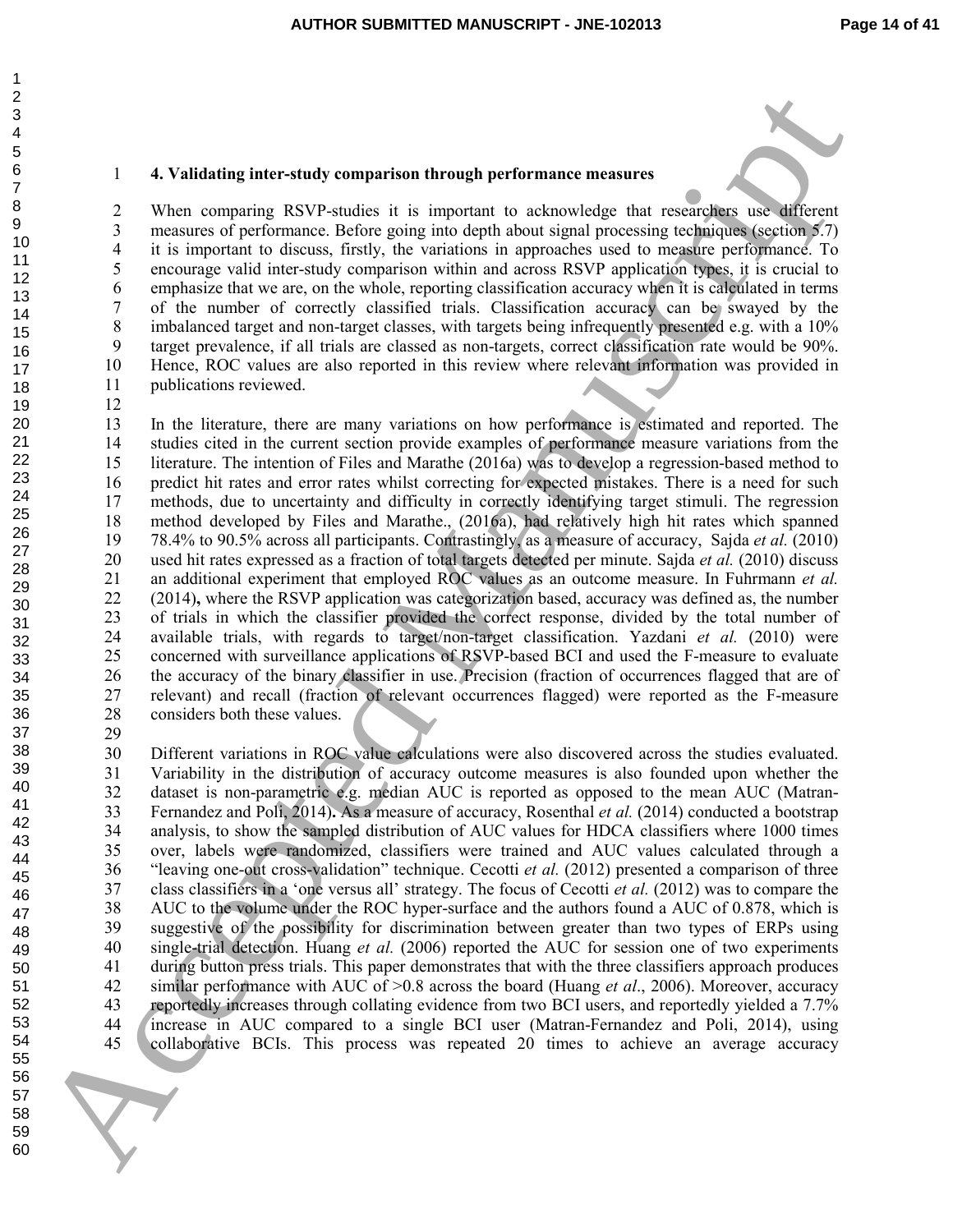## 4. Validating inter-study comparison through performance measures

When comparing RSVP-studies it is important to acknowledge that researchers use different measures of performance. Before going into depth about signal processing techniques (section 5.7) it is important to discuss, firstly, the variations in approaches used to measure performance. To encourage valid inter-study comparison within and across RSVP application types, it is crucial to emphasize that we are, on the whole, reporting classification accuracy when it is calculated in terms of the number of correctly classified trials. Classification accuracy can be swayed by the imbalanced target and non-target classes, with targets being infrequently presented e.g. with a 10% target prevalence, if all trials are classed as non-targets, correct classification rate would be 90%. Hence, ROC values are also reported in this review where relevant information was provided in publications reviewed.

In the literature, there are many variations on how performance is estimated and reported. The studies cited in the current section provide examples of performance measure variations from the literature. The intention of Files and Marathe (2016a) was to develop a regression-based method to predict hit rates and error rates whilst correcting for expected mistakes. There is a need for such methods, due to uncertainty and difficulty in correctly identifying target stimuli. The regression method developed by Files and Marathe., (2016a), had relatively high hit rates which spanned 78.4% to 90.5% across all participants. Contrastingly, as a measure of accuracy, Sajda *et al.* (2010) used hit rates expressed as a fraction of total targets detected per minute. Sajda *et al.* (2010) discuss an additional experiment that employed ROC values as an outcome measure. In Fuhrmann *et al.* (2014)**,** where the RSVP application was categorization based, accuracy was defined as, the number of trials in which the classifier provided the correct response, divided by the total number of available trials, with regards to target/non-target classification. Yazdani *et al.* (2010) were concerned with surveillance applications of RSVP-based BCI and used the F-measure to evaluate the accuracy of the binary classifier in use. Precision (fraction of occurrences flagged that are of relevant) and recall (fraction of relevant occurrences flagged) were reported as the F-measure considers both these values.

Different variations in ROC value calculations were also discovered across the studies evaluated. Variability in the distribution of accuracy outcome measures is also founded upon whether the dataset is non-parametric e.g. median AUC is reported as opposed to the mean AUC (Matran-Fernandez and Poli, 2014)**.** As a measure of accuracy, Rosenthal *et al.* (2014) conducted a bootstrap analysis, to show the sampled distribution of AUC values for HDCA classifiers where 1000 times over, labels were randomized, classifiers were trained and AUC values calculated through a "leaving one-out cross-validation" technique. Cecotti *et al.* (2012) presented a comparison of three class classifiers in a 'one versus all' strategy. The focus of Cecotti *et al.* (2012) was to compare the AUC to the volume under the ROC hyper-surface and the authors found a AUC of 0.878, which is suggestive of the possibility for discrimination between greater than two types of ERPs using single-trial detection. Huang *et al.* (2006) reported the AUC for session one of two experiments during button press trials. This paper demonstrates that with the three classifiers approach produces similar performance with AUC of >0.8 across the board (Huang *et al*., 2006). Moreover, accuracy reportedly increases through collating evidence from two BCI users, and reportedly yielded a 7.7% increase in AUC compared to a single BCI user (Matran-Fernandez and Poli, 2014), using collaborative BCIs. This process was repeated 20 times to achieve an average accuracy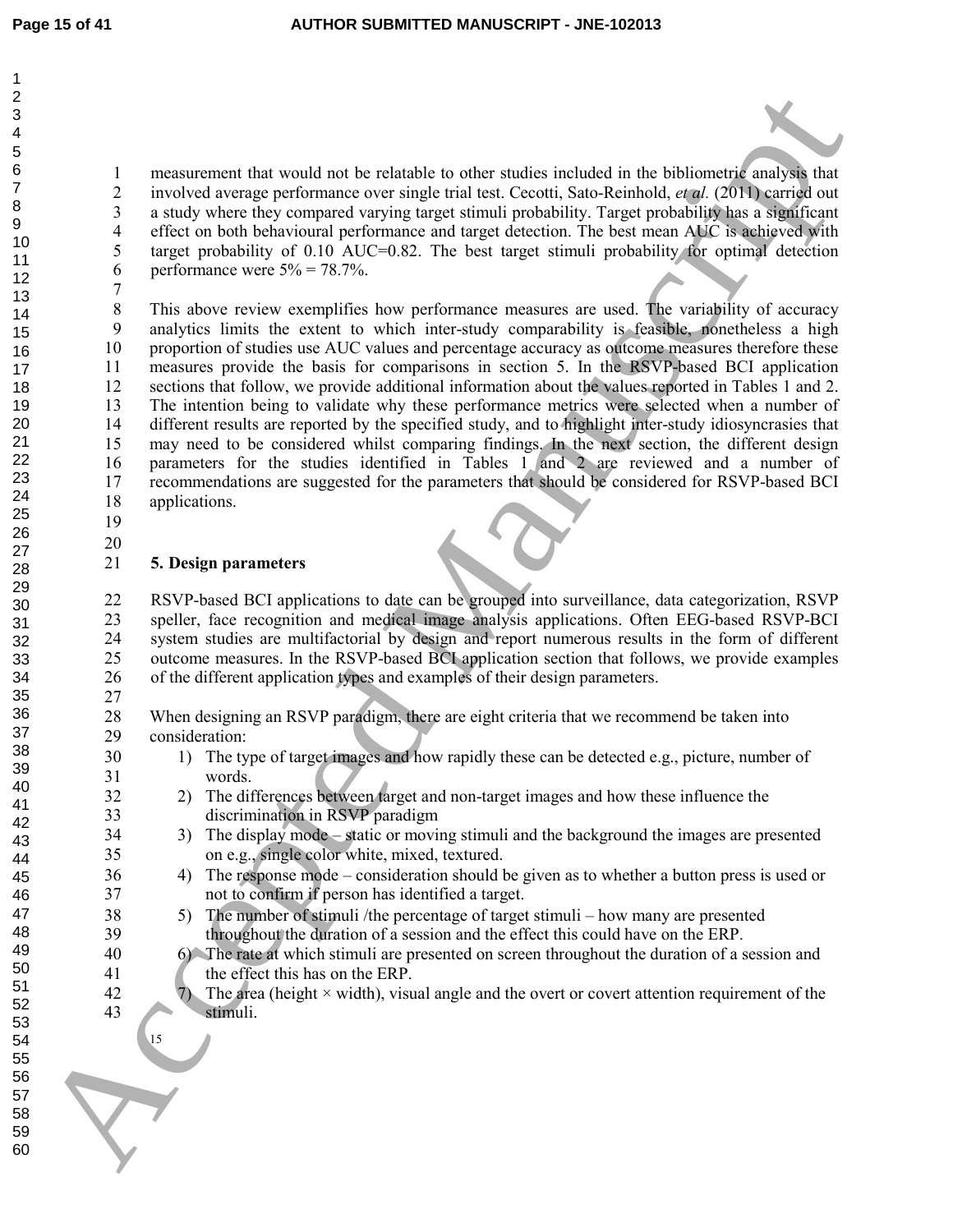measurement that would not be relatable to other studies included in the bibliometric analysis that involved average performance over single trial test. Cecotti, Sato-Reinhold, *et al.* (2011) carried out a study where they compared varying target stimuli probability. Target probability has a significant effect on both behavioural performance and target detection. The best mean AUC is achieved with target probability of 0.10 AUC=0.82. The best target stimuli probability for optimal detection performance were 5% = 78.7%.

This above review exemplifies how performance measures are used. The variability of accuracy analytics limits the extent to which inter-study comparability is feasible, nonetheless a high proportion of studies use AUC values and percentage accuracy as outcome measures therefore these measures provide the basis for comparisons in section 5. In the RSVP-based BCI application sections that follow, we provide additional information about the values reported in Tables 1 and 2. The intention being to validate why these performance metrics were selected when a number of different results are reported by the specified study, and to highlight inter-study idiosyncrasies that may need to be considered whilst comparing findings. In the next section, the different design parameters for the studies identified in Tables 1 and 2 are reviewed and a number of recommendations are suggested for the parameters that should be considered for RSVP-based BCI applications.

## 5. Design parameters

RSVP-based BCI applications to date can be grouped into surveillance, data categorization, RSVP speller, face recognition and medical image analysis applications. Often EEG-based RSVP-BCI system studies are multifactorial by design and report numerous results in the form of different outcome measures. In the RSVP-based BCI application section that follows, we provide examples of the different application types and examples of their design parameters.

When designing an RSVP paradigm, there are eight criteria that we recommend be taken into consideration:

1) The type of target images and how rapidly these can be detected e.g., picture, number of words.
2) The differences between target and non-target images and how these influence the discrimination in RSVP paradigm
3) The display mode – static or moving stimuli and the background the images are presented on e.g., single color white, mixed, textured.
4) The response mode – consideration should be given as to whether a button press is used or not to confirm if person has identified a target.
5) The number of stimuli /the percentage of target stimuli – how many are presented throughout the duration of a session and the effect this could have on the ERP.
6) The rate at which stimuli are presented on screen throughout the duration of a session and the effect this has on the ERP.
7) The area (height × width), visual angle and the overt or covert attention requirement of the stimuli.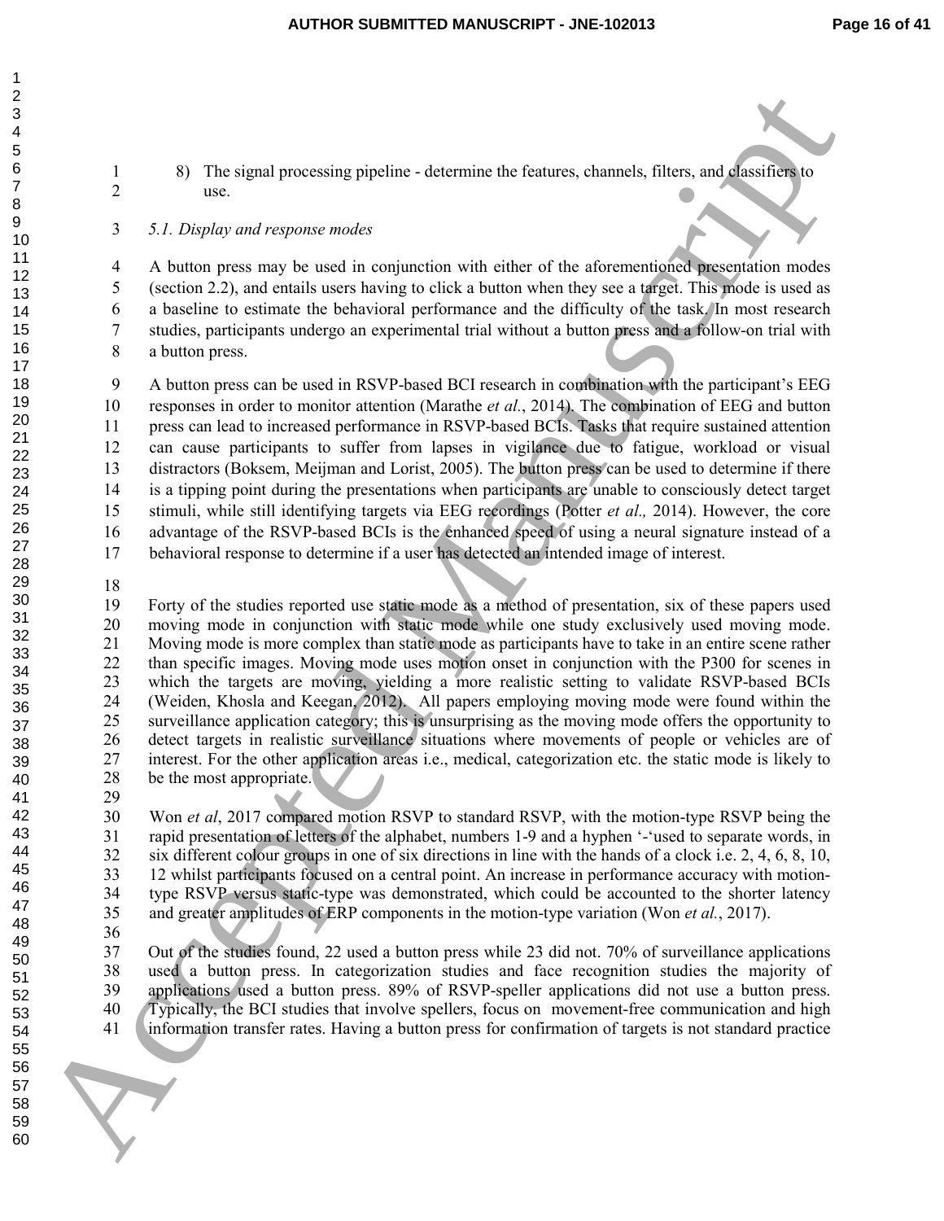8) The signal processing pipeline - determine the features, channels, filters, and classifiers to use.

### *5.1. Display and response modes*

A button press may be used in conjunction with either of the aforementioned presentation modes (section 2.2), and entails users having to click a button when they see a target. This mode is used as a baseline to estimate the behavioral performance and the difficulty of the task. In most research studies, participants undergo an experimental trial without a button press and a follow-on trial with a button press.

A button press can be used in RSVP-based BCI research in combination with the participant's EEG responses in order to monitor attention (Marathe *et al.*, 2014). The combination of EEG and button press can lead to increased performance in RSVP-based BCIs. Tasks that require sustained attention can cause participants to suffer from lapses in vigilance due to fatigue, workload or visual distractors (Boksem, Meijman and Lorist, 2005). The button press can be used to determine if there is a tipping point during the presentations when participants are unable to consciously detect target stimuli, while still identifying targets via EEG recordings (Potter *et al.,* 2014). However, the core advantage of the RSVP-based BCIs is the enhanced speed of using a neural signature instead of a behavioral response to determine if a user has detected an intended image of interest.

Forty of the studies reported use static mode as a method of presentation, six of these papers used moving mode in conjunction with static mode while one study exclusively used moving mode. Moving mode is more complex than static mode as participants have to take in an entire scene rather than specific images. Moving mode uses motion onset in conjunction with the P300 for scenes in which the targets are moving, yielding a more realistic setting to validate RSVP-based BCIs (Weiden, Khosla and Keegan, 2012). All papers employing moving mode were found within the surveillance application category; this is unsurprising as the moving mode offers the opportunity to detect targets in realistic surveillance situations where movements of people or vehicles are of interest. For the other application areas i.e., medical, categorization etc. the static mode is likely to be the most appropriate.

Won *et al*, 2017 compared motion RSVP to standard RSVP, with the motion-type RSVP being the rapid presentation of letters of the alphabet, numbers 1-9 and a hyphen '-'used to separate words, in six different colour groups in one of six directions in line with the hands of a clock i.e. 2, 4, 6, 8, 10, 12 whilst participants focused on a central point. An increase in performance accuracy with motion-type RSVP versus static-type was demonstrated, which could be accounted to the shorter latency and greater amplitudes of ERP components in the motion-type variation (Won *et al.*, 2017).

Out of the studies found, 22 used a button press while 23 did not. 70% of surveillance applications used a button press. In categorization studies and face recognition studies the majority of applications used a button press. 89% of RSVP-speller applications did not use a button press. Typically, the BCI studies that involve spellers, focus on movement-free communication and high information transfer rates. Having a button press for confirmation of targets is not standard practice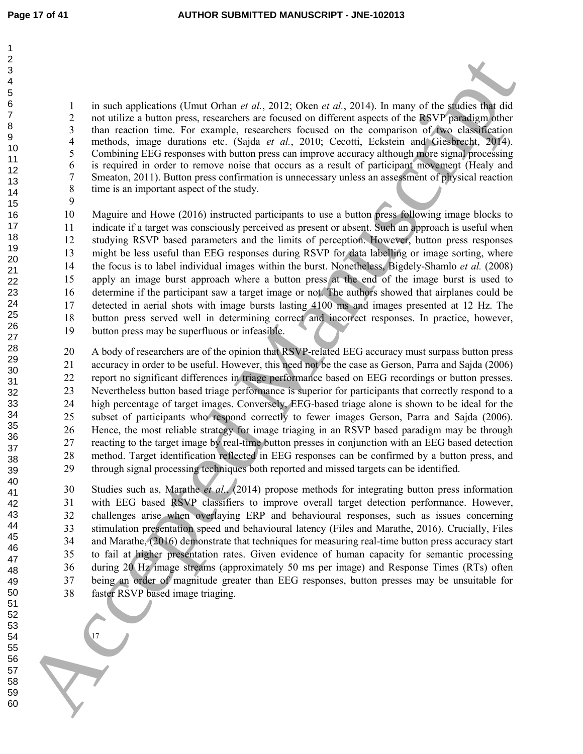in such applications (Umut Orhan *et al.*, 2012; Oken *et al.*, 2014). In many of the studies that did not utilize a button press, researchers are focused on different aspects of the RSVP paradigm other than reaction time. For example, researchers focused on the comparison of two classification methods, image durations etc. (Sajda *et al.*, 2010; Cecotti, Eckstein and Giesbrecht, 2014). Combining EEG responses with button press can improve accuracy although more signal processing is required in order to remove noise that occurs as a result of participant movement (Healy and Smeaton, 2011). Button press confirmation is unnecessary unless an assessment of physical reaction time is an important aspect of the study.

Maguire and Howe (2016) instructed participants to use a button press following image blocks to indicate if a target was consciously perceived as present or absent. Such an approach is useful when studying RSVP based parameters and the limits of perception. However, button press responses might be less useful than EEG responses during RSVP for data labelling or image sorting, where the focus is to label individual images within the burst. Nonetheless, Bigdely-Shamlo *et al.* (2008) apply an image burst approach where a button press at the end of the image burst is used to determine if the participant saw a target image or not. The authors showed that airplanes could be detected in aerial shots with image bursts lasting 4100 ms and images presented at 12 Hz. The button press served well in determining correct and incorrect responses. In practice, however, button press may be superfluous or infeasible.

A body of researchers are of the opinion that RSVP-related EEG accuracy must surpass button press accuracy in order to be useful. However, this need not be the case as Gerson, Parra and Sajda (2006) report no significant differences in triage performance based on EEG recordings or button presses. Nevertheless button based triage performance is superior for participants that correctly respond to a high percentage of target images. Conversely, EEG-based triage alone is shown to be ideal for the subset of participants who respond correctly to fewer images Gerson, Parra and Sajda (2006). Hence, the most reliable strategy for image triaging in an RSVP based paradigm may be through reacting to the target image by real-time button presses in conjunction with an EEG based detection method. Target identification reflected in EEG responses can be confirmed by a button press, and through signal processing techniques both reported and missed targets can be identified.

Studies such as, Marathe *et al.*, (2014) propose methods for integrating button press information with EEG based RSVP classifiers to improve overall target detection performance. However, challenges arise when overlaying ERP and behavioural responses, such as issues concerning stimulation presentation speed and behavioural latency (Files and Marathe, 2016). Crucially, Files and Marathe, (2016) demonstrate that techniques for measuring real-time button press accuracy start to fail at higher presentation rates. Given evidence of human capacity for semantic processing during 20 Hz image streams (approximately 50 ms per image) and Response Times (RTs) often being an order of magnitude greater than EEG responses, button presses may be unsuitable for faster RSVP based image triaging.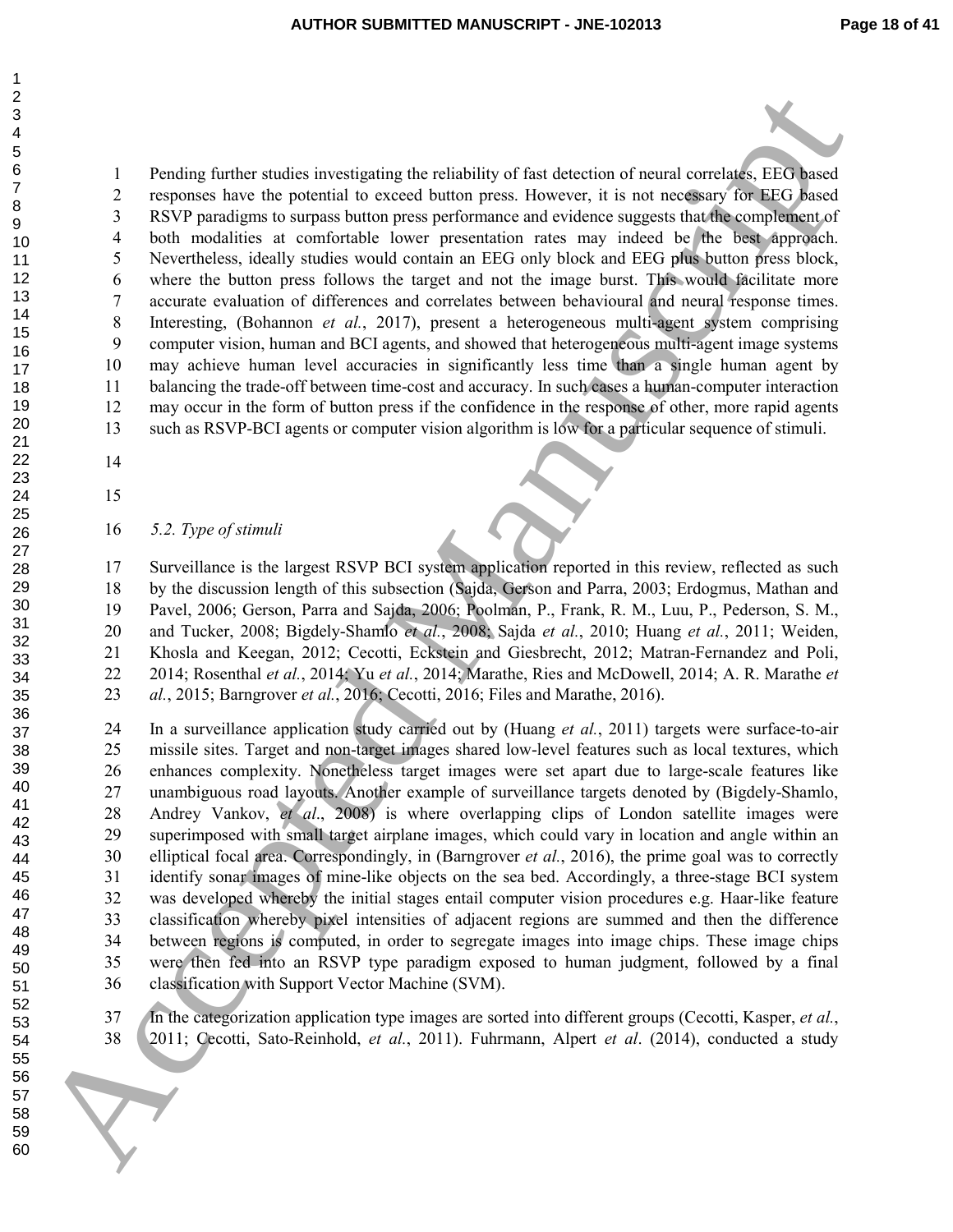Pending further studies investigating the reliability of fast detection of neural correlates, EEG based responses have the potential to exceed button press. However, it is not necessary for EEG based RSVP paradigms to surpass button press performance and evidence suggests that the complement of both modalities at comfortable lower presentation rates may indeed be the best approach. Nevertheless, ideally studies would contain an EEG only block and EEG plus button press block, where the button press follows the target and not the image burst. This would facilitate more accurate evaluation of differences and correlates between behavioural and neural response times. Interesting, (Bohannon *et al.*, 2017), present a heterogeneous multi-agent system comprising computer vision, human and BCI agents, and showed that heterogeneous multi-agent image systems may achieve human level accuracies in significantly less time than a single human agent by balancing the trade-off between time-cost and accuracy. In such cases a human-computer interaction may occur in the form of button press if the confidence in the response of other, more rapid agents such as RSVP-BCI agents or computer vision algorithm is low for a particular sequence of stimuli.

### *5.2. Type of stimuli*

Surveillance is the largest RSVP BCI system application reported in this review, reflected as such by the discussion length of this subsection (Sajda, Gerson and Parra, 2003; Erdogmus, Mathan and Pavel, 2006; Gerson, Parra and Sajda, 2006; Poolman, P., Frank, R. M., Luu, P., Pederson, S. M., and Tucker, 2008; Bigdely-Shamlo *et al.*, 2008; Sajda *et al.*, 2010; Huang *et al.*, 2011; Weiden, Khosla and Keegan, 2012; Cecotti, Eckstein and Giesbrecht, 2012; Matran-Fernandez and Poli, 2014; Rosenthal *et al.*, 2014; Yu *et al.*, 2014; Marathe, Ries and McDowell, 2014; A. R. Marathe *et al.*, 2015; Barngrover *et al.*, 2016; Cecotti, 2016; Files and Marathe, 2016).

In a surveillance application study carried out by (Huang *et al.*, 2011) targets were surface-to-air missile sites. Target and non-target images shared low-level features such as local textures, which enhances complexity. Nonetheless target images were set apart due to large-scale features like unambiguous road layouts. Another example of surveillance targets denoted by (Bigdely-Shamlo, Andrey Vankov, *et al*., 2008) is where overlapping clips of London satellite images were superimposed with small target airplane images, which could vary in location and angle within an elliptical focal area. Correspondingly, in (Barngrover *et al.*, 2016), the prime goal was to correctly identify sonar images of mine-like objects on the sea bed. Accordingly, a three-stage BCI system was developed whereby the initial stages entail computer vision procedures e.g. Haar-like feature classification whereby pixel intensities of adjacent regions are summed and then the difference between regions is computed, in order to segregate images into image chips. These image chips were then fed into an RSVP type paradigm exposed to human judgment, followed by a final classification with Support Vector Machine (SVM).

In the categorization application type images are sorted into different groups (Cecotti, Kasper, *et al.*, 2011; Cecotti, Sato-Reinhold, *et al.*, 2011). Fuhrmann, Alpert *et al*. (2014), conducted a study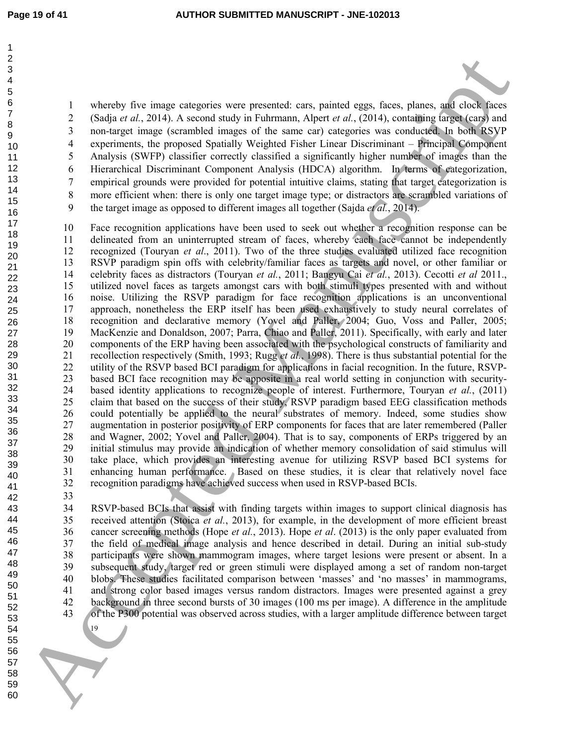whereby five image categories were presented: cars, painted eggs, faces, planes, and clock faces (Sadja *et al.*, 2014). A second study in Fuhrmann, Alpert *et al.*, (2014), containing target (cars) and non-target image (scrambled images of the same car) categories was conducted. In both RSVP experiments, the proposed Spatially Weighted Fisher Linear Discriminant – Principal Component Analysis (SWFP) classifier correctly classified a significantly higher number of images than the Hierarchical Discriminant Component Analysis (HDCA) algorithm. In terms of categorization, empirical grounds were provided for potential intuitive claims, stating that target categorization is more efficient when: there is only one target image type; or distractors are scrambled variations of the target image as opposed to different images all together (Sajda *et al.*, 2014).

Face recognition applications have been used to seek out whether a recognition response can be delineated from an uninterrupted stream of faces, whereby each face cannot be independently recognized (Touryan *et al*., 2011). Two of the three studies evaluated utilized face recognition RSVP paradigm spin offs with celebrity/familiar faces as targets and novel, or other familiar or celebrity faces as distractors (Touryan *et al.*, 2011; Bangyu Cai *et al.*, 2013). Cecotti *et al* 2011., utilized novel faces as targets amongst cars with both stimuli types presented with and without noise. Utilizing the RSVP paradigm for face recognition applications is an unconventional approach, nonetheless the ERP itself has been used exhaustively to study neural correlates of recognition and declarative memory (Yovel and Paller, 2004; Guo, Voss and Paller, 2005; MacKenzie and Donaldson, 2007; Parra, Chiao and Paller, 2011). Specifically, with early and later components of the ERP having been associated with the psychological constructs of familiarity and recollection respectively (Smith, 1993; Rugg *et al.*, 1998). There is thus substantial potential for the utility of the RSVP based BCI paradigm for applications in facial recognition. In the future, RSVP-based BCI face recognition may be apposite in a real world setting in conjunction with security-based identity applications to recognize people of interest. Furthermore, Touryan *et al.*, (2011) claim that based on the success of their study, RSVP paradigm based EEG classification methods could potentially be applied to the neural substrates of memory. Indeed, some studies show augmentation in posterior positivity of ERP components for faces that are later remembered (Paller and Wagner, 2002; Yovel and Paller, 2004). That is to say, components of ERPs triggered by an initial stimulus may provide an indication of whether memory consolidation of said stimulus will take place, which provides an interesting avenue for utilizing RSVP based BCI systems for enhancing human performance. Based on these studies, it is clear that relatively novel face recognition paradigms have achieved success when used in RSVP-based BCIs.

RSVP-based BCIs that assist with finding targets within images to support clinical diagnosis has received attention (Stoica *et al.*, 2013), for example, in the development of more efficient breast cancer screening methods (Hope *et al.*, 2013). Hope *et al*. (2013) is the only paper evaluated from the field of medical image analysis and hence described in detail. During an initial sub-study participants were shown mammogram images, where target lesions were present or absent. In a subsequent study, target red or green stimuli were displayed among a set of random non-target blobs. These studies facilitated comparison between 'masses' and 'no masses' in mammograms, and strong color based images versus random distractors. Images were presented against a grey background in three second bursts of 30 images (100 ms per image). A difference in the amplitude of the P300 potential was observed across studies, with a larger amplitude difference between target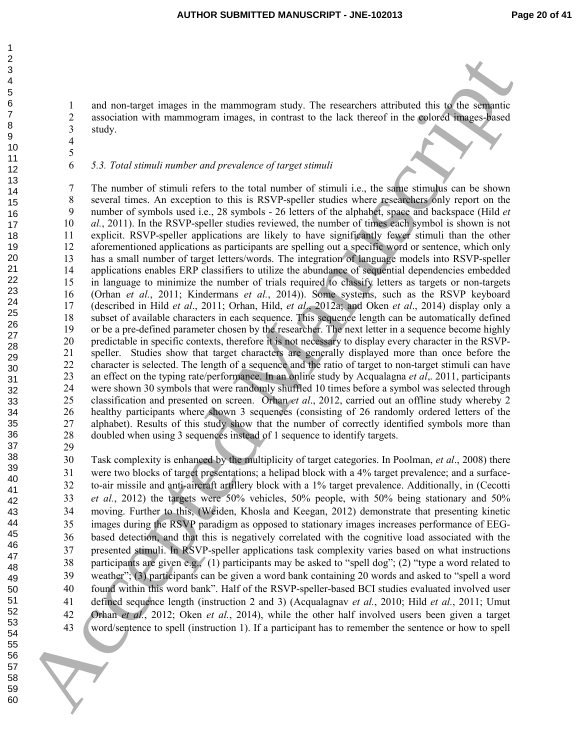and non-target images in the mammogram study. The researchers attributed this to the semantic association with mammogram images, in contrast to the lack thereof in the colored images-based study.

*5.3. Total stimuli number and prevalence of target stimuli*

The number of stimuli refers to the total number of stimuli i.e., the same stimulus can be shown several times. An exception to this is RSVP-speller studies where researchers only report on the number of symbols used i.e., 28 symbols - 26 letters of the alphabet, space and backspace (Hild *et al.*, 2011). In the RSVP-speller studies reviewed, the number of times each symbol is shown is not explicit. RSVP-speller applications are likely to have significantly fewer stimuli than the other aforementioned applications as participants are spelling out a specific word or sentence, which only has a small number of target letters/words. The integration of language models into RSVP-speller applications enables ERP classifiers to utilize the abundance of sequential dependencies embedded in language to minimize the number of trials required to classify letters as targets or non-targets (Orhan *et al.*, 2011; Kindermans *et al.*, 2014)). Some systems, such as the RSVP keyboard (described in Hild *et al*., 2011; Orhan, Hild, *et al*., 2012a; and Oken *et al*., 2014) display only a subset of available characters in each sequence. This sequence length can be automatically defined or be a pre-defined parameter chosen by the researcher. The next letter in a sequence become highly predictable in specific contexts, therefore it is not necessary to display every character in the RSVP-speller. Studies show that target characters are generally displayed more than once before the character is selected. The length of a sequence and the ratio of target to non-target stimuli can have an effect on the typing rate/performance. In an online study by Acqualagna *et al*,. 2011, participants were shown 30 symbols that were randomly shuffled 10 times before a symbol was selected through classification and presented on screen. Orhan *et al*., 2012, carried out an offline study whereby 2 healthy participants where shown 3 sequences (consisting of 26 randomly ordered letters of the alphabet). Results of this study show that the number of correctly identified symbols more than doubled when using 3 sequences instead of 1 sequence to identify targets.

Task complexity is enhanced by the multiplicity of target categories. In Poolman, *et al*., 2008) there were two blocks of target presentations; a helipad block with a 4% target prevalence; and a surface-to-air missile and anti-aircraft artillery block with a 1% target prevalence. Additionally, in (Cecotti *et al.*, 2012) the targets were 50% vehicles, 50% people, with 50% being stationary and 50% moving. Further to this, (Weiden, Khosla and Keegan, 2012) demonstrate that presenting kinetic images during the RSVP paradigm as opposed to stationary images increases performance of EEG-based detection, and that this is negatively correlated with the cognitive load associated with the presented stimuli. In RSVP-speller applications task complexity varies based on what instructions participants are given e.g., (1) participants may be asked to "spell dog"; (2) "type a word related to weather"; (3) participants can be given a word bank containing 20 words and asked to "spell a word found within this word bank". Half of the RSVP-speller-based BCI studies evaluated involved user defined sequence length (instruction 2 and 3) (Acqualagnav *et al.*, 2010; Hild *et al.*, 2011; Umut Orhan *et al.*, 2012; Oken *et al.*, 2014), while the other half involved users been given a target word/sentence to spell (instruction 1). If a participant has to remember the sentence or how to spell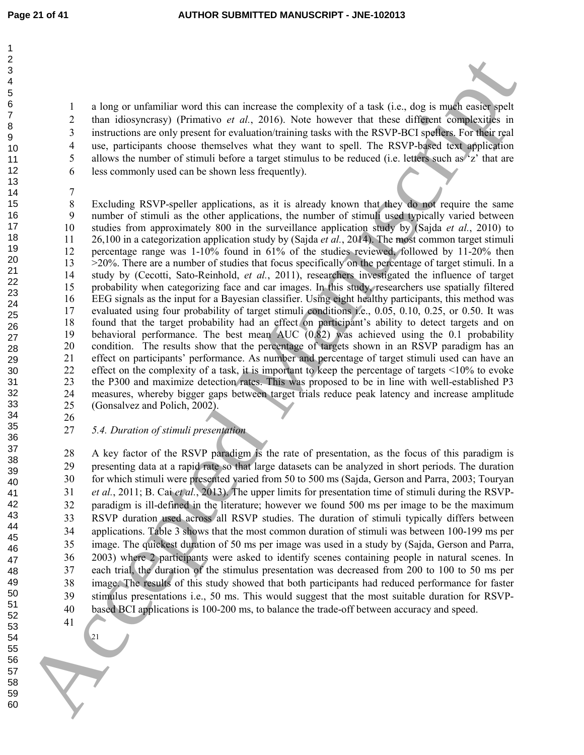a long or unfamiliar word this can increase the complexity of a task (i.e., dog is much easier spelt than idiosyncrasy) (Primativo *et al.*, 2016). Note however that these different complexities in instructions are only present for evaluation/training tasks with the RSVP-BCI spellers. For their real use, participants choose themselves what they want to spell. The RSVP-based text application allows the number of stimuli before a target stimulus to be reduced (i.e. letters such as 'z' that are less commonly used can be shown less frequently).

Excluding RSVP-speller applications, as it is already known that they do not require the same number of stimuli as the other applications, the number of stimuli used typically varied between studies from approximately 800 in the surveillance application study by (Sajda *et al.*, 2010) to 26,100 in a categorization application study by (Sajda *et al.*, 2014). The most common target stimuli percentage range was 1-10% found in 61% of the studies reviewed, followed by 11-20% then >20%. There are a number of studies that focus specifically on the percentage of target stimuli. In a study by (Cecotti, Sato-Reinhold, *et al.*, 2011), researchers investigated the influence of target probability when categorizing face and car images. In this study, researchers use spatially filtered EEG signals as the input for a Bayesian classifier. Using eight healthy participants, this method was evaluated using four probability of target stimuli conditions i.e., 0.05, 0.10, 0.25, or 0.50. It was found that the target probability had an effect on participant's ability to detect targets and on behavioral performance. The best mean AUC (0.82) was achieved using the 0.1 probability condition. The results show that the percentage of targets shown in an RSVP paradigm has an effect on participants' performance. As number and percentage of target stimuli used can have an effect on the complexity of a task, it is important to keep the percentage of targets <10% to evoke the P300 and maximize detection rates. This was proposed to be in line with well-established P3 measures, whereby bigger gaps between target trials reduce peak latency and increase amplitude (Gonsalvez and Polich, 2002).

### *5.4. Duration of stimuli presentation*

A key factor of the RSVP paradigm is the rate of presentation, as the focus of this paradigm is presenting data at a rapid rate so that large datasets can be analyzed in short periods. The duration for which stimuli were presented varied from 50 to 500 ms (Sajda, Gerson and Parra, 2003; Touryan *et al.*, 2011; B. Cai *et al.*, 2013). The upper limits for presentation time of stimuli during the RSVP-paradigm is ill-defined in the literature; however we found 500 ms per image to be the maximum RSVP duration used across all RSVP studies. The duration of stimuli typically differs between applications. Table 3 shows that the most common duration of stimuli was between 100-199 ms per image. The quickest duration of 50 ms per image was used in a study by (Sajda, Gerson and Parra, 2003) where 2 participants were asked to identify scenes containing people in natural scenes. In each trial, the duration of the stimulus presentation was decreased from 200 to 100 to 50 ms per image. The results of this study showed that both participants had reduced performance for faster stimulus presentations i.e., 50 ms. This would suggest that the most suitable duration for RSVP-based BCI applications is 100-200 ms, to balance the trade-off between accuracy and speed.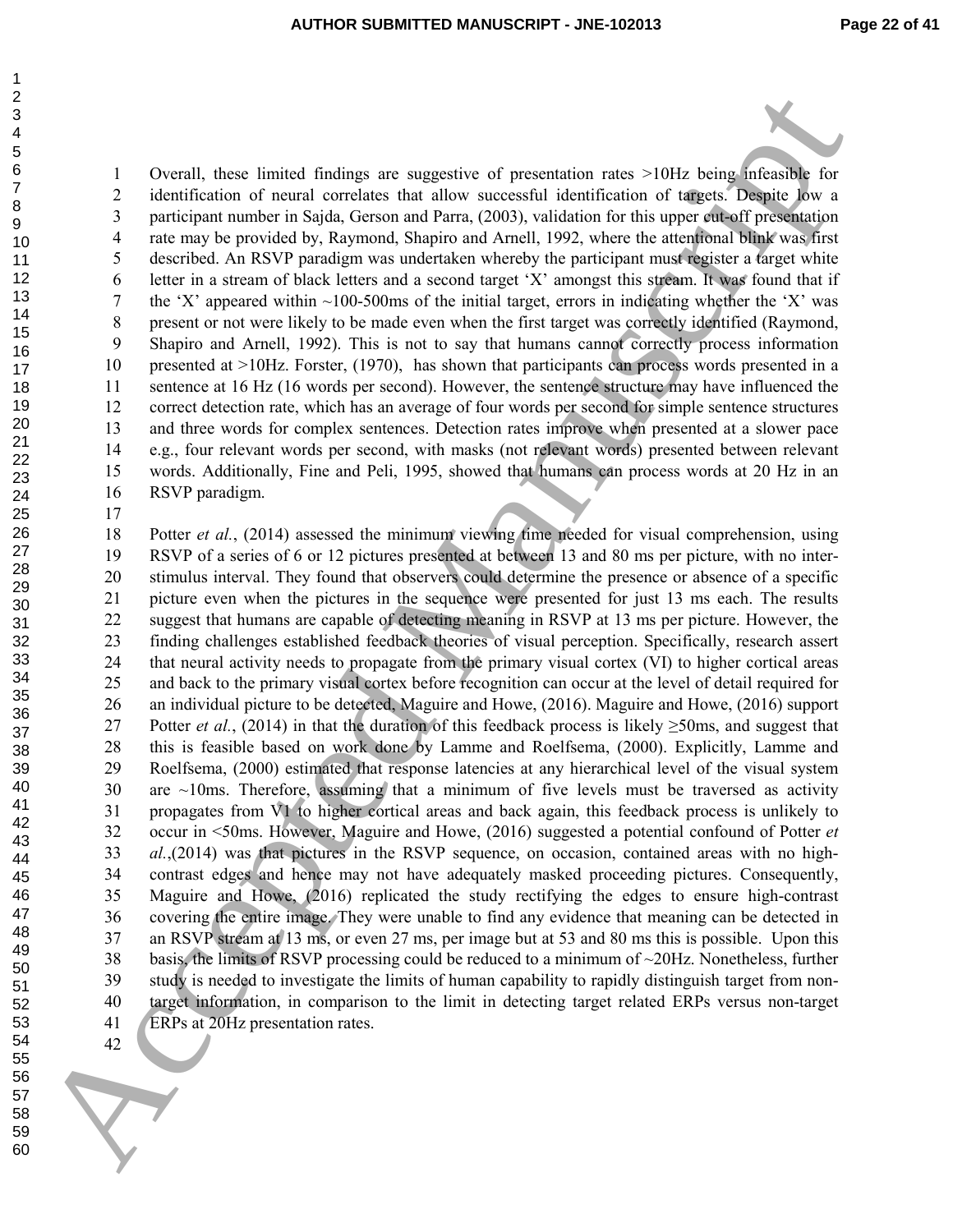Overall, these limited findings are suggestive of presentation rates >10Hz being infeasible for identification of neural correlates that allow successful identification of targets. Despite low a participant number in Sajda, Gerson and Parra, (2003), validation for this upper cut-off presentation rate may be provided by, Raymond, Shapiro and Arnell, 1992, where the attentional blink was first described. An RSVP paradigm was undertaken whereby the participant must register a target white letter in a stream of black letters and a second target 'X' amongst this stream. It was found that if the 'X' appeared within ~100-500ms of the initial target, errors in indicating whether the 'X' was present or not were likely to be made even when the first target was correctly identified (Raymond, Shapiro and Arnell, 1992). This is not to say that humans cannot correctly process information presented at >10Hz. Forster, (1970), has shown that participants can process words presented in a sentence at 16 Hz (16 words per second). However, the sentence structure may have influenced the correct detection rate, which has an average of four words per second for simple sentence structures and three words for complex sentences. Detection rates improve when presented at a slower pace e.g., four relevant words per second, with masks (not relevant words) presented between relevant words. Additionally, Fine and Peli, 1995, showed that humans can process words at 20 Hz in an RSVP paradigm.

Potter *et al.*, (2014) assessed the minimum viewing time needed for visual comprehension, using RSVP of a series of 6 or 12 pictures presented at between 13 and 80 ms per picture, with no inter-stimulus interval. They found that observers could determine the presence or absence of a specific picture even when the pictures in the sequence were presented for just 13 ms each. The results suggest that humans are capable of detecting meaning in RSVP at 13 ms per picture. However, the finding challenges established feedback theories of visual perception. Specifically, research assert that neural activity needs to propagate from the primary visual cortex (VI) to higher cortical areas and back to the primary visual cortex before recognition can occur at the level of detail required for an individual picture to be detected, Maguire and Howe, (2016). Maguire and Howe, (2016) support Potter *et al.*, (2014) in that the duration of this feedback process is likely ≥50ms, and suggest that this is feasible based on work done by Lamme and Roelfsema, (2000). Explicitly, Lamme and Roelfsema, (2000) estimated that response latencies at any hierarchical level of the visual system are ~10ms. Therefore, assuming that a minimum of five levels must be traversed as activity propagates from V1 to higher cortical areas and back again, this feedback process is unlikely to occur in <50ms. However, Maguire and Howe, (2016) suggested a potential confound of Potter *et al.*,(2014) was that pictures in the RSVP sequence, on occasion, contained areas with no high-contrast edges and hence may not have adequately masked proceeding pictures. Consequently, Maguire and Howe, (2016) replicated the study rectifying the edges to ensure high-contrast covering the entire image. They were unable to find any evidence that meaning can be detected in an RSVP stream at 13 ms, or even 27 ms, per image but at 53 and 80 ms this is possible. Upon this basis, the limits of RSVP processing could be reduced to a minimum of ~20Hz. Nonetheless, further study is needed to investigate the limits of human capability to rapidly distinguish target from non-target information, in comparison to the limit in detecting target related ERPs versus non-target ERPs at 20Hz presentation rates.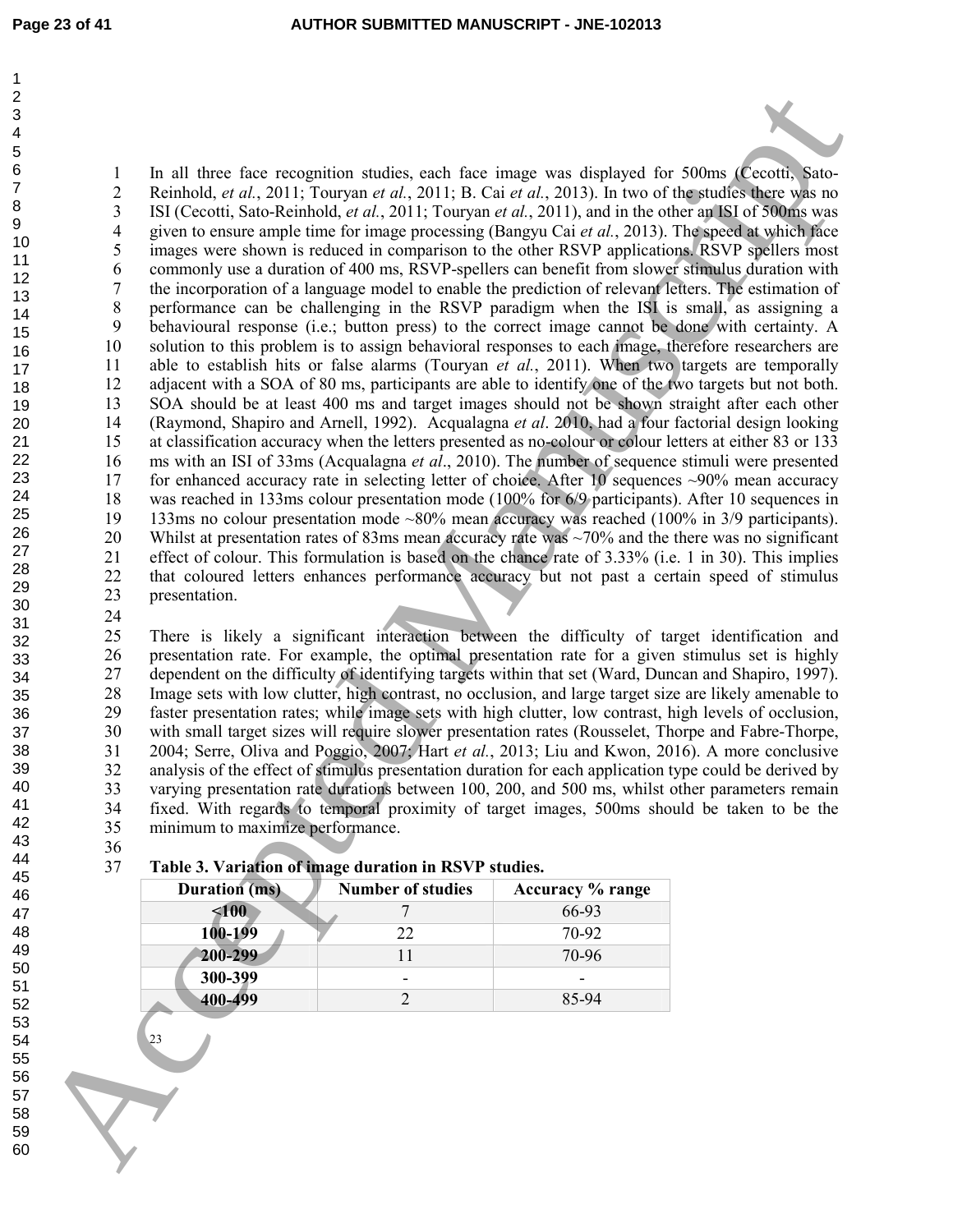In all three face recognition studies, each face image was displayed for 500ms (Cecotti, Sato-Reinhold, *et al.*, 2011; Touryan *et al.*, 2011; B. Cai *et al.*, 2013). In two of the studies there was no ISI (Cecotti, Sato-Reinhold, *et al.*, 2011; Touryan *et al.*, 2011), and in the other an ISI of 500ms was given to ensure ample time for image processing (Bangyu Cai *et al.*, 2013). The speed at which face images were shown is reduced in comparison to the other RSVP applications. RSVP spellers most commonly use a duration of 400 ms, RSVP-spellers can benefit from slower stimulus duration with the incorporation of a language model to enable the prediction of relevant letters. The estimation of performance can be challenging in the RSVP paradigm when the ISI is small, as assigning a behavioural response (i.e.; button press) to the correct image cannot be done with certainty. A solution to this problem is to assign behavioral responses to each image, therefore researchers are able to establish hits or false alarms (Touryan *et al.*, 2011). When two targets are temporally adjacent with a SOA of 80 ms, participants are able to identify one of the two targets but not both. SOA should be at least 400 ms and target images should not be shown straight after each other (Raymond, Shapiro and Arnell, 1992). Acqualagna *et al*. 2010, had a four factorial design looking at classification accuracy when the letters presented as no-colour or colour letters at either 83 or 133 ms with an ISI of 33ms (Acqualagna *et al*., 2010). The number of sequence stimuli were presented for enhanced accuracy rate in selecting letter of choice. After 10 sequences ~90% mean accuracy was reached in 133ms colour presentation mode (100% for 6/9 participants). After 10 sequences in 133ms no colour presentation mode ~80% mean accuracy was reached (100% in 3/9 participants). Whilst at presentation rates of 83ms mean accuracy rate was ~70% and the there was no significant effect of colour. This formulation is based on the chance rate of 3.33% (i.e. 1 in 30). This implies that coloured letters enhances performance accuracy but not past a certain speed of stimulus presentation.

There is likely a significant interaction between the difficulty of target identification and presentation rate. For example, the optimal presentation rate for a given stimulus set is highly dependent on the difficulty of identifying targets within that set (Ward, Duncan and Shapiro, 1997). Image sets with low clutter, high contrast, no occlusion, and large target size are likely amenable to faster presentation rates; while image sets with high clutter, low contrast, high levels of occlusion, with small target sizes will require slower presentation rates (Rousselet, Thorpe and Fabre-Thorpe, 2004; Serre, Oliva and Poggio, 2007; Hart *et al.*, 2013; Liu and Kwon, 2016). A more conclusive analysis of the effect of stimulus presentation duration for each application type could be derived by varying presentation rate durations between 100, 200, and 500 ms, whilst other parameters remain fixed. With regards to temporal proximity of target images, 500ms should be taken to be the minimum to maximize performance.

**Table 3. Variation of image duration in RSVP studies.**

| Duration (ms) | Number of studies | Accuracy % range |
|---|---|---|
| <100 | 7 | 66-93 |
| 100-199 | 22 | 70-92 |
| 200-299 | 11 | 70-96 |
| 300-399 | - | - |
| 400-499 | 2 | 85-94 |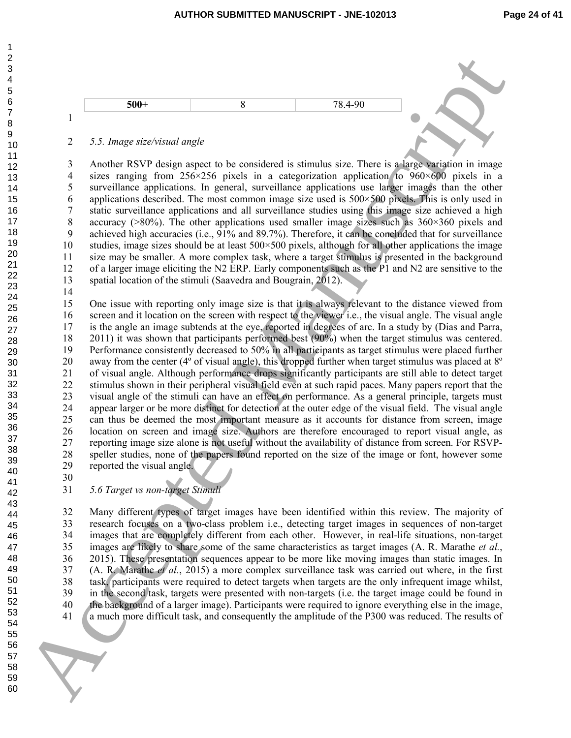| 500+ | 8 | 78.4-90 |
|---|---|---|

*5.5. Image size/visual angle*

Another RSVP design aspect to be considered is stimulus size. There is a large variation in image sizes ranging from 256×256 pixels in a categorization application to 960×600 pixels in a surveillance applications. In general, surveillance applications use larger images than the other applications described. The most common image size used is 500×500 pixels. This is only used in static surveillance applications and all surveillance studies using this image size achieved a high accuracy (>80%). The other applications used smaller image sizes such as 360×360 pixels and achieved high accuracies (i.e., 91% and 89.7%). Therefore, it can be concluded that for surveillance studies, image sizes should be at least 500×500 pixels, although for all other applications the image size may be smaller. A more complex task, where a target stimulus is presented in the background of a larger image eliciting the N2 ERP. Early components such as the P1 and N2 are sensitive to the spatial location of the stimuli (Saavedra and Bougrain, 2012).

One issue with reporting only image size is that it is always relevant to the distance viewed from screen and it location on the screen with respect to the viewer i.e., the visual angle. The visual angle is the angle an image subtends at the eye, reported in degrees of arc. In a study by (Dias and Parra, 2011) it was shown that participants performed best (90%) when the target stimulus was centered. Performance consistently decreased to 50% in all participants as target stimulus were placed further away from the center (4º of visual angle), this dropped further when target stimulus was placed at 8º of visual angle. Although performance drops significantly participants are still able to detect target stimulus shown in their peripheral visual field even at such rapid paces. Many papers report that the visual angle of the stimuli can have an effect on performance. As a general principle, targets must appear larger or be more distinct for detection at the outer edge of the visual field. The visual angle can thus be deemed the most important measure as it accounts for distance from screen, image location on screen and image size. Authors are therefore encouraged to report visual angle, as reporting image size alone is not useful without the availability of distance from screen. For RSVP-speller studies, none of the papers found reported on the size of the image or font, however some reported the visual angle.

*5.6 Target vs non-target Stimuli*

Many different types of target images have been identified within this review. The majority of research focuses on a two-class problem i.e., detecting target images in sequences of non-target images that are completely different from each other. However, in real-life situations, non-target images are likely to share some of the same characteristics as target images (A. R. Marathe *et al.*, 2015). These presentation sequences appear to be more like moving images than static images. In (A. R. Marathe *et al.*, 2015) a more complex surveillance task was carried out where, in the first task, participants were required to detect targets when targets are the only infrequent image whilst, in the second task, targets were presented with non-targets (i.e. the target image could be found in the background of a larger image). Participants were required to ignore everything else in the image, a much more difficult task, and consequently the amplitude of the P300 was reduced. The results of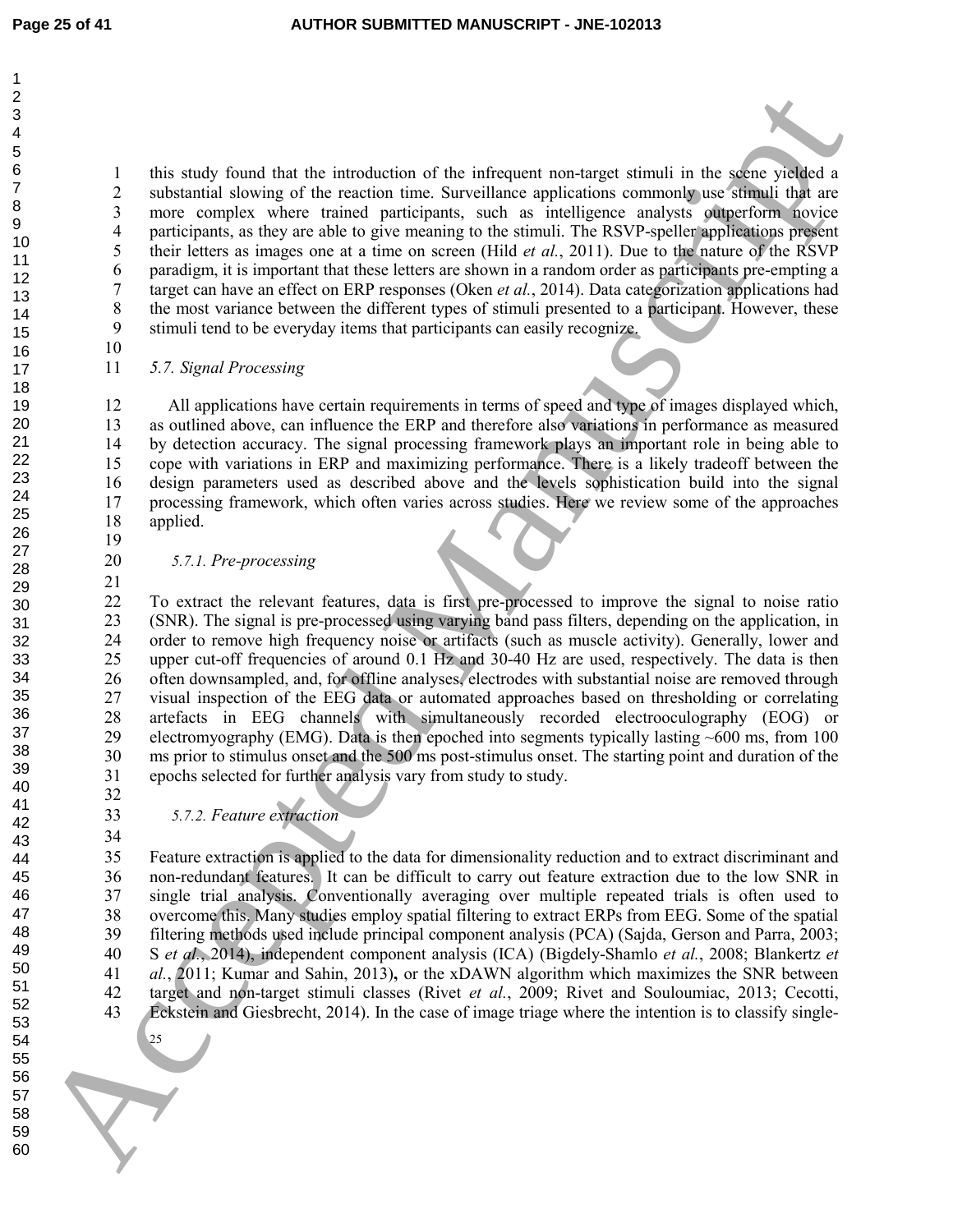this study found that the introduction of the infrequent non-target stimuli in the scene yielded a substantial slowing of the reaction time. Surveillance applications commonly use stimuli that are more complex where trained participants, such as intelligence analysts outperform novice participants, as they are able to give meaning to the stimuli. The RSVP-speller applications present their letters as images one at a time on screen (Hild *et al.*, 2011). Due to the nature of the RSVP paradigm, it is important that these letters are shown in a random order as participants pre-empting a target can have an effect on ERP responses (Oken *et al.*, 2014). Data categorization applications had the most variance between the different types of stimuli presented to a participant. However, these stimuli tend to be everyday items that participants can easily recognize.

### *5.7. Signal Processing*

All applications have certain requirements in terms of speed and type of images displayed which, as outlined above, can influence the ERP and therefore also variations in performance as measured by detection accuracy. The signal processing framework plays an important role in being able to cope with variations in ERP and maximizing performance. There is a likely tradeoff between the design parameters used as described above and the levels sophistication build into the signal processing framework, which often varies across studies. Here we review some of the approaches applied.

#### *5.7.1. Pre-processing*

To extract the relevant features, data is first pre-processed to improve the signal to noise ratio (SNR). The signal is pre-processed using varying band pass filters, depending on the application, in order to remove high frequency noise or artifacts (such as muscle activity). Generally, lower and upper cut-off frequencies of around 0.1 Hz and 30-40 Hz are used, respectively. The data is then often downsampled, and, for offline analyses, electrodes with substantial noise are removed through visual inspection of the EEG data or automated approaches based on thresholding or correlating artefacts in EEG channels with simultaneously recorded electrooculography (EOG) or electromyography (EMG). Data is then epoched into segments typically lasting ~600 ms, from 100 ms prior to stimulus onset and the 500 ms post-stimulus onset. The starting point and duration of the epochs selected for further analysis vary from study to study.

#### *5.7.2. Feature extraction*

Feature extraction is applied to the data for dimensionality reduction and to extract discriminant and non-redundant features. It can be difficult to carry out feature extraction due to the low SNR in single trial analysis. Conventionally averaging over multiple repeated trials is often used to overcome this. Many studies employ spatial filtering to extract ERPs from EEG. Some of the spatial filtering methods used include principal component analysis (PCA) (Sajda, Gerson and Parra, 2003; S *et al.*, 2014), independent component analysis (ICA) (Bigdely-Shamlo *et al.*, 2008; Blankertz *et al.*, 2011; Kumar and Sahin, 2013), or the xDAWN algorithm which maximizes the SNR between target and non-target stimuli classes (Rivet *et al.*, 2009; Rivet and Souloumiac, 2013; Cecotti, Eckstein and Giesbrecht, 2014). In the case of image triage where the intention is to classify single-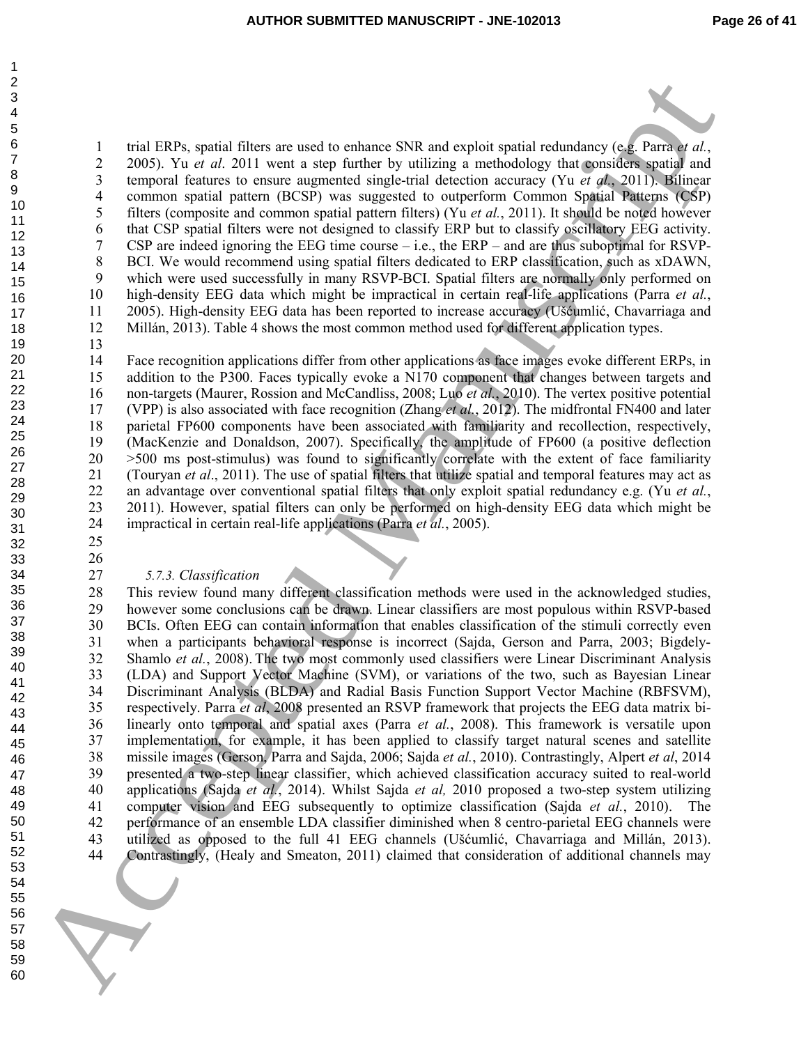trial ERPs, spatial filters are used to enhance SNR and exploit spatial redundancy (e.g. Parra *et al.*, 2005). Yu *et al*. 2011 went a step further by utilizing a methodology that considers spatial and temporal features to ensure augmented single-trial detection accuracy (Yu *et al.*, 2011). Bilinear common spatial pattern (BCSP) was suggested to outperform Common Spatial Patterns (CSP) filters (composite and common spatial pattern filters) (Yu *et al.*, 2011). It should be noted however that CSP spatial filters were not designed to classify ERP but to classify oscillatory EEG activity. CSP are indeed ignoring the EEG time course – i.e., the ERP – and are thus suboptimal for RSVP-BCI. We would recommend using spatial filters dedicated to ERP classification, such as xDAWN, which were used successfully in many RSVP-BCI. Spatial filters are normally only performed on high-density EEG data which might be impractical in certain real-life applications (Parra *et al.*, 2005). High-density EEG data has been reported to increase accuracy (Ušćumlić, Chavarriaga and Millán, 2013). Table 4 shows the most common method used for different application types.

Face recognition applications differ from other applications as face images evoke different ERPs, in addition to the P300. Faces typically evoke a N170 component that changes between targets and non-targets (Maurer, Rossion and McCandliss, 2008; Luo *et al.*, 2010). The vertex positive potential (VPP) is also associated with face recognition (Zhang *et al.*, 2012). The midfrontal FN400 and later parietal FP600 components have been associated with familiarity and recollection, respectively, (MacKenzie and Donaldson, 2007). Specifically, the amplitude of FP600 (a positive deflection >500 ms post-stimulus) was found to significantly correlate with the extent of face familiarity (Touryan *et al*., 2011). The use of spatial filters that utilize spatial and temporal features may act as an advantage over conventional spatial filters that only exploit spatial redundancy e.g. (Yu *et al.*, 2011). However, spatial filters can only be performed on high-density EEG data which might be impractical in certain real-life applications (Parra *et al.*, 2005).

#### *5.7.3. Classification*

This review found many different classification methods were used in the acknowledged studies, however some conclusions can be drawn. Linear classifiers are most populous within RSVP-based BCIs. Often EEG can contain information that enables classification of the stimuli correctly even when a participants behavioral response is incorrect (Sajda, Gerson and Parra, 2003; Bigdely-Shamlo *et al.*, 2008). The two most commonly used classifiers were Linear Discriminant Analysis (LDA) and Support Vector Machine (SVM), or variations of the two, such as Bayesian Linear Discriminant Analysis (BLDA) and Radial Basis Function Support Vector Machine (RBFSVM), respectively. Parra *et al*, 2008 presented an RSVP framework that projects the EEG data matrix bi-linearly onto temporal and spatial axes (Parra *et al.*, 2008). This framework is versatile upon implementation, for example, it has been applied to classify target natural scenes and satellite missile images (Gerson, Parra and Sajda, 2006; Sajda *et al.*, 2010). Contrastingly, Alpert *et al*, 2014 presented a two-step linear classifier, which achieved classification accuracy suited to real-world applications (Sajda *et al.*, 2014). Whilst Sajda *et al,* 2010 proposed a two-step system utilizing computer vision and EEG subsequently to optimize classification (Sajda *et al.*, 2010). The performance of an ensemble LDA classifier diminished when 8 centro-parietal EEG channels were utilized as opposed to the full 41 EEG channels (Ušćumlić, Chavarriaga and Millán, 2013). Contrastingly, (Healy and Smeaton, 2011) claimed that consideration of additional channels may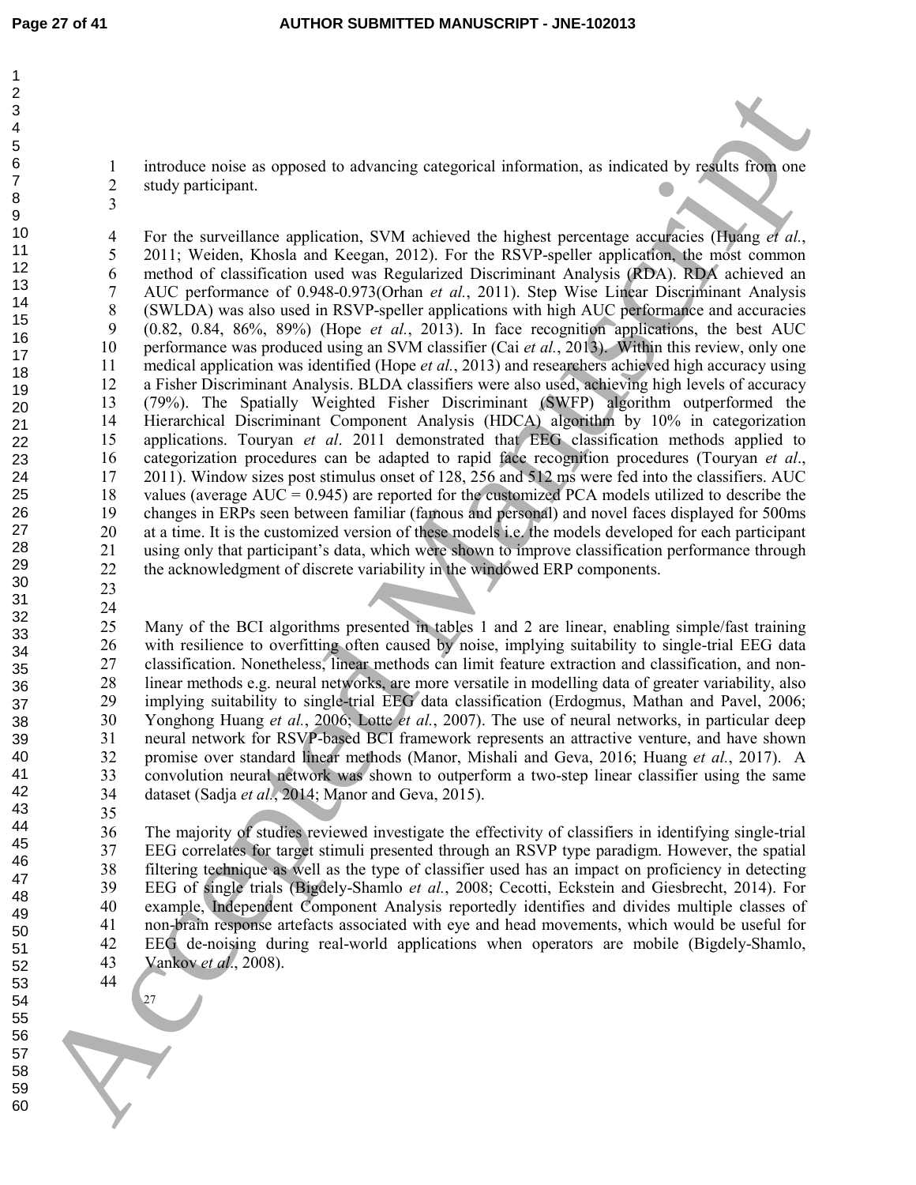introduce noise as opposed to advancing categorical information, as indicated by results from one study participant.

For the surveillance application, SVM achieved the highest percentage accuracies (Huang *et al.*, 2011; Weiden, Khosla and Keegan, 2012). For the RSVP-speller application, the most common method of classification used was Regularized Discriminant Analysis (RDA). RDA achieved an AUC performance of 0.948-0.973(Orhan *et al.*, 2011). Step Wise Linear Discriminant Analysis (SWLDA) was also used in RSVP-speller applications with high AUC performance and accuracies (0.82, 0.84, 86%, 89%) (Hope *et al.*, 2013). In face recognition applications, the best AUC performance was produced using an SVM classifier (Cai *et al.*, 2013). Within this review, only one medical application was identified (Hope *et al.*, 2013) and researchers achieved high accuracy using a Fisher Discriminant Analysis. BLDA classifiers were also used, achieving high levels of accuracy (79%). The Spatially Weighted Fisher Discriminant (SWFP) algorithm outperformed the Hierarchical Discriminant Component Analysis (HDCA) algorithm by 10% in categorization applications. Touryan *et al*. 2011 demonstrated that EEG classification methods applied to categorization procedures can be adapted to rapid face recognition procedures (Touryan *et al*., 2011). Window sizes post stimulus onset of 128, 256 and 512 ms were fed into the classifiers. AUC values (average AUC = 0.945) are reported for the customized PCA models utilized to describe the changes in ERPs seen between familiar (famous and personal) and novel faces displayed for 500ms at a time. It is the customized version of these models i.e. the models developed for each participant using only that participant's data, which were shown to improve classification performance through the acknowledgment of discrete variability in the windowed ERP components.

Many of the BCI algorithms presented in tables 1 and 2 are linear, enabling simple/fast training with resilience to overfitting often caused by noise, implying suitability to single-trial EEG data classification. Nonetheless, linear methods can limit feature extraction and classification, and non-linear methods e.g. neural networks, are more versatile in modelling data of greater variability, also implying suitability to single-trial EEG data classification (Erdogmus, Mathan and Pavel, 2006; Yonghong Huang *et al.*, 2006; Lotte *et al.*, 2007). The use of neural networks, in particular deep neural network for RSVP-based BCI framework represents an attractive venture, and have shown promise over standard linear methods (Manor, Mishali and Geva, 2016; Huang *et al.*, 2017). A convolution neural network was shown to outperform a two-step linear classifier using the same dataset (Sadja *et al.*, 2014; Manor and Geva, 2015).

The majority of studies reviewed investigate the effectivity of classifiers in identifying single-trial EEG correlates for target stimuli presented through an RSVP type paradigm. However, the spatial filtering technique as well as the type of classifier used has an impact on proficiency in detecting EEG of single trials (Bigdely-Shamlo *et al.*, 2008; Cecotti, Eckstein and Giesbrecht, 2014). For example, Independent Component Analysis reportedly identifies and divides multiple classes of non-brain response artefacts associated with eye and head movements, which would be useful for EEG de-noising during real-world applications when operators are mobile (Bigdely-Shamlo, Vankov *et al.*, 2008).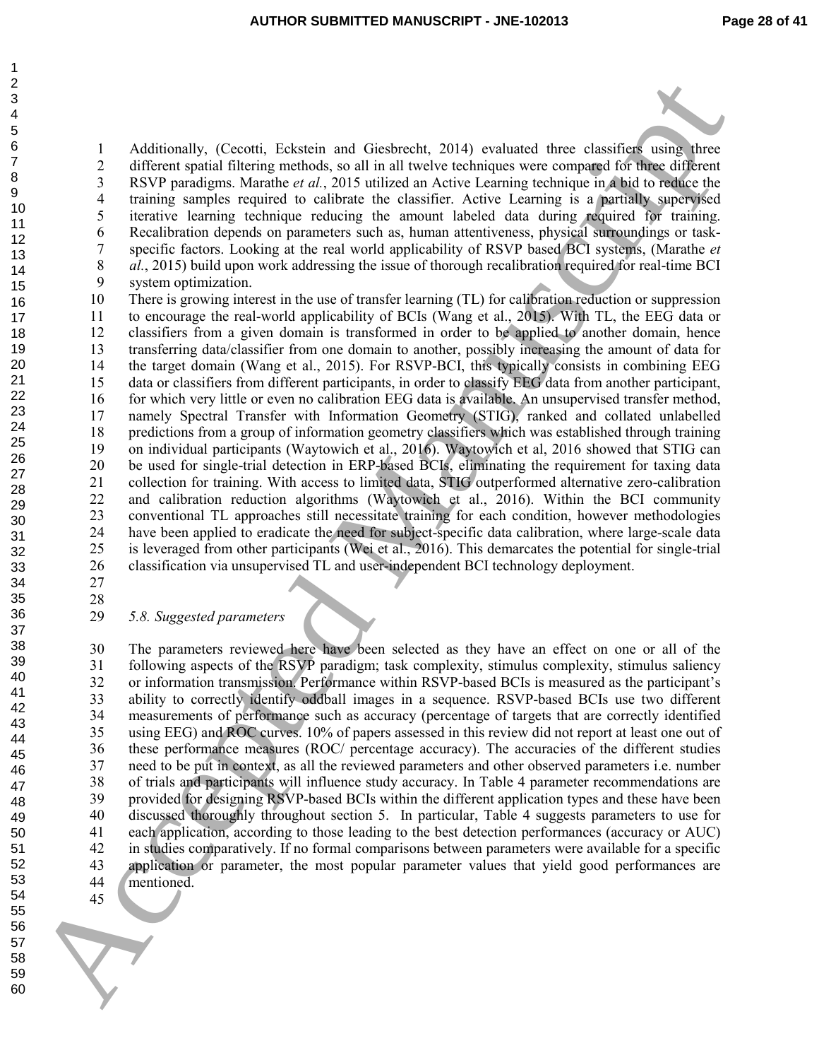Additionally, (Cecotti, Eckstein and Giesbrecht, 2014) evaluated three classifiers using three different spatial filtering methods, so all in all twelve techniques were compared for three different RSVP paradigms. Marathe *et al.*, 2015 utilized an Active Learning technique in a bid to reduce the training samples required to calibrate the classifier. Active Learning is a partially supervised iterative learning technique reducing the amount labeled data during required for training. Recalibration depends on parameters such as, human attentiveness, physical surroundings or task-specific factors. Looking at the real world applicability of RSVP based BCI systems, (Marathe *et al.*, 2015) build upon work addressing the issue of thorough recalibration required for real-time BCI system optimization.

There is growing interest in the use of transfer learning (TL) for calibration reduction or suppression to encourage the real-world applicability of BCIs (Wang et al., 2015). With TL, the EEG data or classifiers from a given domain is transformed in order to be applied to another domain, hence transferring data/classifier from one domain to another, possibly increasing the amount of data for the target domain (Wang et al., 2015). For RSVP-BCI, this typically consists in combining EEG data or classifiers from different participants, in order to classify EEG data from another participant, for which very little or even no calibration EEG data is available. An unsupervised transfer method, namely Spectral Transfer with Information Geometry (STIG), ranked and collated unlabelled predictions from a group of information geometry classifiers which was established through training on individual participants (Waytowich et al., 2016). Waytowich et al, 2016 showed that STIG can be used for single-trial detection in ERP-based BCIs, eliminating the requirement for taxing data collection for training. With access to limited data, STIG outperformed alternative zero-calibration and calibration reduction algorithms (Waytowich et al., 2016). Within the BCI community conventional TL approaches still necessitate training for each condition, however methodologies have been applied to eradicate the need for subject-specific data calibration, where large-scale data is leveraged from other participants (Wei et al., 2016). This demarcates the potential for single-trial classification via unsupervised TL and user-independent BCI technology deployment.

### *5.8. Suggested parameters*

The parameters reviewed here have been selected as they have an effect on one or all of the following aspects of the RSVP paradigm; task complexity, stimulus complexity, stimulus saliency or information transmission. Performance within RSVP-based BCIs is measured as the participant's ability to correctly identify oddball images in a sequence. RSVP-based BCIs use two different measurements of performance such as accuracy (percentage of targets that are correctly identified using EEG) and ROC curves. 10% of papers assessed in this review did not report at least one out of these performance measures (ROC/ percentage accuracy). The accuracies of the different studies need to be put in context, as all the reviewed parameters and other observed parameters i.e. number of trials and participants will influence study accuracy. In Table 4 parameter recommendations are provided for designing RSVP-based BCIs within the different application types and these have been discussed thoroughly throughout section 5. In particular, Table 4 suggests parameters to use for each application, according to those leading to the best detection performances (accuracy or AUC) in studies comparatively. If no formal comparisons between parameters were available for a specific application or parameter, the most popular parameter values that yield good performances are mentioned.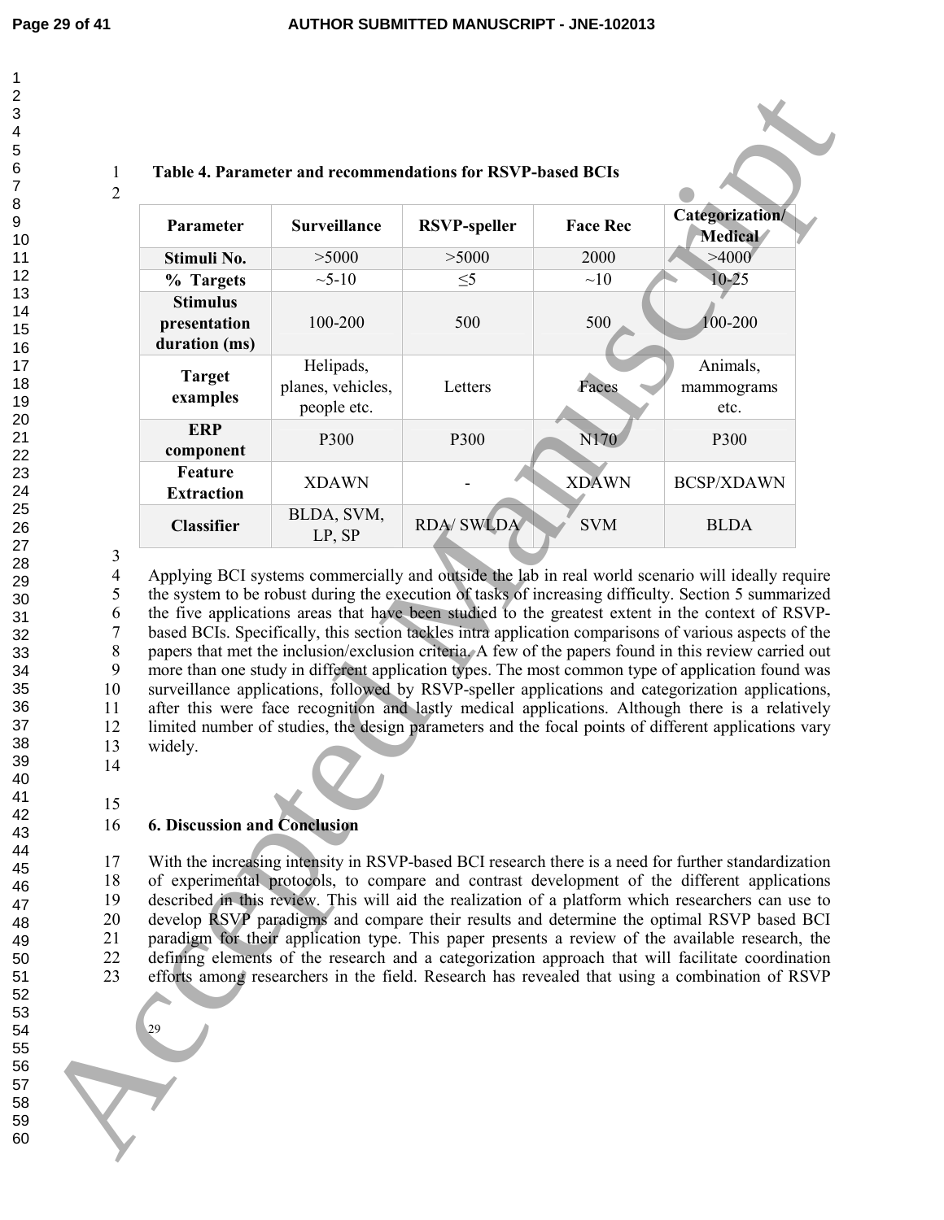**Table 4. Parameter and recommendations for RSVP-based BCIs**

| Parameter | Surveillance | RSVP-speller | Face Rec | Categorization/ Medical |
|---|---|---|---|---|
| **Stimuli No.** | >5000 | >5000 | 2000 | >4000 |
| **% Targets** | ~5-10 | ≤5 | ~10 | 10-25 |
| **Stimulus presentation duration (ms)** | 100-200 | 500 | 500 | 100-200 |
| **Target examples** | Helipads, planes, vehicles, people etc. | Letters | Faces | Animals, mammograms etc. |
| **ERP component** | P300 | P300 | N170 | P300 |
| **Feature Extraction** | XDAWN | - | XDAWN | BCSP/XDAWN |
| **Classifier** | BLDA, SVM, LP, SP | RDA/ SWLDA | SVM | BLDA |

Applying BCI systems commercially and outside the lab in real world scenario will ideally require the system to be robust during the execution of tasks of increasing difficulty. Section 5 summarized the five applications areas that have been studied to the greatest extent in the context of RSVP-based BCIs. Specifically, this section tackles intra application comparisons of various aspects of the papers that met the inclusion/exclusion criteria. A few of the papers found in this review carried out more than one study in different application types. The most common type of application found was surveillance applications, followed by RSVP-speller applications and categorization applications, after this were face recognition and lastly medical applications. Although there is a relatively limited number of studies, the design parameters and the focal points of different applications vary widely.

## 6. Discussion and Conclusion

With the increasing intensity in RSVP-based BCI research there is a need for further standardization of experimental protocols, to compare and contrast development of the different applications described in this review. This will aid the realization of a platform which researchers can use to develop RSVP paradigms and compare their results and determine the optimal RSVP based BCI paradigm for their application type. This paper presents a review of the available research, the defining elements of the research and a categorization approach that will facilitate coordination efforts among researchers in the field. Research has revealed that using a combination of RSVP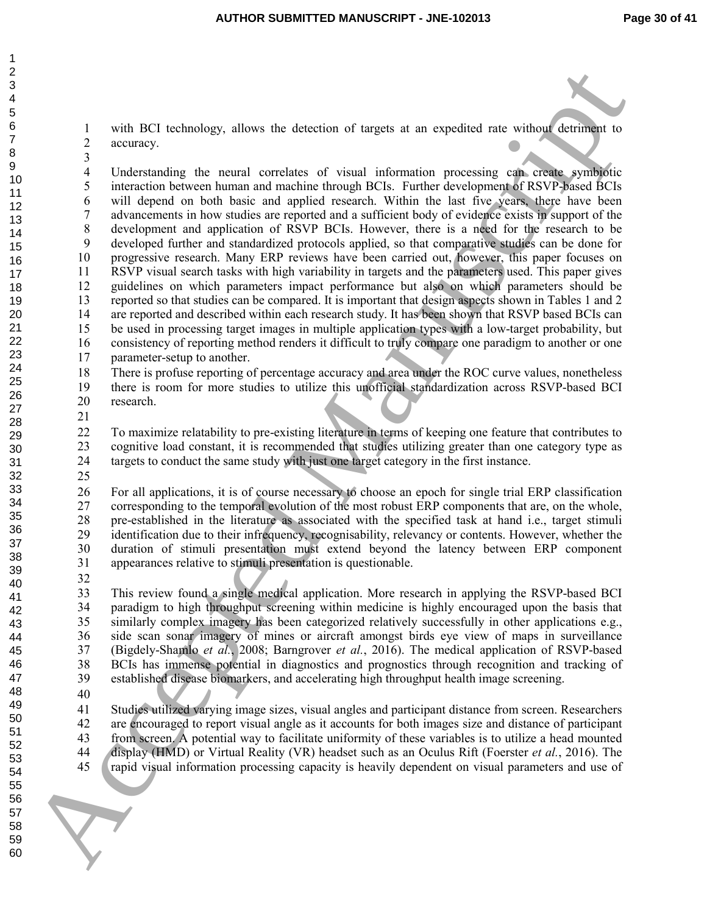with BCI technology, allows the detection of targets at an expedited rate without detriment to accuracy.

Understanding the neural correlates of visual information processing can create symbiotic interaction between human and machine through BCIs. Further development of RSVP-based BCIs will depend on both basic and applied research. Within the last five years, there have been advancements in how studies are reported and a sufficient body of evidence exists in support of the development and application of RSVP BCIs. However, there is a need for the research to be developed further and standardized protocols applied, so that comparative studies can be done for progressive research. Many ERP reviews have been carried out, however, this paper focuses on RSVP visual search tasks with high variability in targets and the parameters used. This paper gives guidelines on which parameters impact performance but also on which parameters should be reported so that studies can be compared. It is important that design aspects shown in Tables 1 and 2 are reported and described within each research study. It has been shown that RSVP based BCIs can be used in processing target images in multiple application types with a low-target probability, but consistency of reporting method renders it difficult to truly compare one paradigm to another or one parameter-setup to another.

There is profuse reporting of percentage accuracy and area under the ROC curve values, nonetheless there is room for more studies to utilize this unofficial standardization across RSVP-based BCI research.

To maximize relatability to pre-existing literature in terms of keeping one feature that contributes to cognitive load constant, it is recommended that studies utilizing greater than one category type as targets to conduct the same study with just one target category in the first instance.

For all applications, it is of course necessary to choose an epoch for single trial ERP classification corresponding to the temporal evolution of the most robust ERP components that are, on the whole, pre-established in the literature as associated with the specified task at hand i.e., target stimuli identification due to their infrequency, recognisability, relevancy or contents. However, whether the duration of stimuli presentation must extend beyond the latency between ERP component appearances relative to stimuli presentation is questionable.

This review found a single medical application. More research in applying the RSVP-based BCI paradigm to high throughput screening within medicine is highly encouraged upon the basis that similarly complex imagery has been categorized relatively successfully in other applications e.g., side scan sonar imagery of mines or aircraft amongst birds eye view of maps in surveillance (Bigdely-Shamlo *et al.*, 2008; Barngrover *et al.*, 2016). The medical application of RSVP-based BCIs has immense potential in diagnostics and prognostics through recognition and tracking of established disease biomarkers, and accelerating high throughput health image screening.

Studies utilized varying image sizes, visual angles and participant distance from screen. Researchers are encouraged to report visual angle as it accounts for both images size and distance of participant from screen. A potential way to facilitate uniformity of these variables is to utilize a head mounted display (HMD) or Virtual Reality (VR) headset such as an Oculus Rift (Foerster *et al.*, 2016). The rapid visual information processing capacity is heavily dependent on visual parameters and use of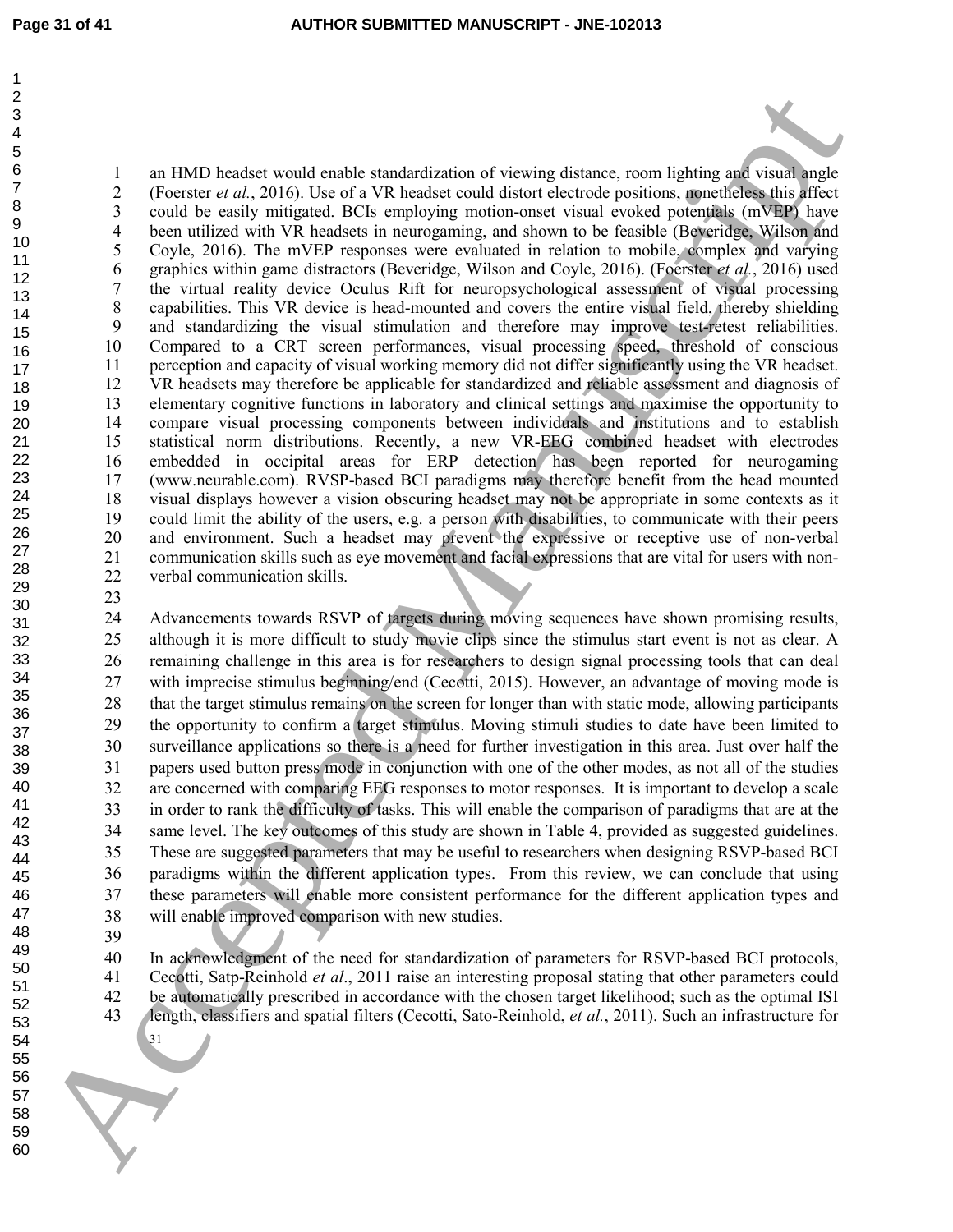an HMD headset would enable standardization of viewing distance, room lighting and visual angle (Foerster *et al.*, 2016). Use of a VR headset could distort electrode positions, nonetheless this affect could be easily mitigated. BCIs employing motion-onset visual evoked potentials (mVEP) have been utilized with VR headsets in neurogaming, and shown to be feasible (Beveridge, Wilson and Coyle, 2016). The mVEP responses were evaluated in relation to mobile, complex and varying graphics within game distractors (Beveridge, Wilson and Coyle, 2016). (Foerster *et al.*, 2016) used the virtual reality device Oculus Rift for neuropsychological assessment of visual processing capabilities. This VR device is head-mounted and covers the entire visual field, thereby shielding and standardizing the visual stimulation and therefore may improve test-retest reliabilities. Compared to a CRT screen performances, visual processing speed, threshold of conscious perception and capacity of visual working memory did not differ significantly using the VR headset. VR headsets may therefore be applicable for standardized and reliable assessment and diagnosis of elementary cognitive functions in laboratory and clinical settings and maximise the opportunity to compare visual processing components between individuals and institutions and to establish statistical norm distributions. Recently, a new VR-EEG combined headset with electrodes embedded in occipital areas for ERP detection has been reported for neurogaming (www.neurable.com). RVSP-based BCI paradigms may therefore benefit from the head mounted visual displays however a vision obscuring headset may not be appropriate in some contexts as it could limit the ability of the users, e.g. a person with disabilities, to communicate with their peers and environment. Such a headset may prevent the expressive or receptive use of non-verbal communication skills such as eye movement and facial expressions that are vital for users with non-verbal communication skills.

Advancements towards RSVP of targets during moving sequences have shown promising results, although it is more difficult to study movie clips since the stimulus start event is not as clear. A remaining challenge in this area is for researchers to design signal processing tools that can deal with imprecise stimulus beginning/end (Cecotti, 2015). However, an advantage of moving mode is that the target stimulus remains on the screen for longer than with static mode, allowing participants the opportunity to confirm a target stimulus. Moving stimuli studies to date have been limited to surveillance applications so there is a need for further investigation in this area. Just over half the papers used button press mode in conjunction with one of the other modes, as not all of the studies are concerned with comparing EEG responses to motor responses. It is important to develop a scale in order to rank the difficulty of tasks. This will enable the comparison of paradigms that are at the same level. The key outcomes of this study are shown in Table 4, provided as suggested guidelines. These are suggested parameters that may be useful to researchers when designing RSVP-based BCI paradigms within the different application types. From this review, we can conclude that using these parameters will enable more consistent performance for the different application types and will enable improved comparison with new studies.

In acknowledgment of the need for standardization of parameters for RSVP-based BCI protocols, Cecotti, Satp-Reinhold *et al*., 2011 raise an interesting proposal stating that other parameters could be automatically prescribed in accordance with the chosen target likelihood; such as the optimal ISI length, classifiers and spatial filters (Cecotti, Sato-Reinhold, *et al.*, 2011). Such an infrastructure for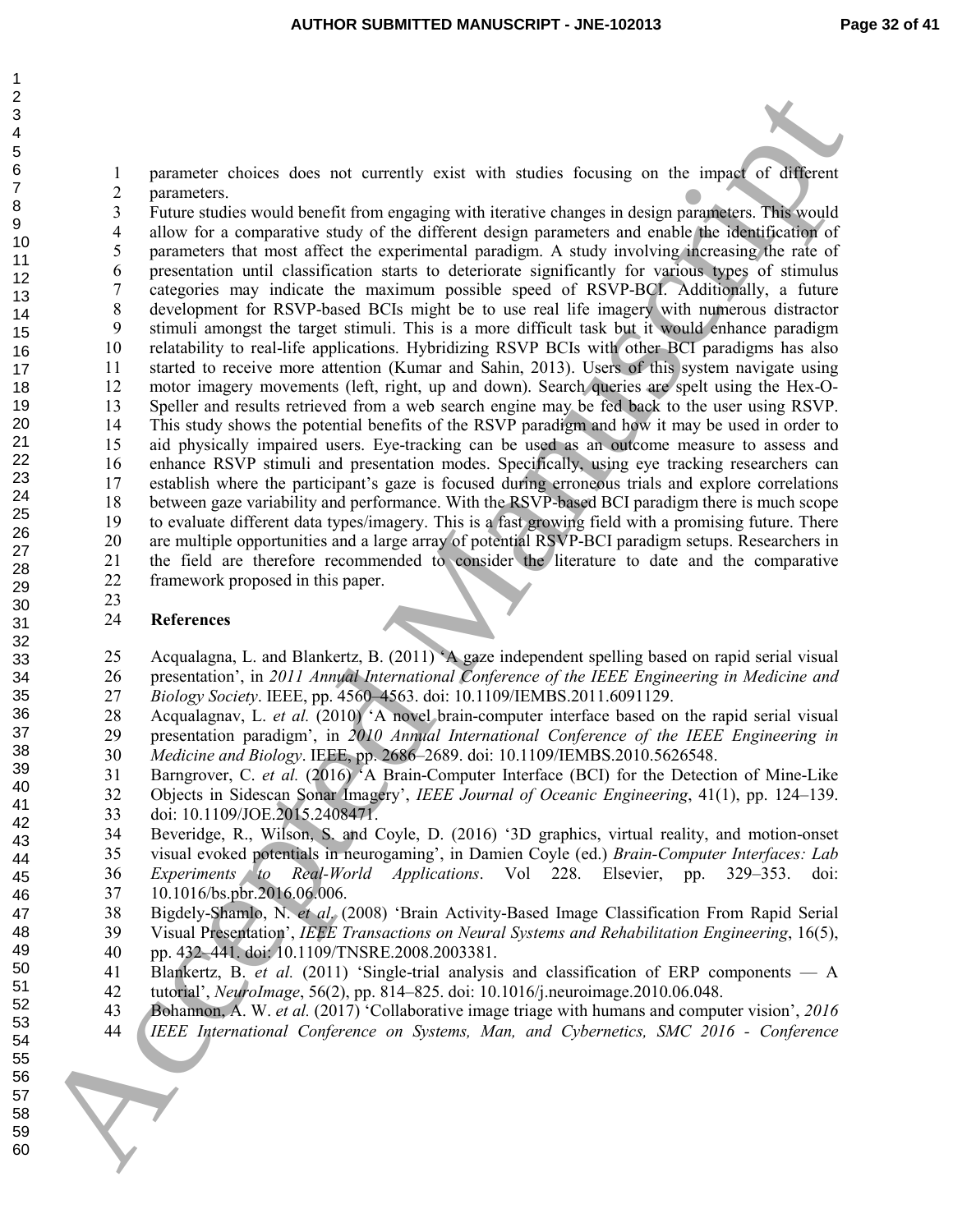parameter choices does not currently exist with studies focusing on the impact of different parameters.

Future studies would benefit from engaging with iterative changes in design parameters. This would allow for a comparative study of the different design parameters and enable the identification of parameters that most affect the experimental paradigm. A study involving increasing the rate of presentation until classification starts to deteriorate significantly for various types of stimulus categories may indicate the maximum possible speed of RSVP-BCI. Additionally, a future development for RSVP-based BCIs might be to use real life imagery with numerous distractor stimuli amongst the target stimuli. This is a more difficult task but it would enhance paradigm relatability to real-life applications. Hybridizing RSVP BCIs with other BCI paradigms has also started to receive more attention (Kumar and Sahin, 2013). Users of this system navigate using motor imagery movements (left, right, up and down). Search queries are spelt using the Hex-O-Speller and results retrieved from a web search engine may be fed back to the user using RSVP. This study shows the potential benefits of the RSVP paradigm and how it may be used in order to aid physically impaired users. Eye-tracking can be used as an outcome measure to assess and enhance RSVP stimuli and presentation modes. Specifically, using eye tracking researchers can establish where the participant's gaze is focused during erroneous trials and explore correlations between gaze variability and performance. With the RSVP-based BCI paradigm there is much scope to evaluate different data types/imagery. This is a fast growing field with a promising future. There are multiple opportunities and a large array of potential RSVP-BCI paradigm setups. Researchers in the field are therefore recommended to consider the literature to date and the comparative framework proposed in this paper.

## References

Acqualagna, L. and Blankertz, B. (2011) 'A gaze independent spelling based on rapid serial visual presentation', in *2011 Annual International Conference of the IEEE Engineering in Medicine and Biology Society*. IEEE, pp. 4560–4563. doi: 10.1109/IEMBS.2011.6091129.

Acqualagnav, L. *et al.* (2010) 'A novel brain-computer interface based on the rapid serial visual presentation paradigm', in *2010 Annual International Conference of the IEEE Engineering in Medicine and Biology*. IEEE, pp. 2686–2689. doi: 10.1109/IEMBS.2010.5626548.

Barngrover, C. *et al.* (2016) 'A Brain-Computer Interface (BCI) for the Detection of Mine-Like Objects in Sidescan Sonar Imagery', *IEEE Journal of Oceanic Engineering*, 41(1), pp. 124–139. doi: 10.1109/JOE.2015.2408471.

Beveridge, R., Wilson, S. and Coyle, D. (2016) '3D graphics, virtual reality, and motion-onset visual evoked potentials in neurogaming', in Damien Coyle (ed.) *Brain-Computer Interfaces: Lab Experiments to Real-World Applications*. Vol 228. Elsevier, pp. 329–353. doi: 10.1016/bs.pbr.2016.06.006.

Bigdely-Shamlo, N. *et al.* (2008) 'Brain Activity-Based Image Classification From Rapid Serial Visual Presentation', *IEEE Transactions on Neural Systems and Rehabilitation Engineering*, 16(5), pp. 432–441. doi: 10.1109/TNSRE.2008.2003381.

Blankertz, B. *et al.* (2011) 'Single-trial analysis and classification of ERP components — A tutorial', *NeuroImage*, 56(2), pp. 814–825. doi: 10.1016/j.neuroimage.2010.06.048.

Bohannon, A. W. *et al.* (2017) 'Collaborative image triage with humans and computer vision', *2016 IEEE International Conference on Systems, Man, and Cybernetics, SMC 2016 - Conference*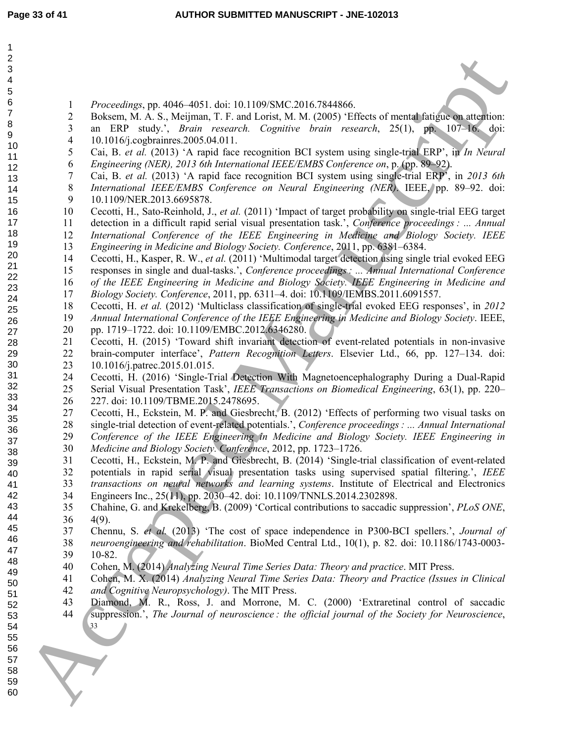*Proceedings*, pp. 4046–4051. doi: 10.1109/SMC.2016.7844866.

Boksem, M. A. S., Meijman, T. F. and Lorist, M. M. (2005) 'Effects of mental fatigue on attention: an ERP study.', *Brain research. Cognitive brain research*, 25(1), pp. 107–16. doi: 10.1016/j.cogbrainres.2005.04.011.

Cai, B. *et al.* (2013) 'A rapid face recognition BCI system using single-trial ERP', in *In Neural Engineering (NER), 2013 6th International IEEE/EMBS Conference on*, p. (pp. 89–92).

Cai, B. *et al.* (2013) 'A rapid face recognition BCI system using single-trial ERP', in *2013 6th International IEEE/EMBS Conference on Neural Engineering (NER)*. IEEE, pp. 89–92. doi: 10.1109/NER.2013.6695878.

Cecotti, H., Sato-Reinhold, J., *et al.* (2011) 'Impact of target probability on single-trial EEG target detection in a difficult rapid serial visual presentation task.', *Conference proceedings : ... Annual International Conference of the IEEE Engineering in Medicine and Biology Society. IEEE Engineering in Medicine and Biology Society. Conference*, 2011, pp. 6381–6384.

Cecotti, H., Kasper, R. W., *et al.* (2011) 'Multimodal target detection using single trial evoked EEG responses in single and dual-tasks.', *Conference proceedings : ... Annual International Conference of the IEEE Engineering in Medicine and Biology Society. IEEE Engineering in Medicine and Biology Society. Conference*, 2011, pp. 6311–4. doi: 10.1109/IEMBS.2011.6091557.

Cecotti, H. *et al.* (2012) 'Multiclass classification of single-trial evoked EEG responses', in *2012 Annual International Conference of the IEEE Engineering in Medicine and Biology Society*. IEEE, pp. 1719–1722. doi: 10.1109/EMBC.2012.6346280.

Cecotti, H. (2015) 'Toward shift invariant detection of event-related potentials in non-invasive brain-computer interface', *Pattern Recognition Letters*. Elsevier Ltd., 66, pp. 127–134. doi: 10.1016/j.patrec.2015.01.015.

Cecotti, H. (2016) 'Single-Trial Detection With Magnetoencephalography During a Dual-Rapid Serial Visual Presentation Task', *IEEE Transactions on Biomedical Engineering*, 63(1), pp. 220–227. doi: 10.1109/TBME.2015.2478695.

Cecotti, H., Eckstein, M. P. and Giesbrecht, B. (2012) 'Effects of performing two visual tasks on single-trial detection of event-related potentials.', *Conference proceedings : ... Annual International Conference of the IEEE Engineering in Medicine and Biology Society. IEEE Engineering in Medicine and Biology Society. Conference*, 2012, pp. 1723–1726.

Cecotti, H., Eckstein, M. P. and Giesbrecht, B. (2014) 'Single-trial classification of event-related potentials in rapid serial visual presentation tasks using supervised spatial filtering.', *IEEE transactions on neural networks and learning systems*. Institute of Electrical and Electronics Engineers Inc., 25(11), pp. 2030–42. doi: 10.1109/TNNLS.2014.2302898.

Chahine, G. and Krekelberg, B. (2009) 'Cortical contributions to saccadic suppression', *PLoS ONE*, 4(9).

Chennu, S. *et al.* (2013) 'The cost of space independence in P300-BCI spellers.', *Journal of neuroengineering and rehabilitation*. BioMed Central Ltd., 10(1), p. 82. doi: 10.1186/1743-0003-10-82.

Cohen, M. (2014) *Analyzing Neural Time Series Data: Theory and practice*. MIT Press.

Cohen, M. X. (2014) *Analyzing Neural Time Series Data: Theory and Practice (Issues in Clinical and Cognitive Neuropsychology)*. The MIT Press.

Diamond, M. R., Ross, J. and Morrone, M. C. (2000) 'Extraretinal control of saccadic suppression.', *The Journal of neuroscience : the official journal of the Society for Neuroscience*,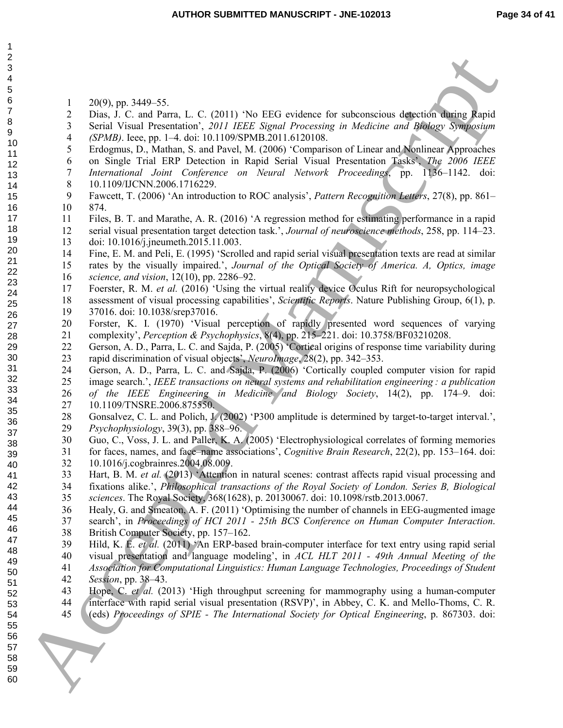20(9), pp. 3449–55.

Dias, J. C. and Parra, L. C. (2011) 'No EEG evidence for subconscious detection during Rapid Serial Visual Presentation', *2011 IEEE Signal Processing in Medicine and Biology Symposium (SPMB)*. Ieee, pp. 1–4. doi: 10.1109/SPMB.2011.6120108.

Erdogmus, D., Mathan, S. and Pavel, M. (2006) 'Comparison of Linear and Nonlinear Approaches on Single Trial ERP Detection in Rapid Serial Visual Presentation Tasks', *The 2006 IEEE International Joint Conference on Neural Network Proceedings*, pp. 1136–1142. doi: 10.1109/IJCNN.2006.1716229.

Fawcett, T. (2006) 'An introduction to ROC analysis', *Pattern Recognition Letters*, 27(8), pp. 861–874.

Files, B. T. and Marathe, A. R. (2016) 'A regression method for estimating performance in a rapid serial visual presentation target detection task.', *Journal of neuroscience methods*, 258, pp. 114–23. doi: 10.1016/j.jneumeth.2015.11.003.

Fine, E. M. and Peli, E. (1995) 'Scrolled and rapid serial visual presentation texts are read at similar rates by the visually impaired.', *Journal of the Optical Society of America. A, Optics, image science, and vision*, 12(10), pp. 2286–92.

Foerster, R. M. *et al.* (2016) 'Using the virtual reality device Oculus Rift for neuropsychological assessment of visual processing capabilities', *Scientific Reports*. Nature Publishing Group, 6(1), p. 37016. doi: 10.1038/srep37016.

Forster, K. I. (1970) 'Visual perception of rapidly presented word sequences of varying complexity', *Perception & Psychophysics*, 8(4), pp. 215–221. doi: 10.3758/BF03210208.

Gerson, A. D., Parra, L. C. and Sajda, P. (2005) 'Cortical origins of response time variability during rapid discrimination of visual objects', *NeuroImage*, 28(2), pp. 342–353.

Gerson, A. D., Parra, L. C. and Sajda, P. (2006) 'Cortically coupled computer vision for rapid image search.', *IEEE transactions on neural systems and rehabilitation engineering : a publication of the IEEE Engineering in Medicine and Biology Society*, 14(2), pp. 174–9. doi: 10.1109/TNSRE.2006.875550.

Gonsalvez, C. L. and Polich, J. (2002) 'P300 amplitude is determined by target-to-target interval.', *Psychophysiology*, 39(3), pp. 388–96.

Guo, C., Voss, J. L. and Paller, K. A. (2005) 'Electrophysiological correlates of forming memories for faces, names, and face–name associations', *Cognitive Brain Research*, 22(2), pp. 153–164. doi: 10.1016/j.cogbrainres.2004.08.009.

Hart, B. M. *et al.* (2013) 'Attention in natural scenes: contrast affects rapid visual processing and fixations alike.', *Philosophical transactions of the Royal Society of London. Series B, Biological sciences*. The Royal Society, 368(1628), p. 20130067. doi: 10.1098/rstb.2013.0067.

Healy, G. and Smeaton, A. F. (2011) 'Optimising the number of channels in EEG-augmented image search', in *Proceedings of HCI 2011 - 25th BCS Conference on Human Computer Interaction*. British Computer Society, pp. 157–162.

Hild, K. E. *et al.* (2011) 'An ERP-based brain-computer interface for text entry using rapid serial visual presentation and language modeling', in *ACL HLT 2011 - 49th Annual Meeting of the Association for Computational Linguistics: Human Language Technologies, Proceedings of Student Session*, pp. 38–43.

Hope, C. *et al.* (2013) 'High throughput screening for mammography using a human-computer interface with rapid serial visual presentation (RSVP)', in Abbey, C. K. and Mello-Thoms, C. R. (eds) *Proceedings of SPIE - The International Society for Optical Engineering*, p. 867303. doi: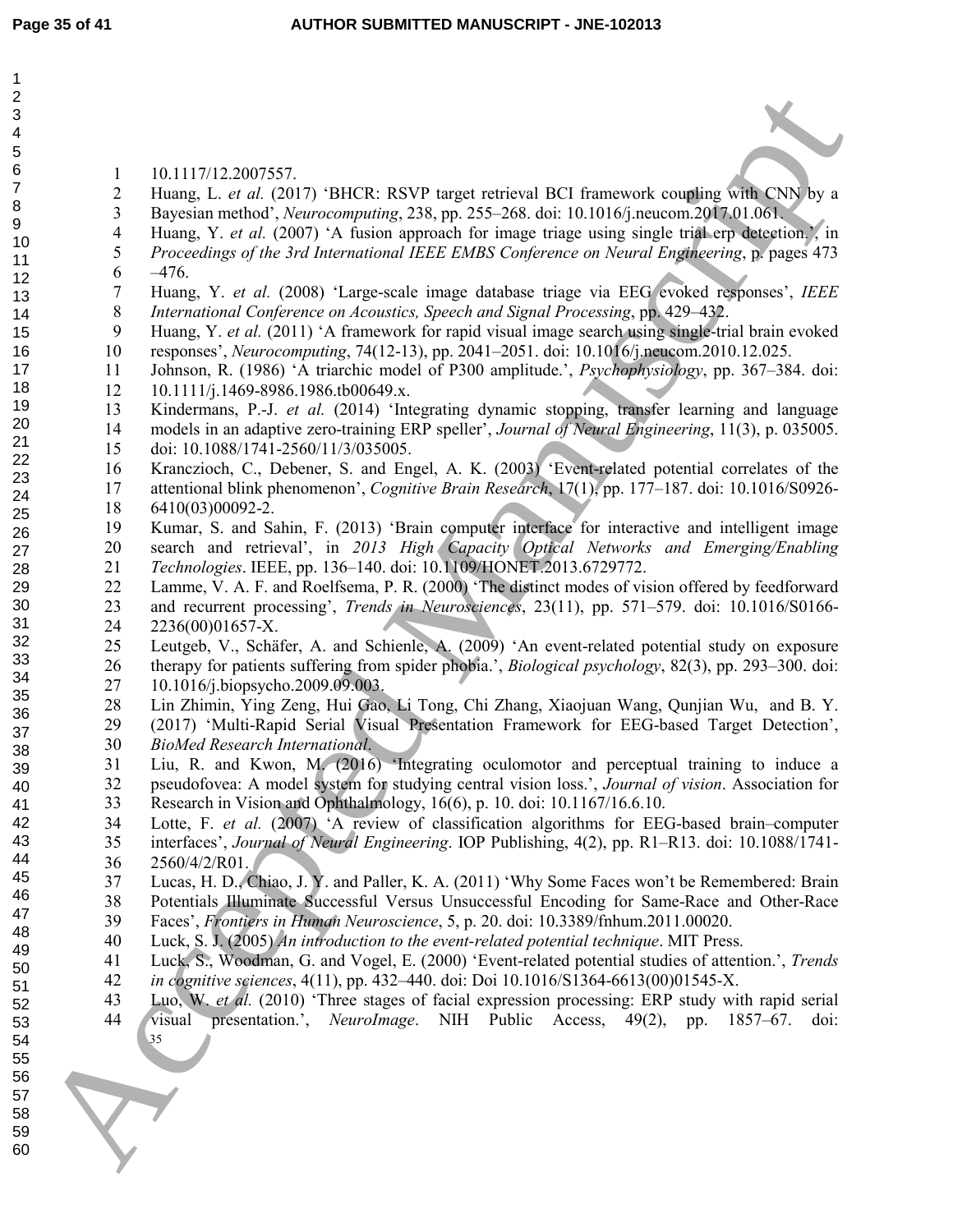10.1117/12.2007557.

Huang, L. *et al.* (2017) 'BHCR: RSVP target retrieval BCI framework coupling with CNN by a Bayesian method', *Neurocomputing*, 238, pp. 255–268. doi: 10.1016/j.neucom.2017.01.061.

Huang, Y. *et al.* (2007) 'A fusion approach for image triage using single trial erp detection.', in *Proceedings of the 3rd International IEEE EMBS Conference on Neural Engineering*, p. pages 473 –476.

Huang, Y. *et al.* (2008) 'Large-scale image database triage via EEG evoked responses', *IEEE International Conference on Acoustics, Speech and Signal Processing*, pp. 429–432.

Huang, Y. *et al.* (2011) 'A framework for rapid visual image search using single-trial brain evoked responses', *Neurocomputing*, 74(12-13), pp. 2041–2051. doi: 10.1016/j.neucom.2010.12.025.

Johnson, R. (1986) 'A triarchic model of P300 amplitude.', *Psychophysiology*, pp. 367–384. doi: 10.1111/j.1469-8986.1986.tb00649.x.

Kindermans, P.-J. *et al.* (2014) 'Integrating dynamic stopping, transfer learning and language models in an adaptive zero-training ERP speller', *Journal of Neural Engineering*, 11(3), p. 035005. doi: 10.1088/1741-2560/11/3/035005.

Kranczioch, C., Debener, S. and Engel, A. K. (2003) 'Event-related potential correlates of the attentional blink phenomenon', *Cognitive Brain Research*, 17(1), pp. 177–187. doi: 10.1016/S0926-6410(03)00092-2.

Kumar, S. and Sahin, F. (2013) 'Brain computer interface for interactive and intelligent image search and retrieval', in *2013 High Capacity Optical Networks and Emerging/Enabling Technologies*. IEEE, pp. 136–140. doi: 10.1109/HONET.2013.6729772.

Lamme, V. A. F. and Roelfsema, P. R. (2000) 'The distinct modes of vision offered by feedforward and recurrent processing', *Trends in Neurosciences*, 23(11), pp. 571–579. doi: 10.1016/S0166-2236(00)01657-X.

Leutgeb, V., Schäfer, A. and Schienle, A. (2009) 'An event-related potential study on exposure therapy for patients suffering from spider phobia.', *Biological psychology*, 82(3), pp. 293–300. doi: 10.1016/j.biopsycho.2009.09.003.

Lin Zhimin, Ying Zeng, Hui Gao, Li Tong, Chi Zhang, Xiaojuan Wang, Qunjian Wu, and B. Y. (2017) 'Multi-Rapid Serial Visual Presentation Framework for EEG-based Target Detection', *BioMed Research International*.

Liu, R. and Kwon, M. (2016) 'Integrating oculomotor and perceptual training to induce a pseudofovea: A model system for studying central vision loss.', *Journal of vision*. Association for Research in Vision and Ophthalmology, 16(6), p. 10. doi: 10.1167/16.6.10.

Lotte, F. *et al.* (2007) 'A review of classification algorithms for EEG-based brain–computer interfaces', *Journal of Neural Engineering*. IOP Publishing, 4(2), pp. R1–R13. doi: 10.1088/1741-2560/4/2/R01.

Lucas, H. D., Chiao, J. Y. and Paller, K. A. (2011) 'Why Some Faces won't be Remembered: Brain Potentials Illuminate Successful Versus Unsuccessful Encoding for Same-Race and Other-Race Faces', *Frontiers in Human Neuroscience*, 5, p. 20. doi: 10.3389/fnhum.2011.00020.

Luck, S. J. (2005) *An introduction to the event-related potential technique*. MIT Press.

Luck, S., Woodman, G. and Vogel, E. (2000) 'Event-related potential studies of attention.', *Trends in cognitive sciences*, 4(11), pp. 432–440. doi: Doi 10.1016/S1364-6613(00)01545-X.

Luo, W. *et al.* (2010) 'Three stages of facial expression processing: ERP study with rapid serial visual presentation.', *NeuroImage*. NIH Public Access, 49(2), pp. 1857–67. doi: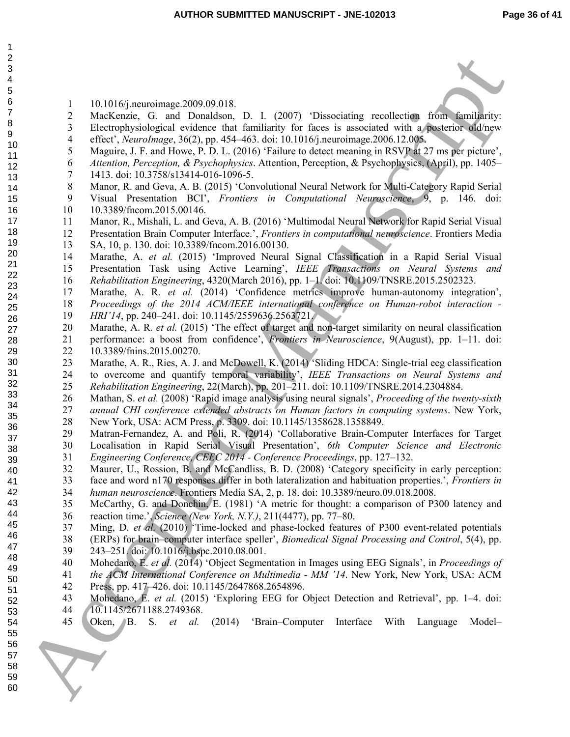10.1016/j.neuroimage.2009.09.018.

MacKenzie, G. and Donaldson, D. I. (2007) 'Dissociating recollection from familiarity: Electrophysiological evidence that familiarity for faces is associated with a posterior old/new effect', *NeuroImage*, 36(2), pp. 454–463. doi: 10.1016/j.neuroimage.2006.12.005.

Maguire, J. F. and Howe, P. D. L. (2016) 'Failure to detect meaning in RSVP at 27 ms per picture', *Attention, Perception, & Psychophysics*. Attention, Perception, & Psychophysics, (April), pp. 1405–1413. doi: 10.3758/s13414-016-1096-5.

Manor, R. and Geva, A. B. (2015) 'Convolutional Neural Network for Multi-Category Rapid Serial Visual Presentation BCI', *Frontiers in Computational Neuroscience*, 9, p. 146. doi: 10.3389/fncom.2015.00146.

Manor, R., Mishali, L. and Geva, A. B. (2016) 'Multimodal Neural Network for Rapid Serial Visual Presentation Brain Computer Interface.', *Frontiers in computational neuroscience*. Frontiers Media SA, 10, p. 130. doi: 10.3389/fncom.2016.00130.

Marathe, A. *et al.* (2015) 'Improved Neural Signal Classification in a Rapid Serial Visual Presentation Task using Active Learning', *IEEE Transactions on Neural Systems and Rehabilitation Engineering*, 4320(March 2016), pp. 1–1. doi: 10.1109/TNSRE.2015.2502323.

Marathe, A. R. *et al.* (2014) 'Confidence metrics improve human-autonomy integration', *Proceedings of the 2014 ACM/IEEE international conference on Human-robot interaction - HRI'14*, pp. 240–241. doi: 10.1145/2559636.2563721.

Marathe, A. R. *et al.* (2015) 'The effect of target and non-target similarity on neural classification performance: a boost from confidence', *Frontiers in Neuroscience*, 9(August), pp. 1–11. doi: 10.3389/fnins.2015.00270.

Marathe, A. R., Ries, A. J. and McDowell, K. (2014) 'Sliding HDCA: Single-trial eeg classification to overcome and quantify temporal variability', *IEEE Transactions on Neural Systems and Rehabilitation Engineering*, 22(March), pp. 201–211. doi: 10.1109/TNSRE.2014.2304884.

Mathan, S. *et al.* (2008) 'Rapid image analysis using neural signals', *Proceeding of the twenty-sixth annual CHI conference extended abstracts on Human factors in computing systems*. New York, New York, USA: ACM Press, p. 3309. doi: 10.1145/1358628.1358849.

Matran-Fernandez, A. and Poli, R. (2014) 'Collaborative Brain-Computer Interfaces for Target Localisation in Rapid Serial Visual Presentation', *6th Computer Science and Electronic Engineering Conference, CEEC 2014 - Conference Proceedings*, pp. 127–132.

Maurer, U., Rossion, B. and McCandliss, B. D. (2008) 'Category specificity in early perception: face and word n170 responses differ in both lateralization and habituation properties.', *Frontiers in human neuroscience*. Frontiers Media SA, 2, p. 18. doi: 10.3389/neuro.09.018.2008.

McCarthy, G. and Donchin, E. (1981) 'A metric for thought: a comparison of P300 latency and reaction time.', *Science (New York, N.Y.)*, 211(4477), pp. 77–80.

Ming, D. *et al.* (2010) 'Time-locked and phase-locked features of P300 event-related potentials (ERPs) for brain–computer interface speller', *Biomedical Signal Processing and Control*, 5(4), pp. 243–251. doi: 10.1016/j.bspc.2010.08.001.

Mohedano, E. *et al.* (2014) 'Object Segmentation in Images using EEG Signals', in *Proceedings of the ACM International Conference on Multimedia - MM '14*. New York, New York, USA: ACM Press, pp. 417–426. doi: 10.1145/2647868.2654896.

Mohedano, E. *et al.* (2015) 'Exploring EEG for Object Detection and Retrieval', pp. 1–4. doi: 10.1145/2671188.2749368.

Oken, B. S. *et al.* (2014) 'Brain–Computer Interface With Language Model–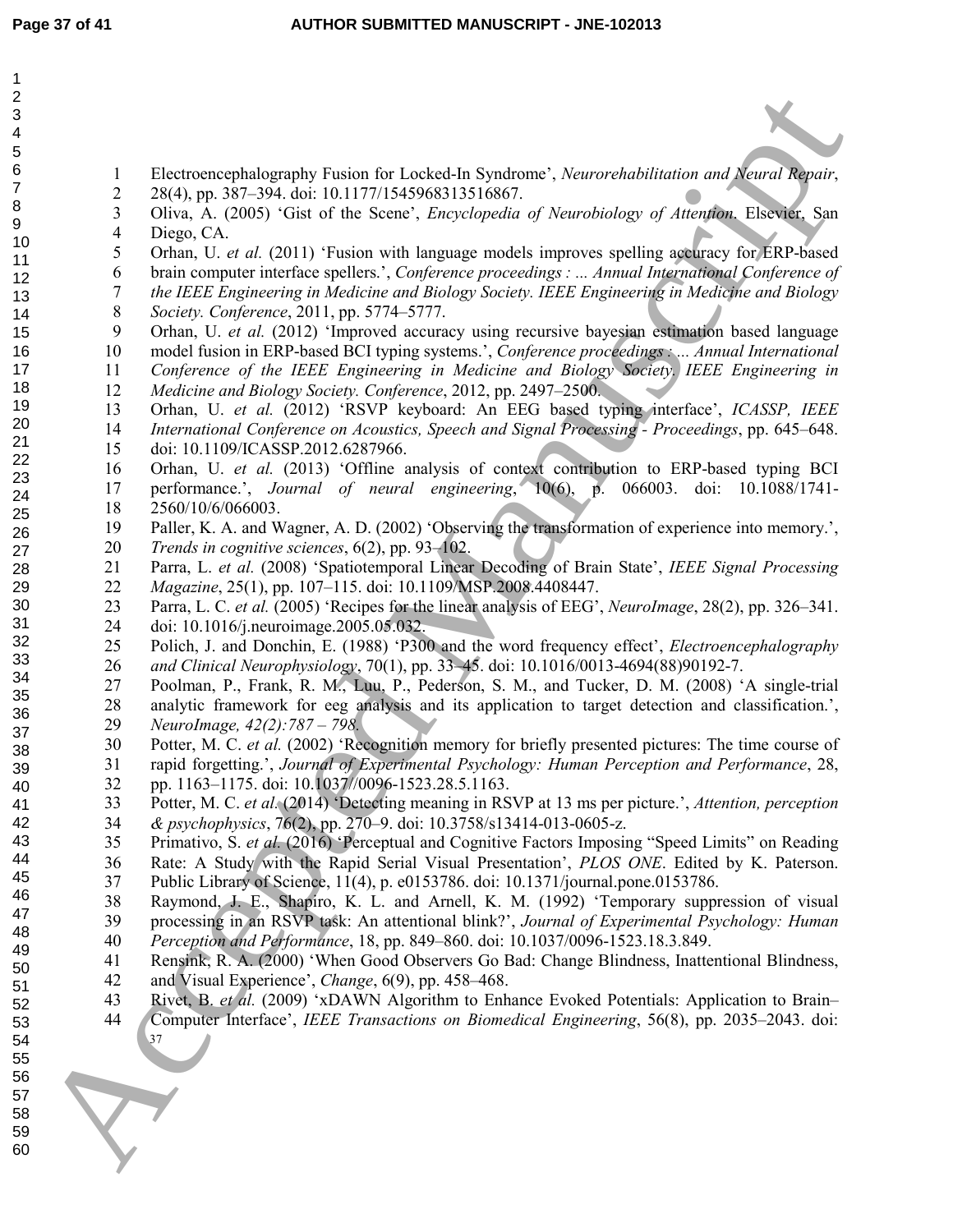Electroencephalography Fusion for Locked-In Syndrome', *Neurorehabilitation and Neural Repair*, 28(4), pp. 387–394. doi: 10.1177/1545968313516867.

Oliva, A. (2005) 'Gist of the Scene', *Encyclopedia of Neurobiology of Attention.* Elsevier, San Diego, CA.

Orhan, U. *et al.* (2011) 'Fusion with language models improves spelling accuracy for ERP-based brain computer interface spellers.', *Conference proceedings : ... Annual International Conference of the IEEE Engineering in Medicine and Biology Society. IEEE Engineering in Medicine and Biology Society. Conference*, 2011, pp. 5774–5777.

Orhan, U. *et al.* (2012) 'Improved accuracy using recursive bayesian estimation based language model fusion in ERP-based BCI typing systems.', *Conference proceedings : ... Annual International Conference of the IEEE Engineering in Medicine and Biology Society. IEEE Engineering in Medicine and Biology Society. Conference*, 2012, pp. 2497–2500.

Orhan, U. *et al.* (2012) 'RSVP keyboard: An EEG based typing interface', *ICASSP, IEEE International Conference on Acoustics, Speech and Signal Processing - Proceedings*, pp. 645–648. doi: 10.1109/ICASSP.2012.6287966.

Orhan, U. *et al.* (2013) 'Offline analysis of context contribution to ERP-based typing BCI performance.', *Journal of neural engineering*, 10(6), p. 066003. doi: 10.1088/1741-2560/10/6/066003.

Paller, K. A. and Wagner, A. D. (2002) 'Observing the transformation of experience into memory.', *Trends in cognitive sciences*, 6(2), pp. 93–102.

Parra, L. *et al.* (2008) 'Spatiotemporal Linear Decoding of Brain State', *IEEE Signal Processing Magazine*, 25(1), pp. 107–115. doi: 10.1109/MSP.2008.4408447.

Parra, L. C. *et al.* (2005) 'Recipes for the linear analysis of EEG', *NeuroImage*, 28(2), pp. 326–341. doi: 10.1016/j.neuroimage.2005.05.032.

Polich, J. and Donchin, E. (1988) 'P300 and the word frequency effect', *Electroencephalography and Clinical Neurophysiology*, 70(1), pp. 33–45. doi: 10.1016/0013-4694(88)90192-7.

Poolman, P., Frank, R. M., Luu, P., Pederson, S. M., and Tucker, D. M. (2008) 'A single-trial analytic framework for eeg analysis and its application to target detection and classification.', *NeuroImage, 42(2):787 – 798.*

Potter, M. C. *et al.* (2002) 'Recognition memory for briefly presented pictures: The time course of rapid forgetting.', *Journal of Experimental Psychology: Human Perception and Performance*, 28, pp. 1163–1175. doi: 10.1037//0096-1523.28.5.1163.

Potter, M. C. *et al.* (2014) 'Detecting meaning in RSVP at 13 ms per picture.', *Attention, perception & psychophysics*, 76(2), pp. 270–9. doi: 10.3758/s13414-013-0605-z.

Primativo, S. *et al.* (2016) 'Perceptual and Cognitive Factors Imposing "Speed Limits" on Reading Rate: A Study with the Rapid Serial Visual Presentation', *PLOS ONE*. Edited by K. Paterson. Public Library of Science, 11(4), p. e0153786. doi: 10.1371/journal.pone.0153786.

Raymond, J. E., Shapiro, K. L. and Arnell, K. M. (1992) 'Temporary suppression of visual processing in an RSVP task: An attentional blink?', *Journal of Experimental Psychology: Human Perception and Performance*, 18, pp. 849–860. doi: 10.1037/0096-1523.18.3.849.

Rensink, R. A. (2000) 'When Good Observers Go Bad: Change Blindness, Inattentional Blindness, and Visual Experience', *Change*, 6(9), pp. 458–468.

Rivet, B. *et al.* (2009) 'xDAWN Algorithm to Enhance Evoked Potentials: Application to Brain–Computer Interface', *IEEE Transactions on Biomedical Engineering*, 56(8), pp. 2035–2043. doi: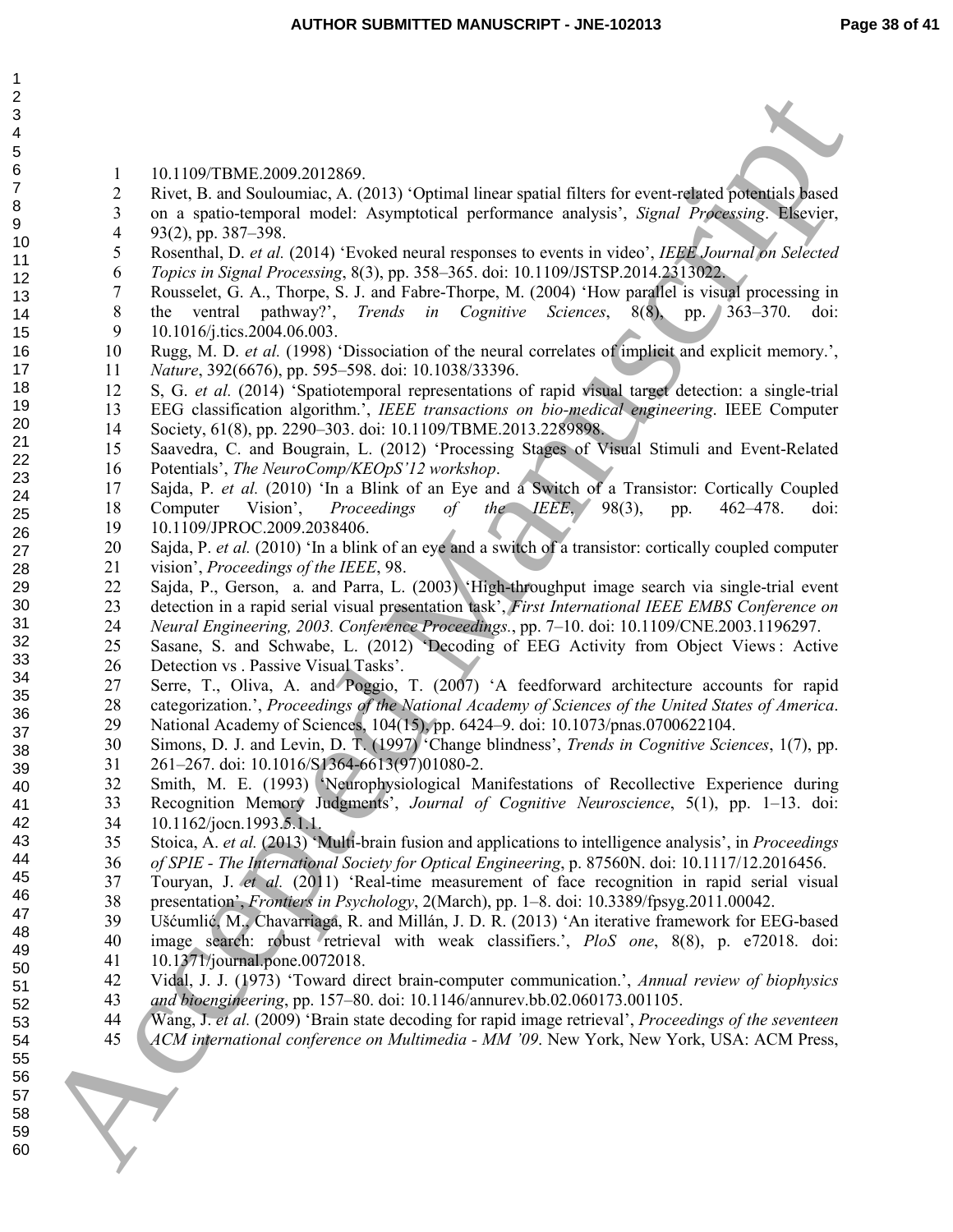10.1109/TBME.2009.2012869.

Rivet, B. and Souloumiac, A. (2013) 'Optimal linear spatial filters for event-related potentials based on a spatio-temporal model: Asymptotical performance analysis', *Signal Processing*. Elsevier, 93(2), pp. 387–398.

Rosenthal, D. *et al.* (2014) 'Evoked neural responses to events in video', *IEEE Journal on Selected Topics in Signal Processing*, 8(3), pp. 358–365. doi: 10.1109/JSTSP.2014.2313022.

Rousselet, G. A., Thorpe, S. J. and Fabre-Thorpe, M. (2004) 'How parallel is visual processing in the ventral pathway?', *Trends in Cognitive Sciences*, 8(8), pp. 363–370. doi: 10.1016/j.tics.2004.06.003.

Rugg, M. D. *et al.* (1998) 'Dissociation of the neural correlates of implicit and explicit memory.', *Nature*, 392(6676), pp. 595–598. doi: 10.1038/33396.

S, G. *et al.* (2014) 'Spatiotemporal representations of rapid visual target detection: a single-trial EEG classification algorithm.', *IEEE transactions on bio-medical engineering*. IEEE Computer Society, 61(8), pp. 2290–303. doi: 10.1109/TBME.2013.2289898.

Saavedra, C. and Bougrain, L. (2012) 'Processing Stages of Visual Stimuli and Event-Related Potentials', *The NeuroComp/KEOpS'12 workshop*.

Sajda, P. *et al.* (2010) 'In a Blink of an Eye and a Switch of a Transistor: Cortically Coupled Computer Vision', *Proceedings of the IEEE*, 98(3), pp. 462–478. doi: 10.1109/JPROC.2009.2038406.

Sajda, P. *et al.* (2010) 'In a blink of an eye and a switch of a transistor: cortically coupled computer vision', *Proceedings of the IEEE*, 98.

Sajda, P., Gerson, a. and Parra, L. (2003) 'High-throughput image search via single-trial event detection in a rapid serial visual presentation task', *First International IEEE EMBS Conference on Neural Engineering, 2003. Conference Proceedings.*, pp. 7–10. doi: 10.1109/CNE.2003.1196297.

Sasane, S. and Schwabe, L. (2012) 'Decoding of EEG Activity from Object Views : Active Detection vs . Passive Visual Tasks'.

Serre, T., Oliva, A. and Poggio, T. (2007) 'A feedforward architecture accounts for rapid categorization.', *Proceedings of the National Academy of Sciences of the United States of America*. National Academy of Sciences, 104(15), pp. 6424–9. doi: 10.1073/pnas.0700622104.

Simons, D. J. and Levin, D. T. (1997) 'Change blindness', *Trends in Cognitive Sciences*, 1(7), pp. 261–267. doi: 10.1016/S1364-6613(97)01080-2.

Smith, M. E. (1993) 'Neurophysiological Manifestations of Recollective Experience during Recognition Memory Judgments', *Journal of Cognitive Neuroscience*, 5(1), pp. 1–13. doi: 10.1162/jocn.1993.5.1.1.

Stoica, A. *et al.* (2013) 'Multi-brain fusion and applications to intelligence analysis', in *Proceedings of SPIE - The International Society for Optical Engineering*, p. 87560N. doi: 10.1117/12.2016456.

Touryan, J. *et al.* (2011) 'Real-time measurement of face recognition in rapid serial visual presentation', *Frontiers in Psychology*, 2(March), pp. 1–8. doi: 10.3389/fpsyg.2011.00042.

Ušćumlić, M., Chavarriaga, R. and Millán, J. D. R. (2013) 'An iterative framework for EEG-based image search: robust retrieval with weak classifiers.', *PloS one*, 8(8), p. e72018. doi: 10.1371/journal.pone.0072018.

Vidal, J. J. (1973) 'Toward direct brain-computer communication.', *Annual review of biophysics and bioengineering*, pp. 157–80. doi: 10.1146/annurev.bb.02.060173.001105.

Wang, J. *et al.* (2009) 'Brain state decoding for rapid image retrieval', *Proceedings of the seventeen ACM international conference on Multimedia - MM '09*. New York, New York, USA: ACM Press,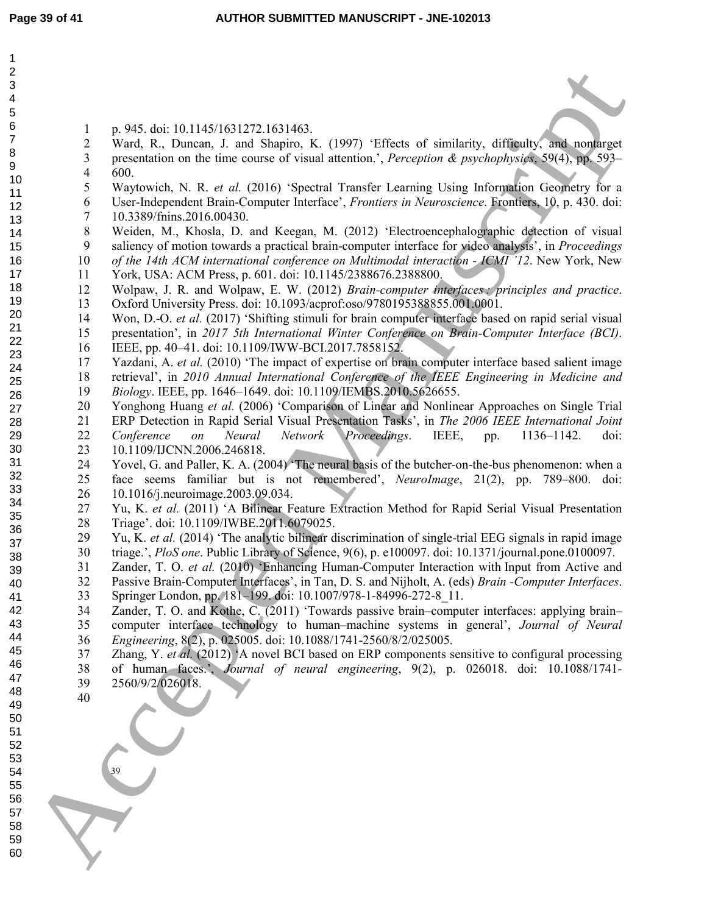p. 945. doi: 10.1145/1631272.1631463.

Ward, R., Duncan, J. and Shapiro, K. (1997) 'Effects of similarity, difficulty, and nontarget presentation on the time course of visual attention.', *Perception & psychophysics*, 59(4), pp. 593–600.

Waytowich, N. R. *et al.* (2016) 'Spectral Transfer Learning Using Information Geometry for a User-Independent Brain-Computer Interface', *Frontiers in Neuroscience*. Frontiers, 10, p. 430. doi: 10.3389/fnins.2016.00430.

Weiden, M., Khosla, D. and Keegan, M. (2012) 'Electroencephalographic detection of visual saliency of motion towards a practical brain-computer interface for video analysis', in *Proceedings of the 14th ACM international conference on Multimodal interaction - ICMI '12*. New York, New York, USA: ACM Press, p. 601. doi: 10.1145/2388676.2388800.

Wolpaw, J. R. and Wolpaw, E. W. (2012) *Brain-computer interfaces : principles and practice*. Oxford University Press. doi: 10.1093/acprof:oso/9780195388855.001.0001.

Won, D.-O. *et al.* (2017) 'Shifting stimuli for brain computer interface based on rapid serial visual presentation', in *2017 5th International Winter Conference on Brain-Computer Interface (BCI)*. IEEE, pp. 40–41. doi: 10.1109/IWW-BCI.2017.7858152.

Yazdani, A. *et al.* (2010) 'The impact of expertise on brain computer interface based salient image retrieval', in *2010 Annual International Conference of the IEEE Engineering in Medicine and Biology*. IEEE, pp. 1646–1649. doi: 10.1109/IEMBS.2010.5626655.

Yonghong Huang *et al.* (2006) 'Comparison of Linear and Nonlinear Approaches on Single Trial ERP Detection in Rapid Serial Visual Presentation Tasks', in *The 2006 IEEE International Joint Conference on Neural Network Proceedings*. IEEE, pp. 1136–1142. doi: 10.1109/IJCNN.2006.246818.

Yovel, G. and Paller, K. A. (2004) 'The neural basis of the butcher-on-the-bus phenomenon: when a face seems familiar but is not remembered', *NeuroImage*, 21(2), pp. 789–800. doi: 10.1016/j.neuroimage.2003.09.034.

Yu, K. *et al.* (2011) 'A Bilinear Feature Extraction Method for Rapid Serial Visual Presentation Triage'. doi: 10.1109/IWBE.2011.6079025.

Yu, K. *et al.* (2014) 'The analytic bilinear discrimination of single-trial EEG signals in rapid image triage.', *PloS one*. Public Library of Science, 9(6), p. e100097. doi: 10.1371/journal.pone.0100097.

Zander, T. O. *et al.* (2010) 'Enhancing Human-Computer Interaction with Input from Active and Passive Brain-Computer Interfaces', in Tan, D. S. and Nijholt, A. (eds) *Brain -Computer Interfaces*. Springer London, pp. 181–199. doi: 10.1007/978-1-84996-272-8_11.

Zander, T. O. and Kothe, C. (2011) 'Towards passive brain–computer interfaces: applying brain–computer interface technology to human–machine systems in general', *Journal of Neural Engineering*, 8(2), p. 025005. doi: 10.1088/1741-2560/8/2/025005.

Zhang, Y. *et al.* (2012) 'A novel BCI based on ERP components sensitive to configural processing of human faces.', *Journal of neural engineering*, 9(2), p. 026018. doi: 10.1088/1741-2560/9/2/026018.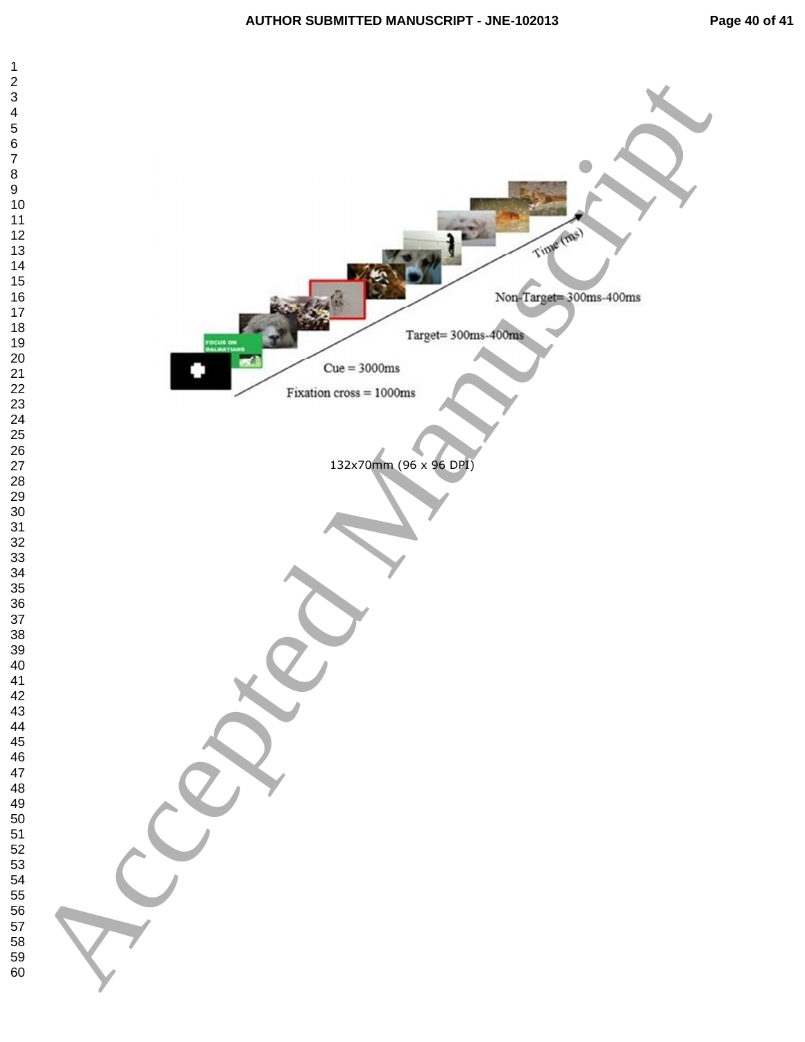132x70mm (96 x 96 DPI)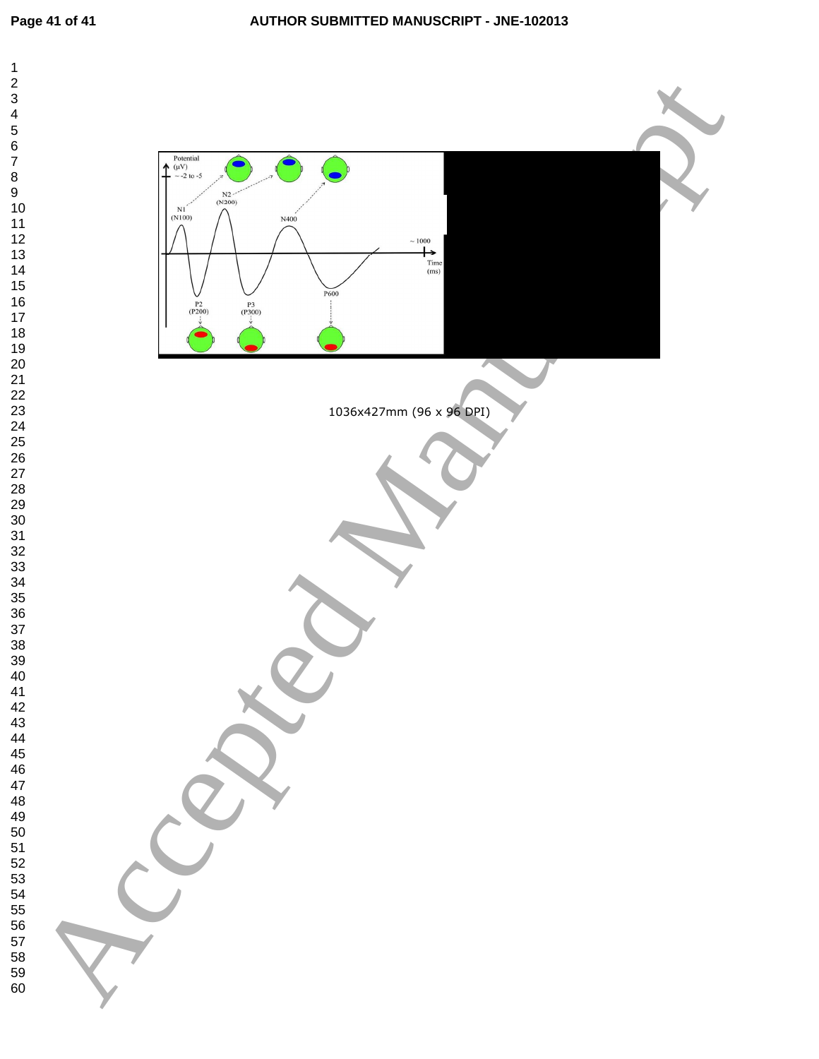Potential
(µV)
~ -2 to -5

N1
(N100)

N2
(N200)

N400

~ 1000

Time
(ms)

P2
(P200)

P3
(P300)

P600

1036x427mm (96 x 96 DPI)